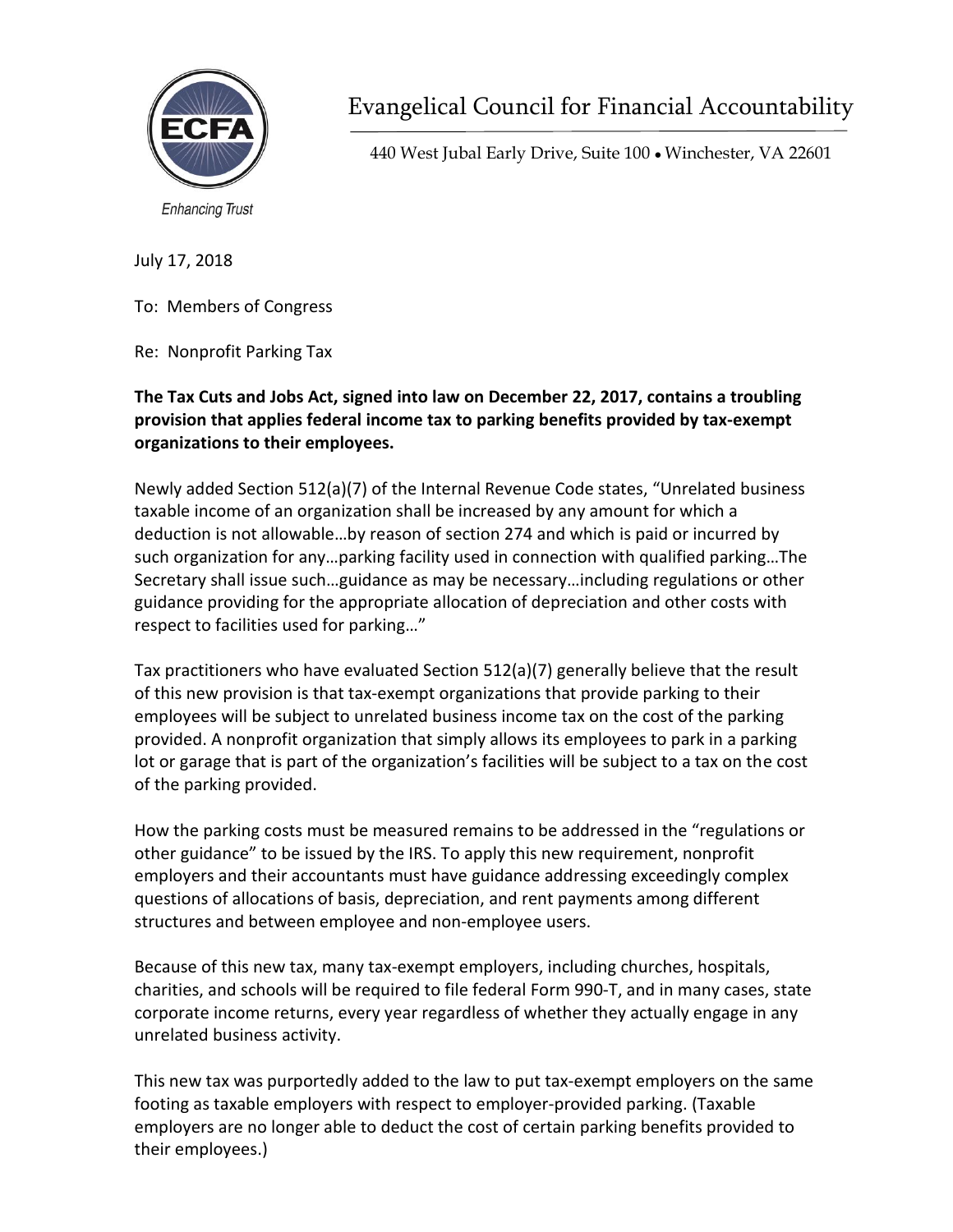ECFA

Enhancing Trust

# Evangelical Council for Financial Accountability

440 West Jubal Early Drive, Suite 100 • Winchester, VA 22601

July 17, 2018

To: Members of Congress

Re: Nonprofit Parking Tax

**The Tax Cuts and Jobs Act, signed into law on December 22, 2017, contains a troubling provision that applies federal income tax to parking benefits provided by tax-exempt organizations to their employees.**

Newly added Section 512(a)(7) of the Internal Revenue Code states, "Unrelated business taxable income of an organization shall be increased by any amount for which a deduction is not allowable…by reason of section 274 and which is paid or incurred by such organization for any…parking facility used in connection with qualified parking…The Secretary shall issue such…guidance as may be necessary…including regulations or other guidance providing for the appropriate allocation of depreciation and other costs with respect to facilities used for parking…"

Tax practitioners who have evaluated Section 512(a)(7) generally believe that the result of this new provision is that tax-exempt organizations that provide parking to their employees will be subject to unrelated business income tax on the cost of the parking provided. A nonprofit organization that simply allows its employees to park in a parking lot or garage that is part of the organization's facilities will be subject to a tax on the cost of the parking provided.

How the parking costs must be measured remains to be addressed in the "regulations or other guidance" to be issued by the IRS. To apply this new requirement, nonprofit employers and their accountants must have guidance addressing exceedingly complex questions of allocations of basis, depreciation, and rent payments among different structures and between employee and non-employee users.

Because of this new tax, many tax-exempt employers, including churches, hospitals, charities, and schools will be required to file federal Form 990-T, and in many cases, state corporate income returns, every year regardless of whether they actually engage in any unrelated business activity.

This new tax was purportedly added to the law to put tax-exempt employers on the same footing as taxable employers with respect to employer-provided parking. (Taxable employers are no longer able to deduct the cost of certain parking benefits provided to their employees.)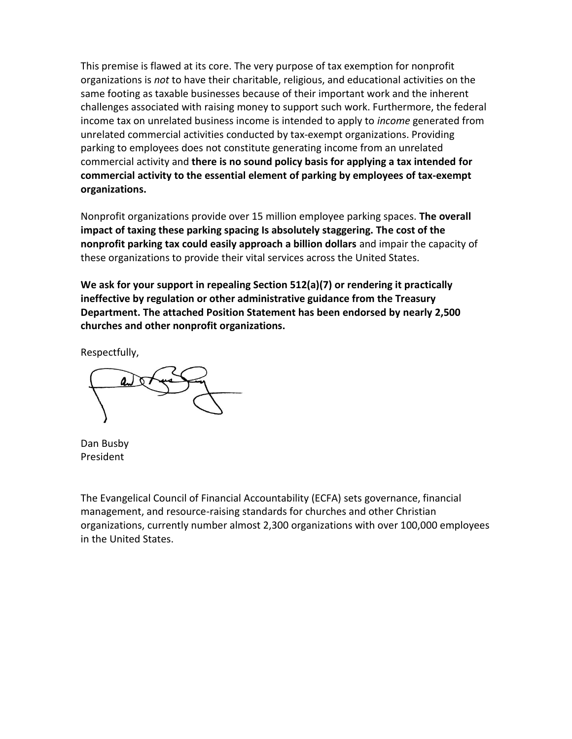This premise is flawed at its core. The very purpose of tax exemption for nonprofit organizations is *not* to have their charitable, religious, and educational activities on the same footing as taxable businesses because of their important work and the inherent challenges associated with raising money to support such work. Furthermore, the federal income tax on unrelated business income is intended to apply to *income* generated from unrelated commercial activities conducted by tax-exempt organizations. Providing parking to employees does not constitute generating income from an unrelated commercial activity and **there is no sound policy basis for applying a tax intended for commercial activity to the essential element of parking by employees of tax-exempt organizations.**

Nonprofit organizations provide over 15 million employee parking spaces. **The overall impact of taxing these parking spacing Is absolutely staggering. The cost of the nonprofit parking tax could easily approach a billion dollars** and impair the capacity of these organizations to provide their vital services across the United States.

**We ask for your support in repealing Section 512(a)(7) or rendering it practically ineffective by regulation or other administrative guidance from the Treasury Department. The attached Position Statement has been endorsed by nearly 2,500 churches and other nonprofit organizations.**

Respectfully,

Dan Busby
President

The Evangelical Council of Financial Accountability (ECFA) sets governance, financial management, and resource-raising standards for churches and other Christian organizations, currently number almost 2,300 organizations with over 100,000 employees in the United States.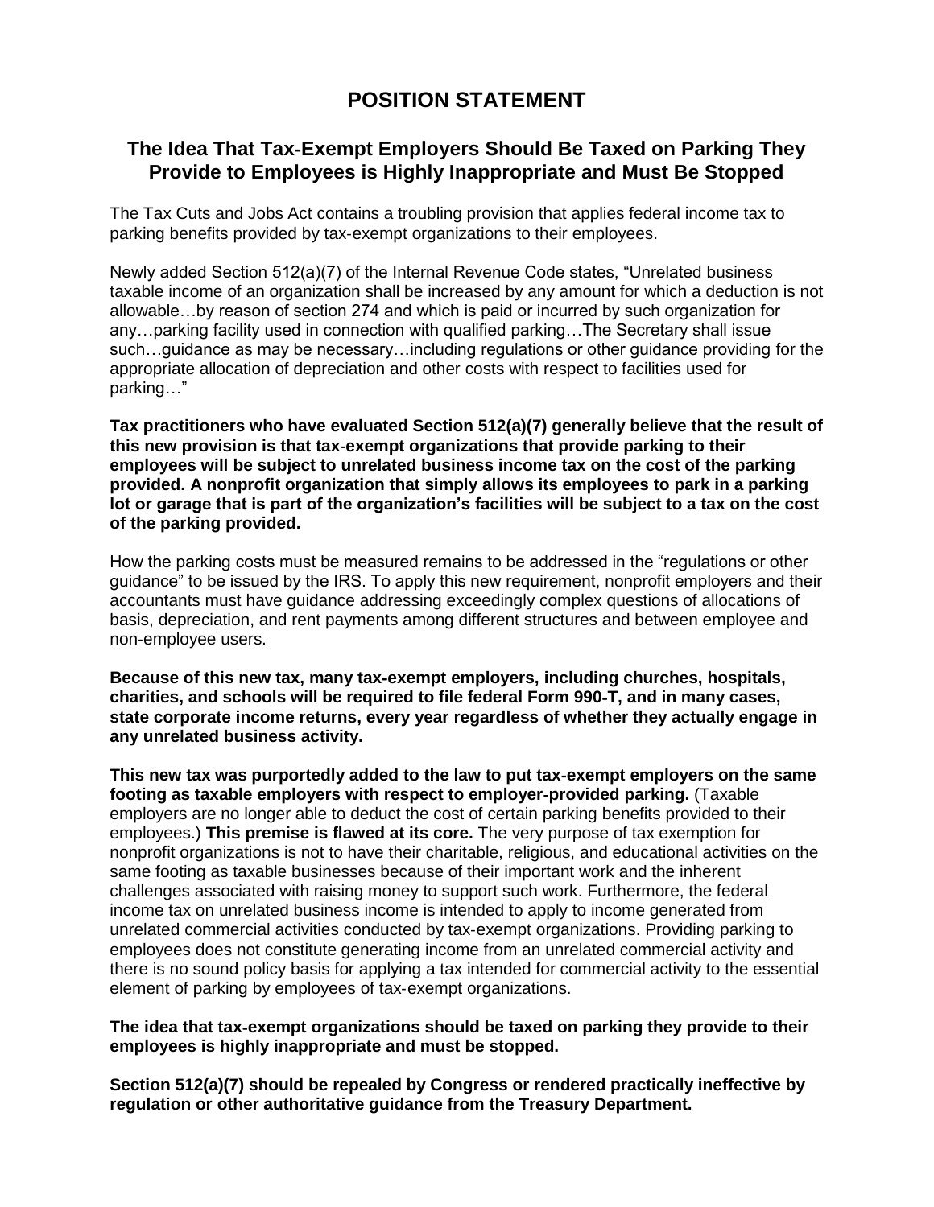# POSITION STATEMENT

## The Idea That Tax-Exempt Employers Should Be Taxed on Parking They Provide to Employees is Highly Inappropriate and Must Be Stopped

The Tax Cuts and Jobs Act contains a troubling provision that applies federal income tax to parking benefits provided by tax-exempt organizations to their employees.

Newly added Section 512(a)(7) of the Internal Revenue Code states, "Unrelated business taxable income of an organization shall be increased by any amount for which a deduction is not allowable…by reason of section 274 and which is paid or incurred by such organization for any…parking facility used in connection with qualified parking…The Secretary shall issue such…guidance as may be necessary…including regulations or other guidance providing for the appropriate allocation of depreciation and other costs with respect to facilities used for parking…"

**Tax practitioners who have evaluated Section 512(a)(7) generally believe that the result of this new provision is that tax-exempt organizations that provide parking to their employees will be subject to unrelated business income tax on the cost of the parking provided. A nonprofit organization that simply allows its employees to park in a parking lot or garage that is part of the organization's facilities will be subject to a tax on the cost of the parking provided.**

How the parking costs must be measured remains to be addressed in the "regulations or other guidance" to be issued by the IRS. To apply this new requirement, nonprofit employers and their accountants must have guidance addressing exceedingly complex questions of allocations of basis, depreciation, and rent payments among different structures and between employee and non-employee users.

**Because of this new tax, many tax-exempt employers, including churches, hospitals, charities, and schools will be required to file federal Form 990-T, and in many cases, state corporate income returns, every year regardless of whether they actually engage in any unrelated business activity.**

**This new tax was purportedly added to the law to put tax-exempt employers on the same footing as taxable employers with respect to employer-provided parking.** (Taxable employers are no longer able to deduct the cost of certain parking benefits provided to their employees.) **This premise is flawed at its core.** The very purpose of tax exemption for nonprofit organizations is not to have their charitable, religious, and educational activities on the same footing as taxable businesses because of their important work and the inherent challenges associated with raising money to support such work. Furthermore, the federal income tax on unrelated business income is intended to apply to income generated from unrelated commercial activities conducted by tax-exempt organizations. Providing parking to employees does not constitute generating income from an unrelated commercial activity and there is no sound policy basis for applying a tax intended for commercial activity to the essential element of parking by employees of tax-exempt organizations.

**The idea that tax-exempt organizations should be taxed on parking they provide to their employees is highly inappropriate and must be stopped.**

**Section 512(a)(7) should be repealed by Congress or rendered practically ineffective by regulation or other authoritative guidance from the Treasury Department.**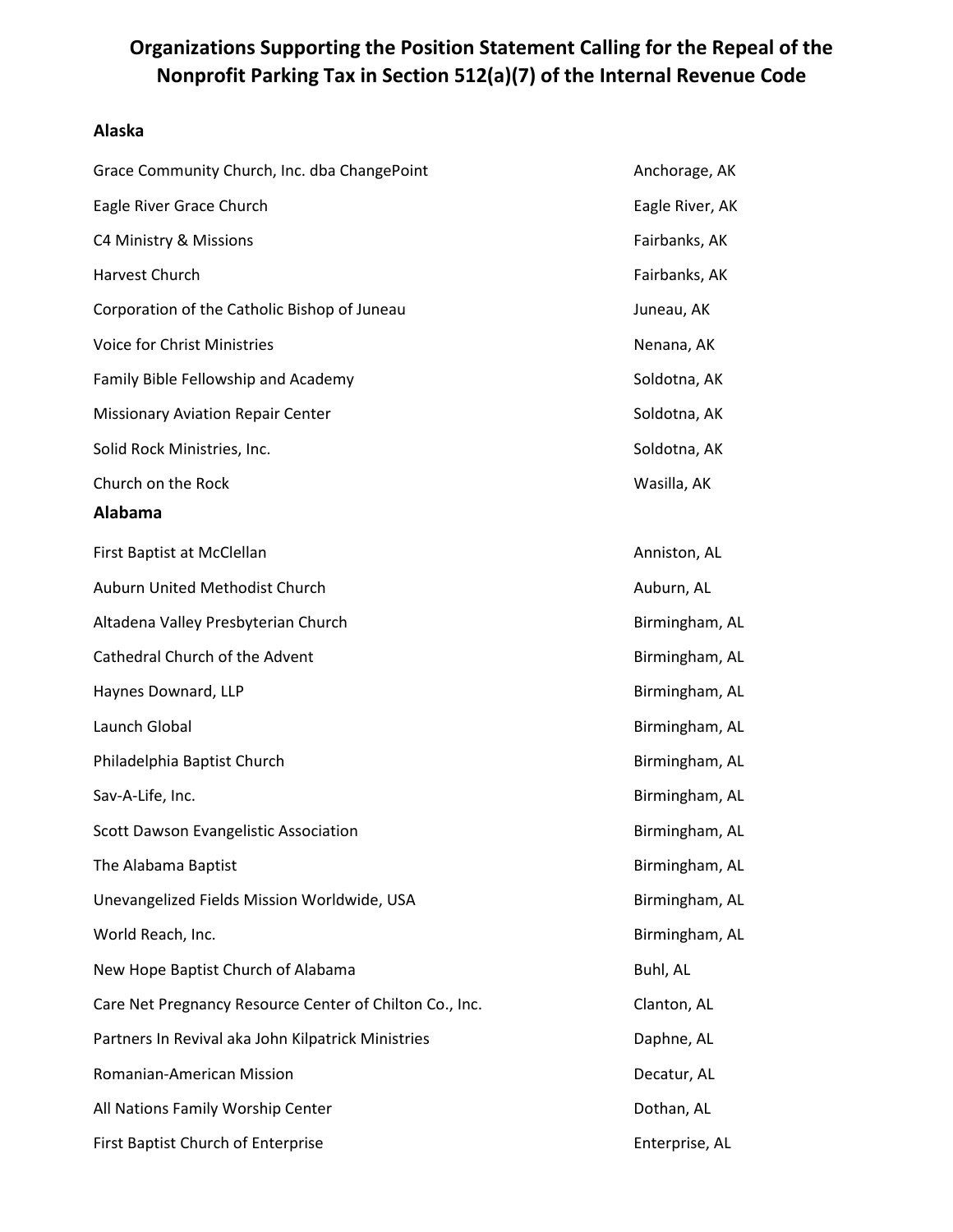# Organizations Supporting the Position Statement Calling for the Repeal of the Nonprofit Parking Tax in Section 512(a)(7) of the Internal Revenue Code

## Alaska

| | |
|---|---|
| Grace Community Church, Inc. dba ChangePoint | Anchorage, AK |
| Eagle River Grace Church | Eagle River, AK |
| C4 Ministry & Missions | Fairbanks, AK |
| Harvest Church | Fairbanks, AK |
| Corporation of the Catholic Bishop of Juneau | Juneau, AK |
| Voice for Christ Ministries | Nenana, AK |
| Family Bible Fellowship and Academy | Soldotna, AK |
| Missionary Aviation Repair Center | Soldotna, AK |
| Solid Rock Ministries, Inc. | Soldotna, AK |
| Church on the Rock | Wasilla, AK |

## Alabama

| | |
|---|---|
| First Baptist at McClellan | Anniston, AL |
| Auburn United Methodist Church | Auburn, AL |
| Altadena Valley Presbyterian Church | Birmingham, AL |
| Cathedral Church of the Advent | Birmingham, AL |
| Haynes Downard, LLP | Birmingham, AL |
| Launch Global | Birmingham, AL |
| Philadelphia Baptist Church | Birmingham, AL |
| Sav-A-Life, Inc. | Birmingham, AL |
| Scott Dawson Evangelistic Association | Birmingham, AL |
| The Alabama Baptist | Birmingham, AL |
| Unevangelized Fields Mission Worldwide, USA | Birmingham, AL |
| World Reach, Inc. | Birmingham, AL |
| New Hope Baptist Church of Alabama | Buhl, AL |
| Care Net Pregnancy Resource Center of Chilton Co., Inc. | Clanton, AL |
| Partners In Revival aka John Kilpatrick Ministries | Daphne, AL |
| Romanian-American Mission | Decatur, AL |
| All Nations Family Worship Center | Dothan, AL |
| First Baptist Church of Enterprise | Enterprise, AL |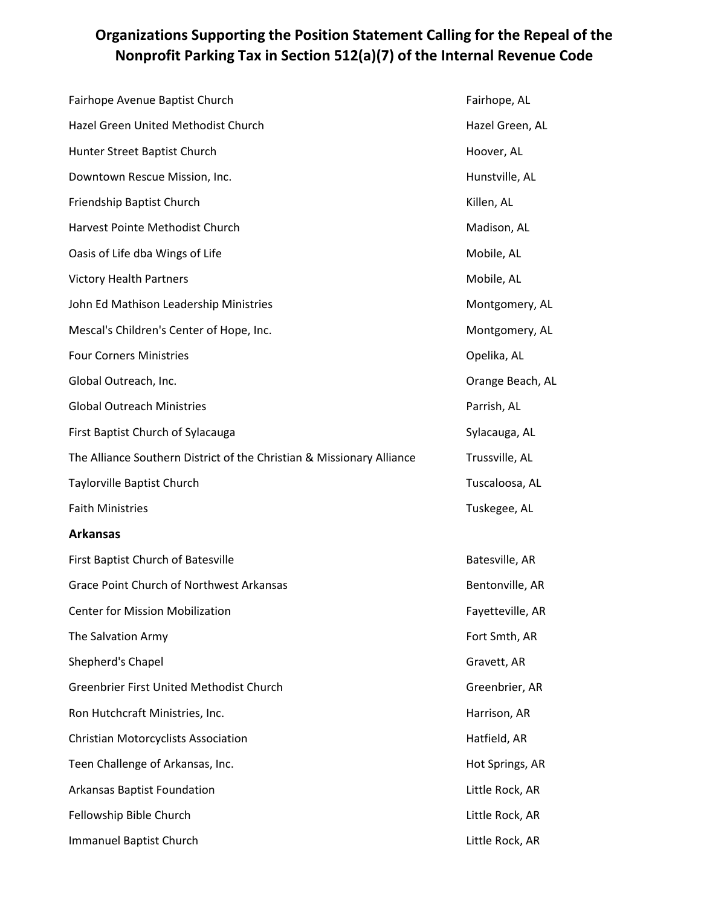# Organizations Supporting the Position Statement Calling for the Repeal of the Nonprofit Parking Tax in Section 512(a)(7) of the Internal Revenue Code

| | |
|---|---|
| Fairhope Avenue Baptist Church | Fairhope, AL |
| Hazel Green United Methodist Church | Hazel Green, AL |
| Hunter Street Baptist Church | Hoover, AL |
| Downtown Rescue Mission, Inc. | Hunstville, AL |
| Friendship Baptist Church | Killen, AL |
| Harvest Pointe Methodist Church | Madison, AL |
| Oasis of Life dba Wings of Life | Mobile, AL |
| Victory Health Partners | Mobile, AL |
| John Ed Mathison Leadership Ministries | Montgomery, AL |
| Mescal's Children's Center of Hope, Inc. | Montgomery, AL |
| Four Corners Ministries | Opelika, AL |
| Global Outreach, Inc. | Orange Beach, AL |
| Global Outreach Ministries | Parrish, AL |
| First Baptist Church of Sylacauga | Sylacauga, AL |
| The Alliance Southern District of the Christian & Missionary Alliance | Trussville, AL |
| Taylorville Baptist Church | Tuscaloosa, AL |
| Faith Ministries | Tuskegee, AL |

**Arkansas**

| | |
|---|---|
| First Baptist Church of Batesville | Batesville, AR |
| Grace Point Church of Northwest Arkansas | Bentonville, AR |
| Center for Mission Mobilization | Fayetteville, AR |
| The Salvation Army | Fort Smth, AR |
| Shepherd's Chapel | Gravett, AR |
| Greenbrier First United Methodist Church | Greenbrier, AR |
| Ron Hutchcraft Ministries, Inc. | Harrison, AR |
| Christian Motorcyclists Association | Hatfield, AR |
| Teen Challenge of Arkansas, Inc. | Hot Springs, AR |
| Arkansas Baptist Foundation | Little Rock, AR |
| Fellowship Bible Church | Little Rock, AR |
| Immanuel Baptist Church | Little Rock, AR |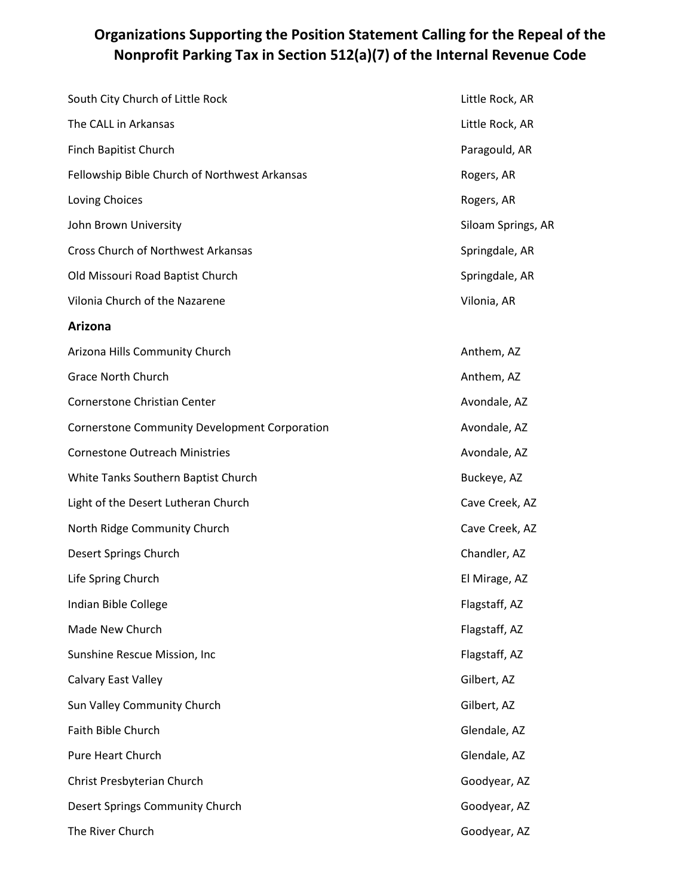# Organizations Supporting the Position Statement Calling for the Repeal of the Nonprofit Parking Tax in Section 512(a)(7) of the Internal Revenue Code

| | |
|---|---|
| South City Church of Little Rock | Little Rock, AR |
| The CALL in Arkansas | Little Rock, AR |
| Finch Bapitist Church | Paragould, AR |
| Fellowship Bible Church of Northwest Arkansas | Rogers, AR |
| Loving Choices | Rogers, AR |
| John Brown University | Siloam Springs, AR |
| Cross Church of Northwest Arkansas | Springdale, AR |
| Old Missouri Road Baptist Church | Springdale, AR |
| Vilonia Church of the Nazarene | Vilonia, AR |

**Arizona**

| | |
|---|---|
| Arizona Hills Community Church | Anthem, AZ |
| Grace North Church | Anthem, AZ |
| Cornerstone Christian Center | Avondale, AZ |
| Cornerstone Community Development Corporation | Avondale, AZ |
| Cornestone Outreach Ministries | Avondale, AZ |
| White Tanks Southern Baptist Church | Buckeye, AZ |
| Light of the Desert Lutheran Church | Cave Creek, AZ |
| North Ridge Community Church | Cave Creek, AZ |
| Desert Springs Church | Chandler, AZ |
| Life Spring Church | El Mirage, AZ |
| Indian Bible College | Flagstaff, AZ |
| Made New Church | Flagstaff, AZ |
| Sunshine Rescue Mission, Inc | Flagstaff, AZ |
| Calvary East Valley | Gilbert, AZ |
| Sun Valley Community Church | Gilbert, AZ |
| Faith Bible Church | Glendale, AZ |
| Pure Heart Church | Glendale, AZ |
| Christ Presbyterian Church | Goodyear, AZ |
| Desert Springs Community Church | Goodyear, AZ |
| The River Church | Goodyear, AZ |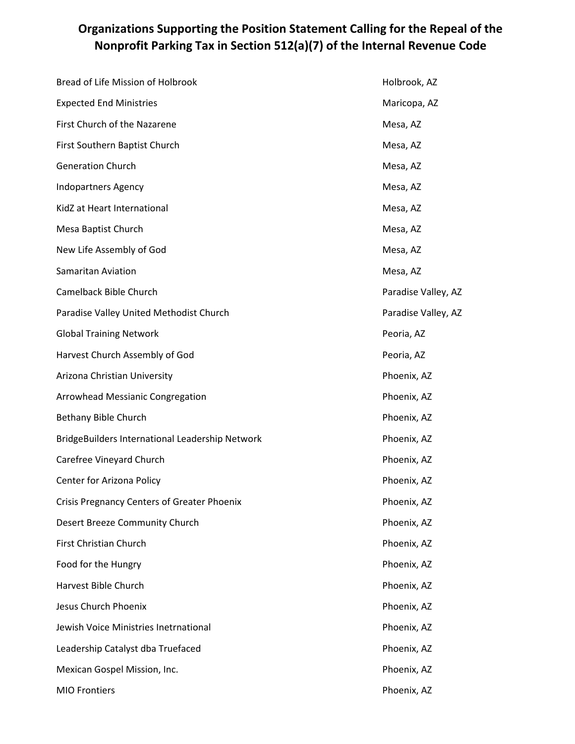# Organizations Supporting the Position Statement Calling for the Repeal of the Nonprofit Parking Tax in Section 512(a)(7) of the Internal Revenue Code

| | |
|---|---|
| Bread of Life Mission of Holbrook | Holbrook, AZ |
| Expected End Ministries | Maricopa, AZ |
| First Church of the Nazarene | Mesa, AZ |
| First Southern Baptist Church | Mesa, AZ |
| Generation Church | Mesa, AZ |
| Indopartners Agency | Mesa, AZ |
| KidZ at Heart International | Mesa, AZ |
| Mesa Baptist Church | Mesa, AZ |
| New Life Assembly of God | Mesa, AZ |
| Samaritan Aviation | Mesa, AZ |
| Camelback Bible Church | Paradise Valley, AZ |
| Paradise Valley United Methodist Church | Paradise Valley, AZ |
| Global Training Network | Peoria, AZ |
| Harvest Church Assembly of God | Peoria, AZ |
| Arizona Christian University | Phoenix, AZ |
| Arrowhead Messianic Congregation | Phoenix, AZ |
| Bethany Bible Church | Phoenix, AZ |
| BridgeBuilders International Leadership Network | Phoenix, AZ |
| Carefree Vineyard Church | Phoenix, AZ |
| Center for Arizona Policy | Phoenix, AZ |
| Crisis Pregnancy Centers of Greater Phoenix | Phoenix, AZ |
| Desert Breeze Community Church | Phoenix, AZ |
| First Christian Church | Phoenix, AZ |
| Food for the Hungry | Phoenix, AZ |
| Harvest Bible Church | Phoenix, AZ |
| Jesus Church Phoenix | Phoenix, AZ |
| Jewish Voice Ministries Inetrnational | Phoenix, AZ |
| Leadership Catalyst dba Truefaced | Phoenix, AZ |
| Mexican Gospel Mission, Inc. | Phoenix, AZ |
| MIO Frontiers | Phoenix, AZ |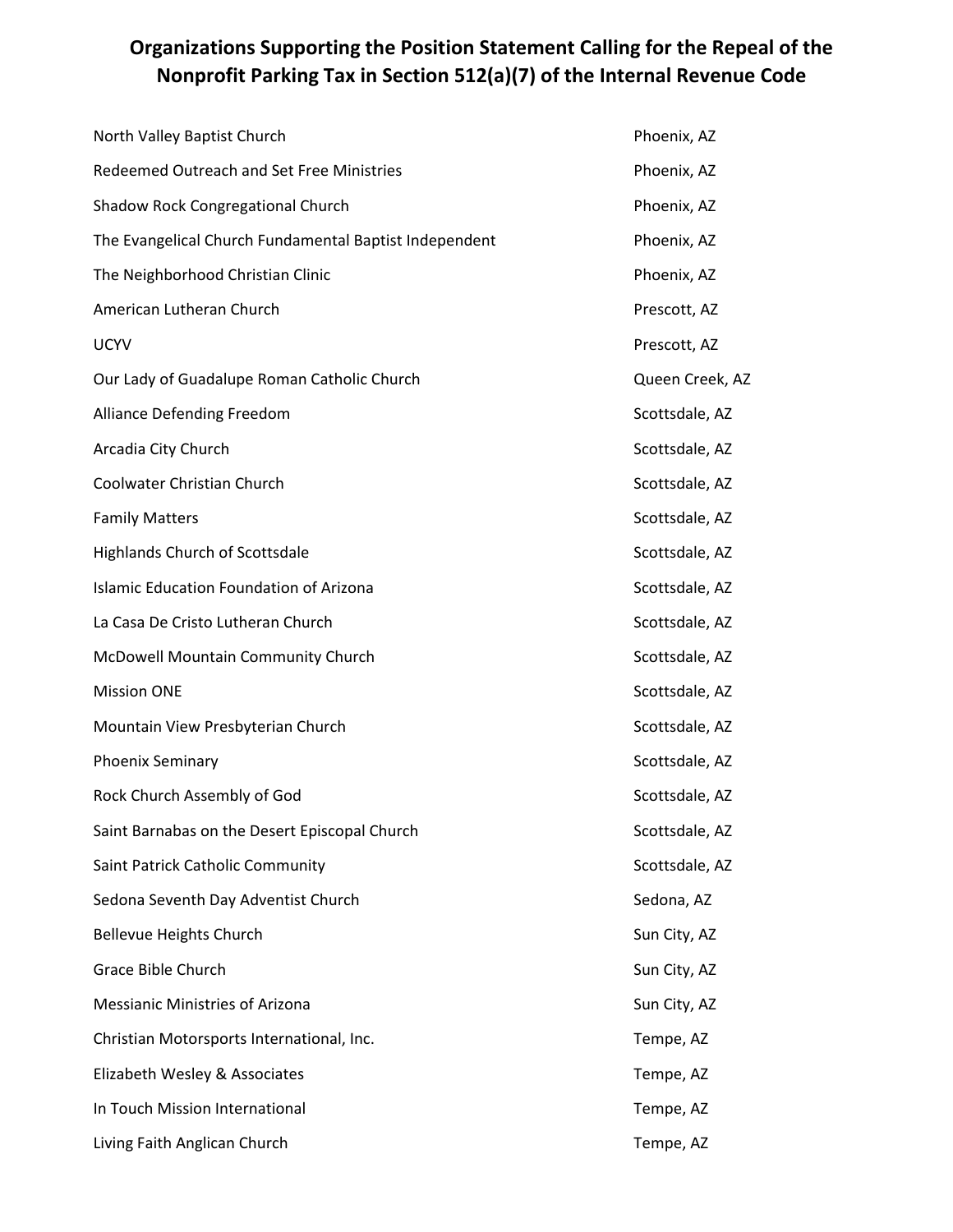# Organizations Supporting the Position Statement Calling for the Repeal of the Nonprofit Parking Tax in Section 512(a)(7) of the Internal Revenue Code

| | |
|---|---|
| North Valley Baptist Church | Phoenix, AZ |
| Redeemed Outreach and Set Free Ministries | Phoenix, AZ |
| Shadow Rock Congregational Church | Phoenix, AZ |
| The Evangelical Church Fundamental Baptist Independent | Phoenix, AZ |
| The Neighborhood Christian Clinic | Phoenix, AZ |
| American Lutheran Church | Prescott, AZ |
| UCYV | Prescott, AZ |
| Our Lady of Guadalupe Roman Catholic Church | Queen Creek, AZ |
| Alliance Defending Freedom | Scottsdale, AZ |
| Arcadia City Church | Scottsdale, AZ |
| Coolwater Christian Church | Scottsdale, AZ |
| Family Matters | Scottsdale, AZ |
| Highlands Church of Scottsdale | Scottsdale, AZ |
| Islamic Education Foundation of Arizona | Scottsdale, AZ |
| La Casa De Cristo Lutheran Church | Scottsdale, AZ |
| McDowell Mountain Community Church | Scottsdale, AZ |
| Mission ONE | Scottsdale, AZ |
| Mountain View Presbyterian Church | Scottsdale, AZ |
| Phoenix Seminary | Scottsdale, AZ |
| Rock Church Assembly of God | Scottsdale, AZ |
| Saint Barnabas on the Desert Episcopal Church | Scottsdale, AZ |
| Saint Patrick Catholic Community | Scottsdale, AZ |
| Sedona Seventh Day Adventist Church | Sedona, AZ |
| Bellevue Heights Church | Sun City, AZ |
| Grace Bible Church | Sun City, AZ |
| Messianic Ministries of Arizona | Sun City, AZ |
| Christian Motorsports International, Inc. | Tempe, AZ |
| Elizabeth Wesley & Associates | Tempe, AZ |
| In Touch Mission International | Tempe, AZ |
| Living Faith Anglican Church | Tempe, AZ |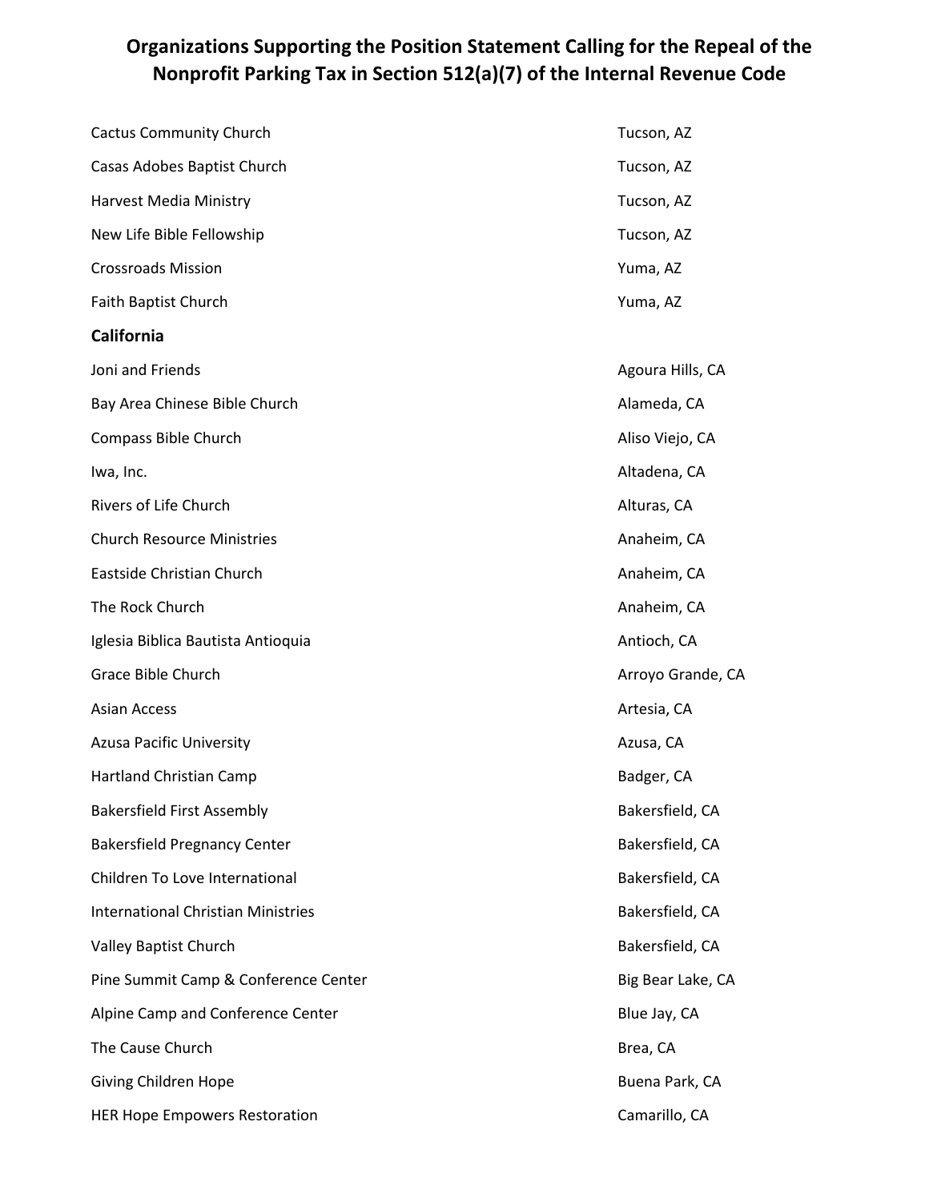# Organizations Supporting the Position Statement Calling for the Repeal of the Nonprofit Parking Tax in Section 512(a)(7) of the Internal Revenue Code

| | |
|---|---|
| Cactus Community Church | Tucson, AZ |
| Casas Adobes Baptist Church | Tucson, AZ |
| Harvest Media Ministry | Tucson, AZ |
| New Life Bible Fellowship | Tucson, AZ |
| Crossroads Mission | Yuma, AZ |
| Faith Baptist Church | Yuma, AZ |

**California**

| | |
|---|---|
| Joni and Friends | Agoura Hills, CA |
| Bay Area Chinese Bible Church | Alameda, CA |
| Compass Bible Church | Aliso Viejo, CA |
| Iwa, Inc. | Altadena, CA |
| Rivers of Life Church | Alturas, CA |
| Church Resource Ministries | Anaheim, CA |
| Eastside Christian Church | Anaheim, CA |
| The Rock Church | Anaheim, CA |
| Iglesia Biblica Bautista Antioquia | Antioch, CA |
| Grace Bible Church | Arroyo Grande, CA |
| Asian Access | Artesia, CA |
| Azusa Pacific University | Azusa, CA |
| Hartland Christian Camp | Badger, CA |
| Bakersfield First Assembly | Bakersfield, CA |
| Bakersfield Pregnancy Center | Bakersfield, CA |
| Children To Love International | Bakersfield, CA |
| International Christian Ministries | Bakersfield, CA |
| Valley Baptist Church | Bakersfield, CA |
| Pine Summit Camp & Conference Center | Big Bear Lake, CA |
| Alpine Camp and Conference Center | Blue Jay, CA |
| The Cause Church | Brea, CA |
| Giving Children Hope | Buena Park, CA |
| HER Hope Empowers Restoration | Camarillo, CA |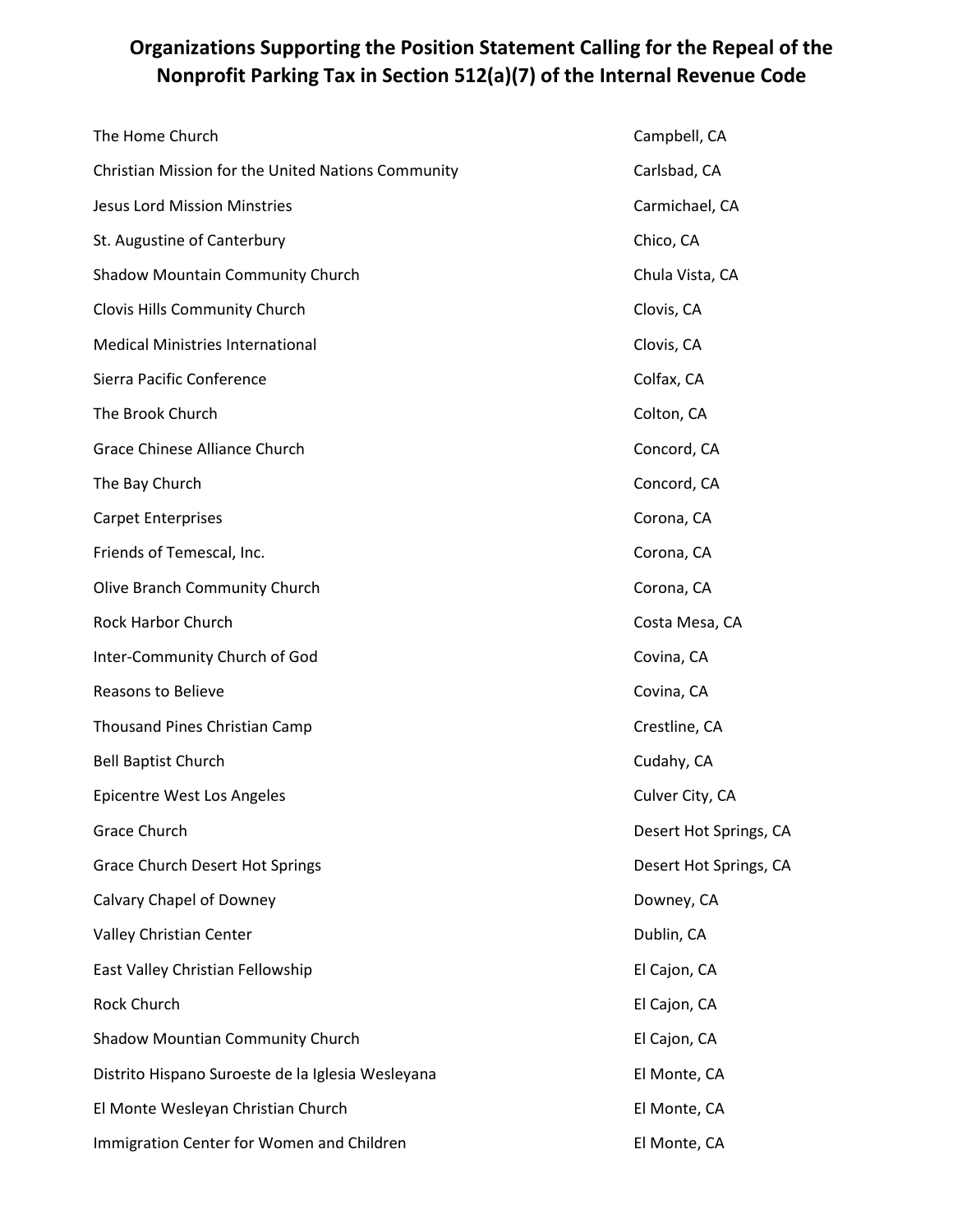# Organizations Supporting the Position Statement Calling for the Repeal of the Nonprofit Parking Tax in Section 512(a)(7) of the Internal Revenue Code

| | |
|---|---|
| The Home Church | Campbell, CA |
| Christian Mission for the United Nations Community | Carlsbad, CA |
| Jesus Lord Mission Minstries | Carmichael, CA |
| St. Augustine of Canterbury | Chico, CA |
| Shadow Mountain Community Church | Chula Vista, CA |
| Clovis Hills Community Church | Clovis, CA |
| Medical Ministries International | Clovis, CA |
| Sierra Pacific Conference | Colfax, CA |
| The Brook Church | Colton, CA |
| Grace Chinese Alliance Church | Concord, CA |
| The Bay Church | Concord, CA |
| Carpet Enterprises | Corona, CA |
| Friends of Temescal, Inc. | Corona, CA |
| Olive Branch Community Church | Corona, CA |
| Rock Harbor Church | Costa Mesa, CA |
| Inter-Community Church of God | Covina, CA |
| Reasons to Believe | Covina, CA |
| Thousand Pines Christian Camp | Crestline, CA |
| Bell Baptist Church | Cudahy, CA |
| Epicentre West Los Angeles | Culver City, CA |
| Grace Church | Desert Hot Springs, CA |
| Grace Church Desert Hot Springs | Desert Hot Springs, CA |
| Calvary Chapel of Downey | Downey, CA |
| Valley Christian Center | Dublin, CA |
| East Valley Christian Fellowship | El Cajon, CA |
| Rock Church | El Cajon, CA |
| Shadow Mountian Community Church | El Cajon, CA |
| Distrito Hispano Suroeste de la Iglesia Wesleyana | El Monte, CA |
| El Monte Wesleyan Christian Church | El Monte, CA |
| Immigration Center for Women and Children | El Monte, CA |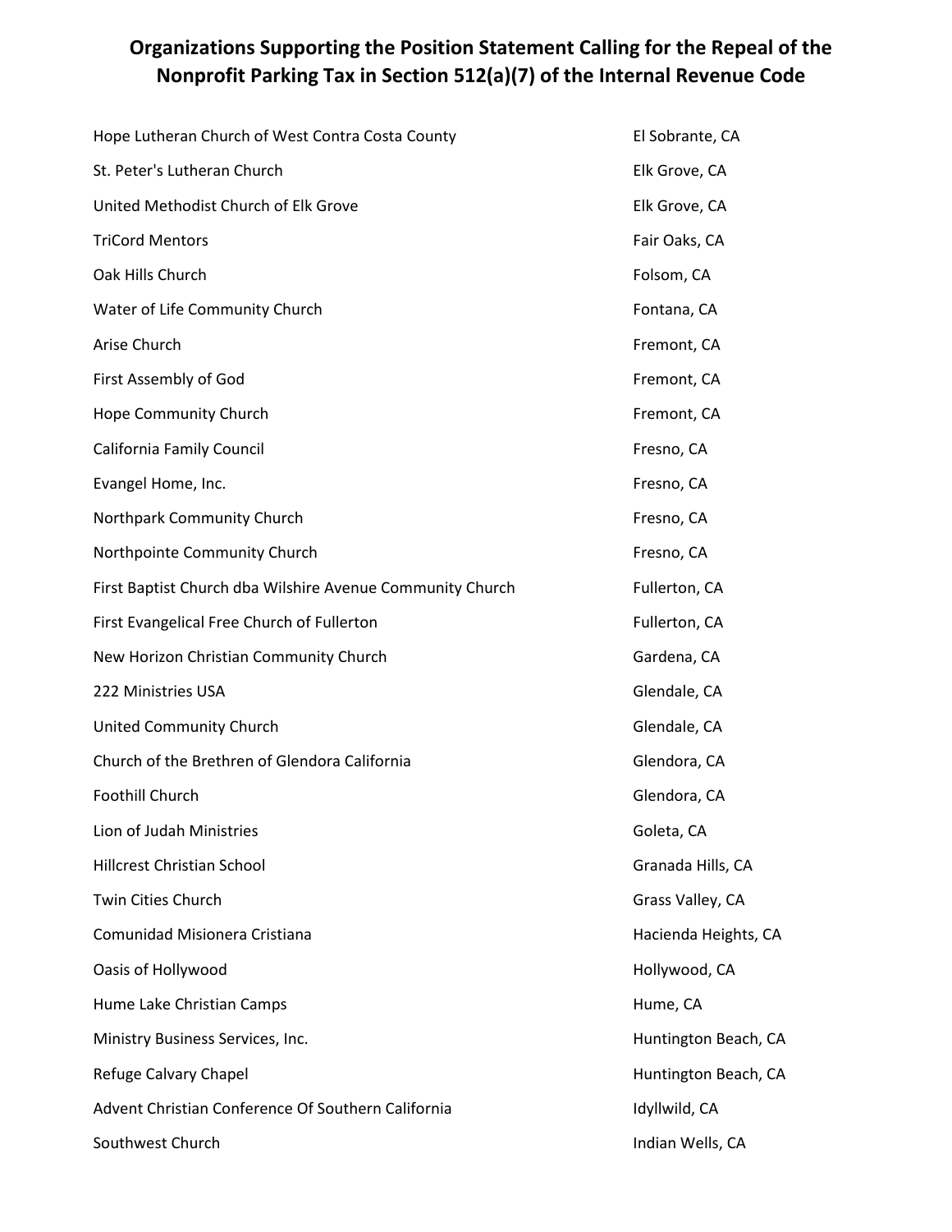**Organizations Supporting the Position Statement Calling for the Repeal of the Nonprofit Parking Tax in Section 512(a)(7) of the Internal Revenue Code**

| | |
|---|---|
| Hope Lutheran Church of West Contra Costa County | El Sobrante, CA |
| St. Peter's Lutheran Church | Elk Grove, CA |
| United Methodist Church of Elk Grove | Elk Grove, CA |
| TriCord Mentors | Fair Oaks, CA |
| Oak Hills Church | Folsom, CA |
| Water of Life Community Church | Fontana, CA |
| Arise Church | Fremont, CA |
| First Assembly of God | Fremont, CA |
| Hope Community Church | Fremont, CA |
| California Family Council | Fresno, CA |
| Evangel Home, Inc. | Fresno, CA |
| Northpark Community Church | Fresno, CA |
| Northpointe Community Church | Fresno, CA |
| First Baptist Church dba Wilshire Avenue Community Church | Fullerton, CA |
| First Evangelical Free Church of Fullerton | Fullerton, CA |
| New Horizon Christian Community Church | Gardena, CA |
| 222 Ministries USA | Glendale, CA |
| United Community Church | Glendale, CA |
| Church of the Brethren of Glendora California | Glendora, CA |
| Foothill Church | Glendora, CA |
| Lion of Judah Ministries | Goleta, CA |
| Hillcrest Christian School | Granada Hills, CA |
| Twin Cities Church | Grass Valley, CA |
| Comunidad Misionera Cristiana | Hacienda Heights, CA |
| Oasis of Hollywood | Hollywood, CA |
| Hume Lake Christian Camps | Hume, CA |
| Ministry Business Services, Inc. | Huntington Beach, CA |
| Refuge Calvary Chapel | Huntington Beach, CA |
| Advent Christian Conference Of Southern California | Idyllwild, CA |
| Southwest Church | Indian Wells, CA |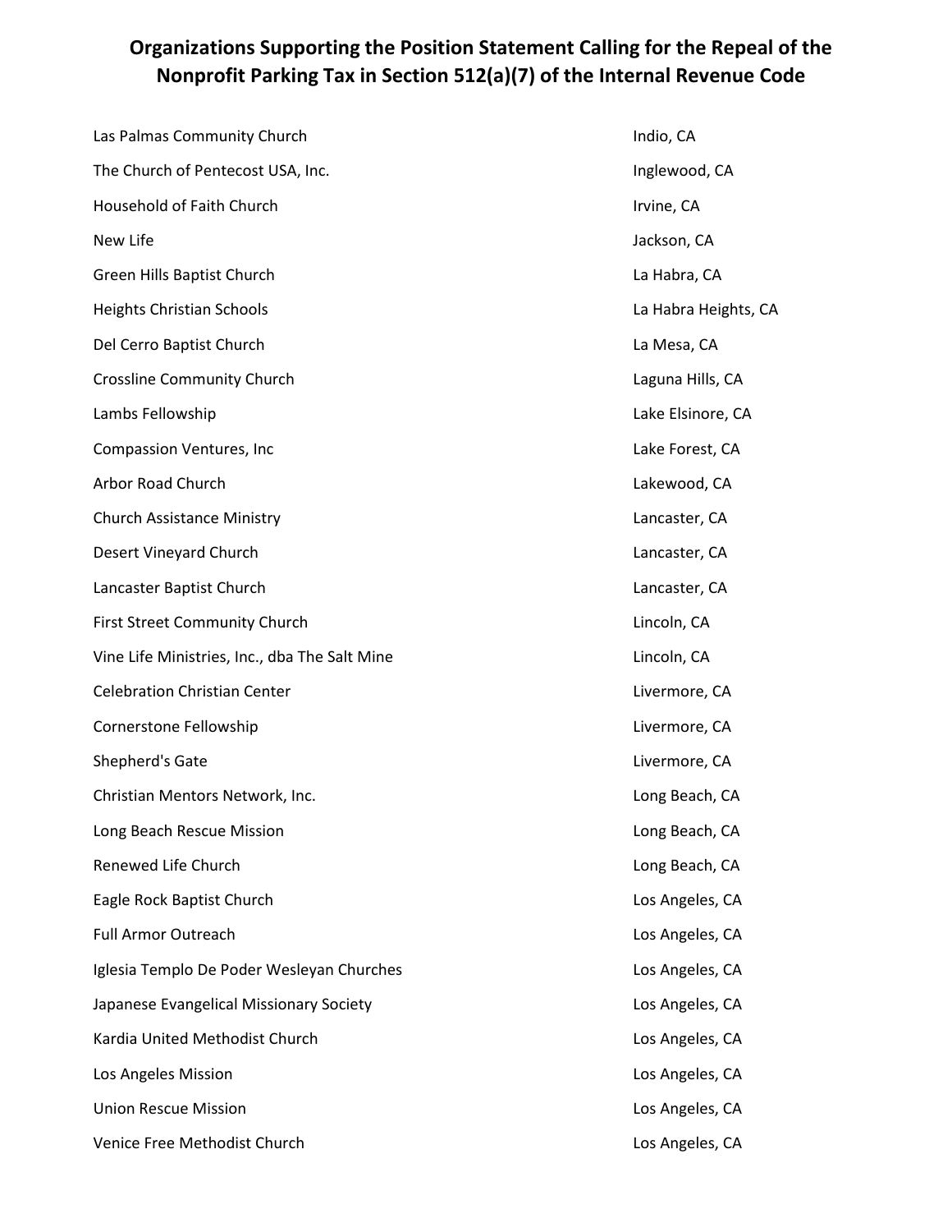# Organizations Supporting the Position Statement Calling for the Repeal of the Nonprofit Parking Tax in Section 512(a)(7) of the Internal Revenue Code

| | |
|---|---|
| Las Palmas Community Church | Indio, CA |
| The Church of Pentecost USA, Inc. | Inglewood, CA |
| Household of Faith Church | Irvine, CA |
| New Life | Jackson, CA |
| Green Hills Baptist Church | La Habra, CA |
| Heights Christian Schools | La Habra Heights, CA |
| Del Cerro Baptist Church | La Mesa, CA |
| Crossline Community Church | Laguna Hills, CA |
| Lambs Fellowship | Lake Elsinore, CA |
| Compassion Ventures, Inc | Lake Forest, CA |
| Arbor Road Church | Lakewood, CA |
| Church Assistance Ministry | Lancaster, CA |
| Desert Vineyard Church | Lancaster, CA |
| Lancaster Baptist Church | Lancaster, CA |
| First Street Community Church | Lincoln, CA |
| Vine Life Ministries, Inc., dba The Salt Mine | Lincoln, CA |
| Celebration Christian Center | Livermore, CA |
| Cornerstone Fellowship | Livermore, CA |
| Shepherd's Gate | Livermore, CA |
| Christian Mentors Network, Inc. | Long Beach, CA |
| Long Beach Rescue Mission | Long Beach, CA |
| Renewed Life Church | Long Beach, CA |
| Eagle Rock Baptist Church | Los Angeles, CA |
| Full Armor Outreach | Los Angeles, CA |
| Iglesia Templo De Poder Wesleyan Churches | Los Angeles, CA |
| Japanese Evangelical Missionary Society | Los Angeles, CA |
| Kardia United Methodist Church | Los Angeles, CA |
| Los Angeles Mission | Los Angeles, CA |
| Union Rescue Mission | Los Angeles, CA |
| Venice Free Methodist Church | Los Angeles, CA |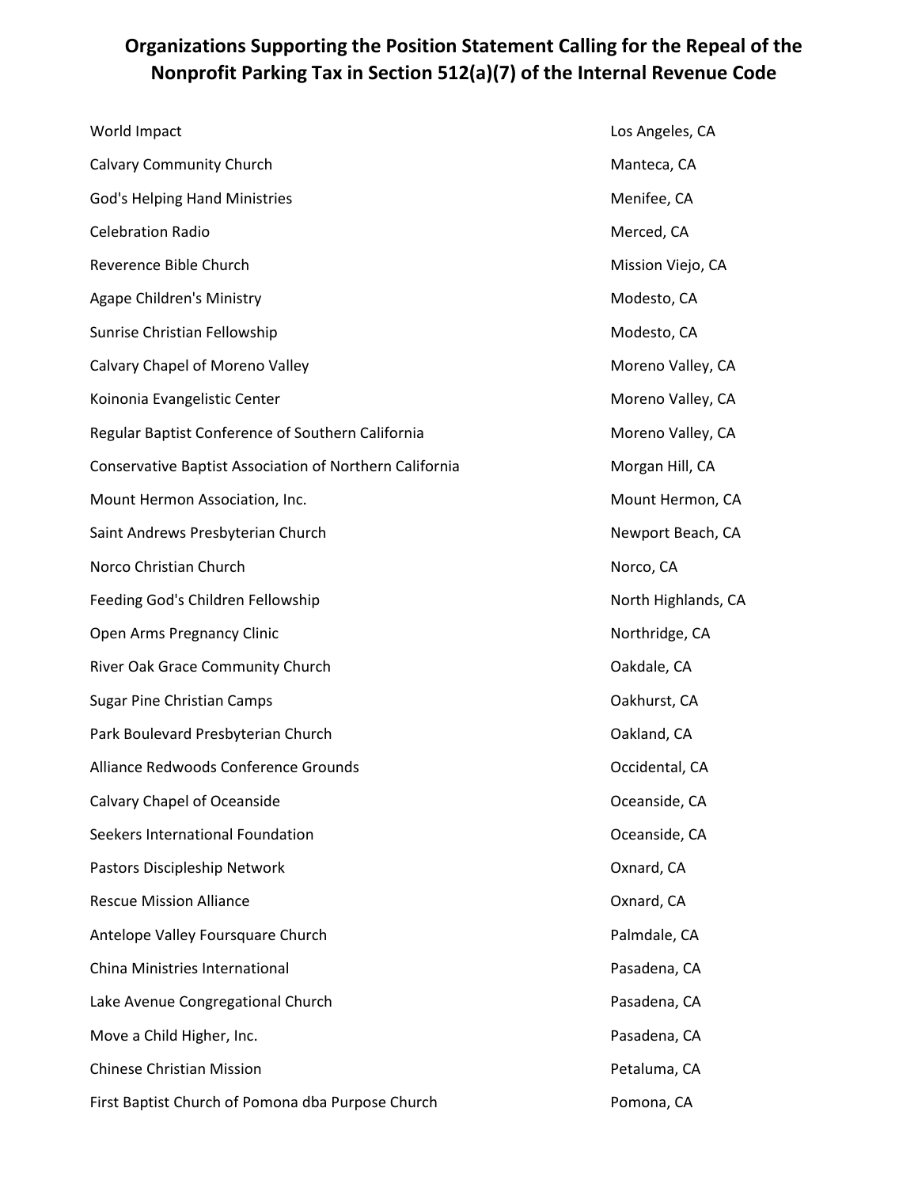# Organizations Supporting the Position Statement Calling for the Repeal of the Nonprofit Parking Tax in Section 512(a)(7) of the Internal Revenue Code

| | |
|---|---|
| World Impact | Los Angeles, CA |
| Calvary Community Church | Manteca, CA |
| God's Helping Hand Ministries | Menifee, CA |
| Celebration Radio | Merced, CA |
| Reverence Bible Church | Mission Viejo, CA |
| Agape Children's Ministry | Modesto, CA |
| Sunrise Christian Fellowship | Modesto, CA |
| Calvary Chapel of Moreno Valley | Moreno Valley, CA |
| Koinonia Evangelistic Center | Moreno Valley, CA |
| Regular Baptist Conference of Southern California | Moreno Valley, CA |
| Conservative Baptist Association of Northern California | Morgan Hill, CA |
| Mount Hermon Association, Inc. | Mount Hermon, CA |
| Saint Andrews Presbyterian Church | Newport Beach, CA |
| Norco Christian Church | Norco, CA |
| Feeding God's Children Fellowship | North Highlands, CA |
| Open Arms Pregnancy Clinic | Northridge, CA |
| River Oak Grace Community Church | Oakdale, CA |
| Sugar Pine Christian Camps | Oakhurst, CA |
| Park Boulevard Presbyterian Church | Oakland, CA |
| Alliance Redwoods Conference Grounds | Occidental, CA |
| Calvary Chapel of Oceanside | Oceanside, CA |
| Seekers International Foundation | Oceanside, CA |
| Pastors Discipleship Network | Oxnard, CA |
| Rescue Mission Alliance | Oxnard, CA |
| Antelope Valley Foursquare Church | Palmdale, CA |
| China Ministries International | Pasadena, CA |
| Lake Avenue Congregational Church | Pasadena, CA |
| Move a Child Higher, Inc. | Pasadena, CA |
| Chinese Christian Mission | Petaluma, CA |
| First Baptist Church of Pomona dba Purpose Church | Pomona, CA |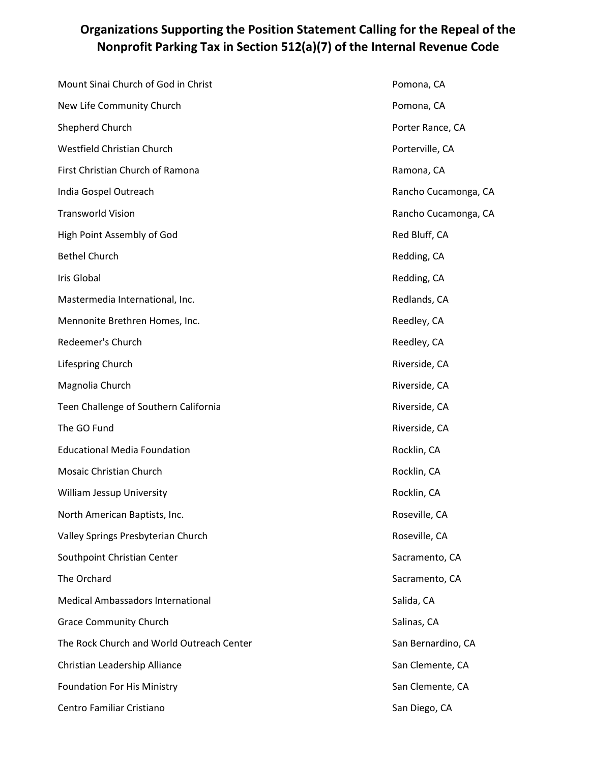**Organizations Supporting the Position Statement Calling for the Repeal of the Nonprofit Parking Tax in Section 512(a)(7) of the Internal Revenue Code**

| | |
|---|---|
| Mount Sinai Church of God in Christ | Pomona, CA |
| New Life Community Church | Pomona, CA |
| Shepherd Church | Porter Rance, CA |
| Westfield Christian Church | Porterville, CA |
| First Christian Church of Ramona | Ramona, CA |
| India Gospel Outreach | Rancho Cucamonga, CA |
| Transworld Vision | Rancho Cucamonga, CA |
| High Point Assembly of God | Red Bluff, CA |
| Bethel Church | Redding, CA |
| Iris Global | Redding, CA |
| Mastermedia International, Inc. | Redlands, CA |
| Mennonite Brethren Homes, Inc. | Reedley, CA |
| Redeemer's Church | Reedley, CA |
| Lifespring Church | Riverside, CA |
| Magnolia Church | Riverside, CA |
| Teen Challenge of Southern California | Riverside, CA |
| The GO Fund | Riverside, CA |
| Educational Media Foundation | Rocklin, CA |
| Mosaic Christian Church | Rocklin, CA |
| William Jessup University | Rocklin, CA |
| North American Baptists, Inc. | Roseville, CA |
| Valley Springs Presbyterian Church | Roseville, CA |
| Southpoint Christian Center | Sacramento, CA |
| The Orchard | Sacramento, CA |
| Medical Ambassadors International | Salida, CA |
| Grace Community Church | Salinas, CA |
| The Rock Church and World Outreach Center | San Bernardino, CA |
| Christian Leadership Alliance | San Clemente, CA |
| Foundation For His Ministry | San Clemente, CA |
| Centro Familiar Cristiano | San Diego, CA |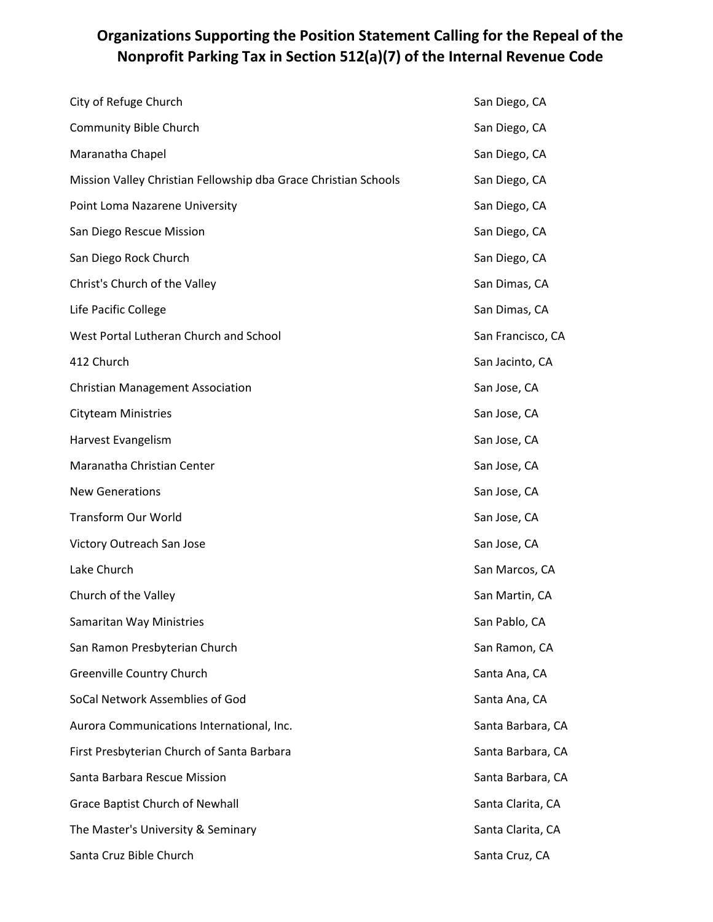# Organizations Supporting the Position Statement Calling for the Repeal of the Nonprofit Parking Tax in Section 512(a)(7) of the Internal Revenue Code

| | |
|---|---|
| City of Refuge Church | San Diego, CA |
| Community Bible Church | San Diego, CA |
| Maranatha Chapel | San Diego, CA |
| Mission Valley Christian Fellowship dba Grace Christian Schools | San Diego, CA |
| Point Loma Nazarene University | San Diego, CA |
| San Diego Rescue Mission | San Diego, CA |
| San Diego Rock Church | San Diego, CA |
| Christ's Church of the Valley | San Dimas, CA |
| Life Pacific College | San Dimas, CA |
| West Portal Lutheran Church and School | San Francisco, CA |
| 412 Church | San Jacinto, CA |
| Christian Management Association | San Jose, CA |
| Cityteam Ministries | San Jose, CA |
| Harvest Evangelism | San Jose, CA |
| Maranatha Christian Center | San Jose, CA |
| New Generations | San Jose, CA |
| Transform Our World | San Jose, CA |
| Victory Outreach San Jose | San Jose, CA |
| Lake Church | San Marcos, CA |
| Church of the Valley | San Martin, CA |
| Samaritan Way Ministries | San Pablo, CA |
| San Ramon Presbyterian Church | San Ramon, CA |
| Greenville Country Church | Santa Ana, CA |
| SoCal Network Assemblies of God | Santa Ana, CA |
| Aurora Communications International, Inc. | Santa Barbara, CA |
| First Presbyterian Church of Santa Barbara | Santa Barbara, CA |
| Santa Barbara Rescue Mission | Santa Barbara, CA |
| Grace Baptist Church of Newhall | Santa Clarita, CA |
| The Master's University & Seminary | Santa Clarita, CA |
| Santa Cruz Bible Church | Santa Cruz, CA |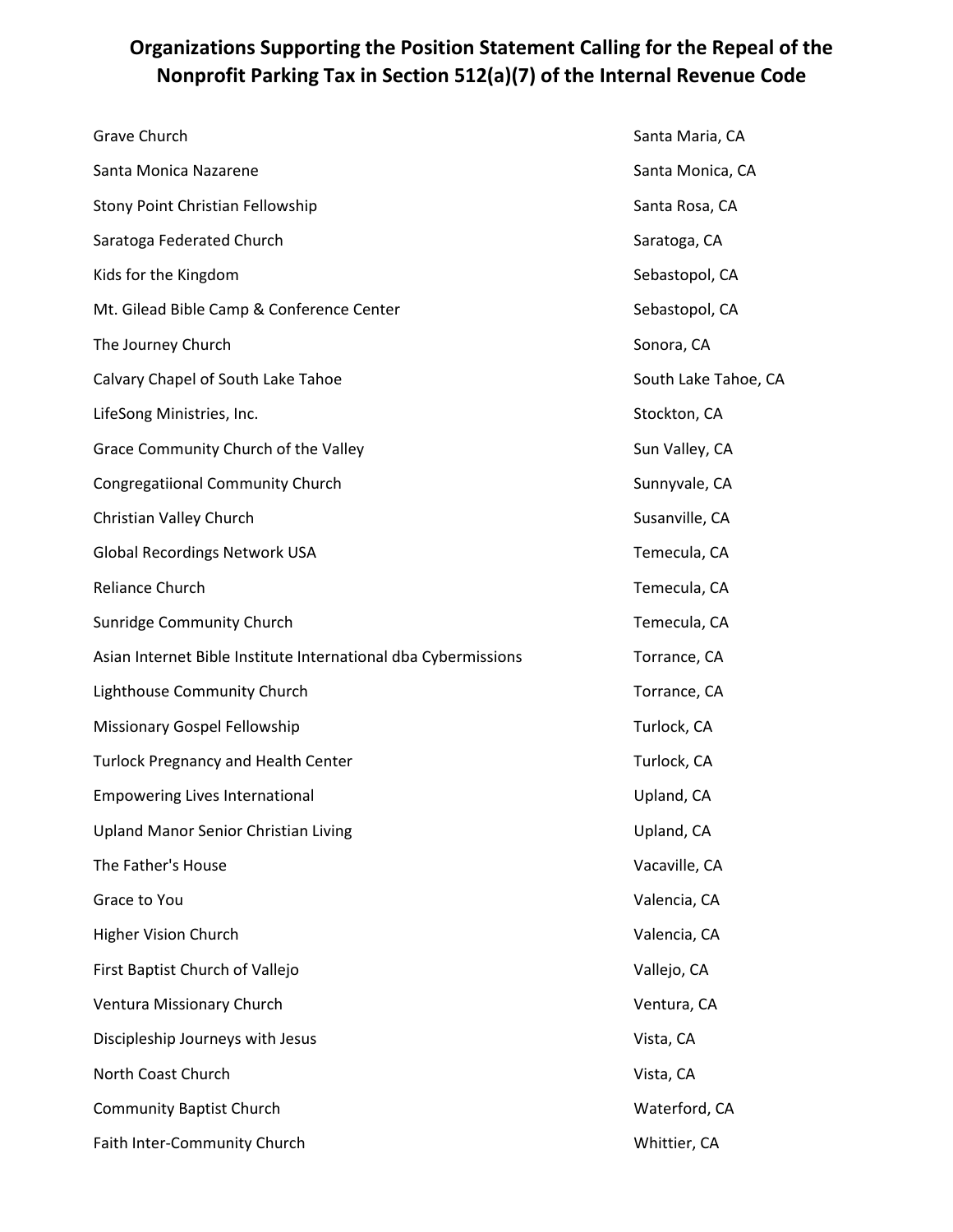# Organizations Supporting the Position Statement Calling for the Repeal of the Nonprofit Parking Tax in Section 512(a)(7) of the Internal Revenue Code

| | |
|---|---|
| Grave Church | Santa Maria, CA |
| Santa Monica Nazarene | Santa Monica, CA |
| Stony Point Christian Fellowship | Santa Rosa, CA |
| Saratoga Federated Church | Saratoga, CA |
| Kids for the Kingdom | Sebastopol, CA |
| Mt. Gilead Bible Camp & Conference Center | Sebastopol, CA |
| The Journey Church | Sonora, CA |
| Calvary Chapel of South Lake Tahoe | South Lake Tahoe, CA |
| LifeSong Ministries, Inc. | Stockton, CA |
| Grace Community Church of the Valley | Sun Valley, CA |
| Congregatiional Community Church | Sunnyvale, CA |
| Christian Valley Church | Susanville, CA |
| Global Recordings Network USA | Temecula, CA |
| Reliance Church | Temecula, CA |
| Sunridge Community Church | Temecula, CA |
| Asian Internet Bible Institute International dba Cybermissions | Torrance, CA |
| Lighthouse Community Church | Torrance, CA |
| Missionary Gospel Fellowship | Turlock, CA |
| Turlock Pregnancy and Health Center | Turlock, CA |
| Empowering Lives International | Upland, CA |
| Upland Manor Senior Christian Living | Upland, CA |
| The Father's House | Vacaville, CA |
| Grace to You | Valencia, CA |
| Higher Vision Church | Valencia, CA |
| First Baptist Church of Vallejo | Vallejo, CA |
| Ventura Missionary Church | Ventura, CA |
| Discipleship Journeys with Jesus | Vista, CA |
| North Coast Church | Vista, CA |
| Community Baptist Church | Waterford, CA |
| Faith Inter-Community Church | Whittier, CA |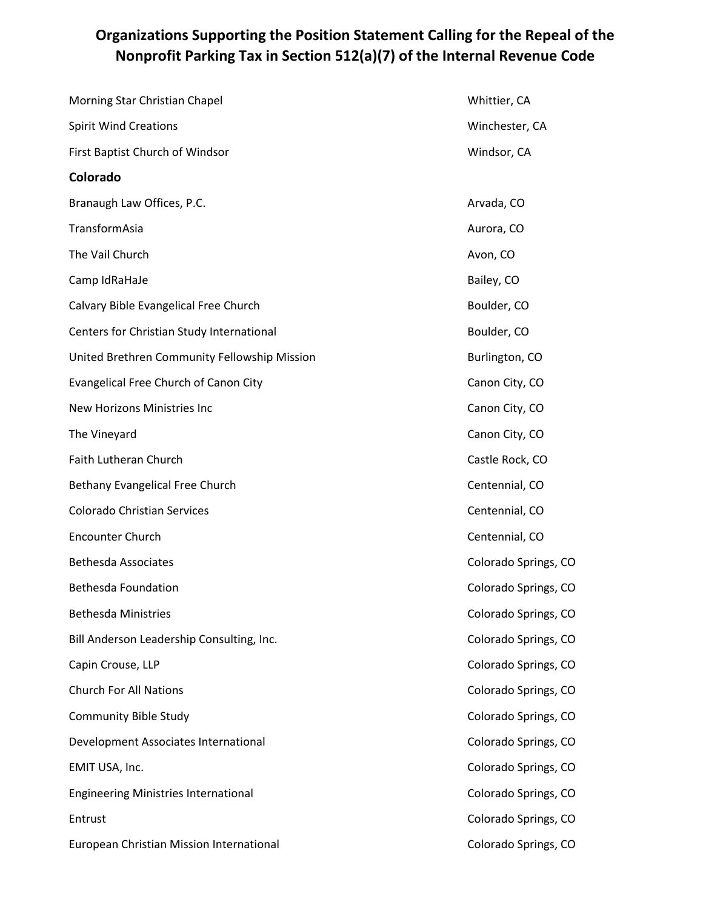# Organizations Supporting the Position Statement Calling for the Repeal of the Nonprofit Parking Tax in Section 512(a)(7) of the Internal Revenue Code

| | |
|---|---|
| Morning Star Christian Chapel | Whittier, CA |
| Spirit Wind Creations | Winchester, CA |
| First Baptist Church of Windsor | Windsor, CA |
| **Colorado** | |
| Branaugh Law Offices, P.C. | Arvada, CO |
| TransformAsia | Aurora, CO |
| The Vail Church | Avon, CO |
| Camp IdRaHaJe | Bailey, CO |
| Calvary Bible Evangelical Free Church | Boulder, CO |
| Centers for Christian Study International | Boulder, CO |
| United Brethren Community Fellowship Mission | Burlington, CO |
| Evangelical Free Church of Canon City | Canon City, CO |
| New Horizons Ministries Inc | Canon City, CO |
| The Vineyard | Canon City, CO |
| Faith Lutheran Church | Castle Rock, CO |
| Bethany Evangelical Free Church | Centennial, CO |
| Colorado Christian Services | Centennial, CO |
| Encounter Church | Centennial, CO |
| Bethesda Associates | Colorado Springs, CO |
| Bethesda Foundation | Colorado Springs, CO |
| Bethesda Ministries | Colorado Springs, CO |
| Bill Anderson Leadership Consulting, Inc. | Colorado Springs, CO |
| Capin Crouse, LLP | Colorado Springs, CO |
| Church For All Nations | Colorado Springs, CO |
| Community Bible Study | Colorado Springs, CO |
| Development Associates International | Colorado Springs, CO |
| EMIT USA, Inc. | Colorado Springs, CO |
| Engineering Ministries International | Colorado Springs, CO |
| Entrust | Colorado Springs, CO |
| European Christian Mission International | Colorado Springs, CO |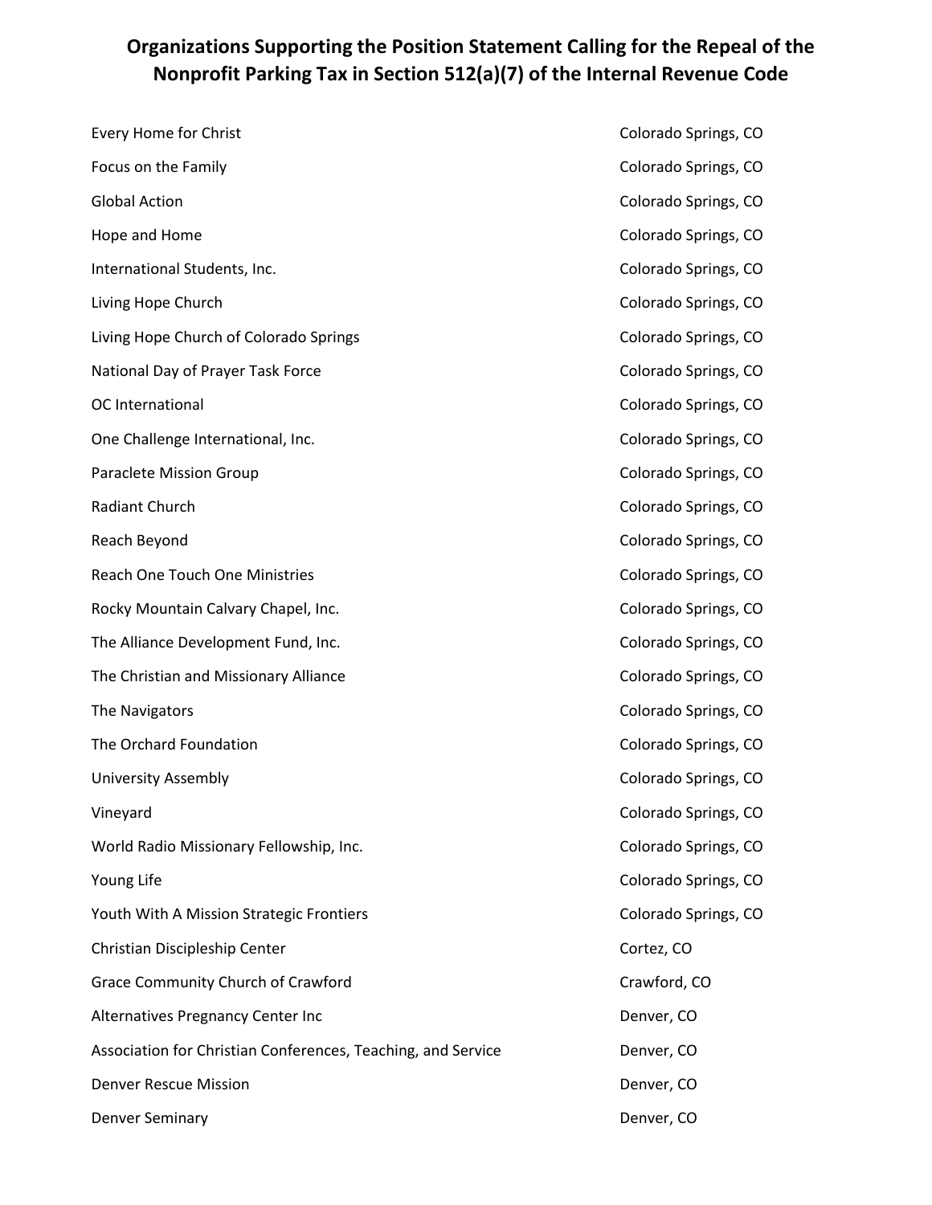# Organizations Supporting the Position Statement Calling for the Repeal of the Nonprofit Parking Tax in Section 512(a)(7) of the Internal Revenue Code

| | |
|---|---|
| Every Home for Christ | Colorado Springs, CO |
| Focus on the Family | Colorado Springs, CO |
| Global Action | Colorado Springs, CO |
| Hope and Home | Colorado Springs, CO |
| International Students, Inc. | Colorado Springs, CO |
| Living Hope Church | Colorado Springs, CO |
| Living Hope Church of Colorado Springs | Colorado Springs, CO |
| National Day of Prayer Task Force | Colorado Springs, CO |
| OC International | Colorado Springs, CO |
| One Challenge International, Inc. | Colorado Springs, CO |
| Paraclete Mission Group | Colorado Springs, CO |
| Radiant Church | Colorado Springs, CO |
| Reach Beyond | Colorado Springs, CO |
| Reach One Touch One Ministries | Colorado Springs, CO |
| Rocky Mountain Calvary Chapel, Inc. | Colorado Springs, CO |
| The Alliance Development Fund, Inc. | Colorado Springs, CO |
| The Christian and Missionary Alliance | Colorado Springs, CO |
| The Navigators | Colorado Springs, CO |
| The Orchard Foundation | Colorado Springs, CO |
| University Assembly | Colorado Springs, CO |
| Vineyard | Colorado Springs, CO |
| World Radio Missionary Fellowship, Inc. | Colorado Springs, CO |
| Young Life | Colorado Springs, CO |
| Youth With A Mission Strategic Frontiers | Colorado Springs, CO |
| Christian Discipleship Center | Cortez, CO |
| Grace Community Church of Crawford | Crawford, CO |
| Alternatives Pregnancy Center Inc | Denver, CO |
| Association for Christian Conferences, Teaching, and Service | Denver, CO |
| Denver Rescue Mission | Denver, CO |
| Denver Seminary | Denver, CO |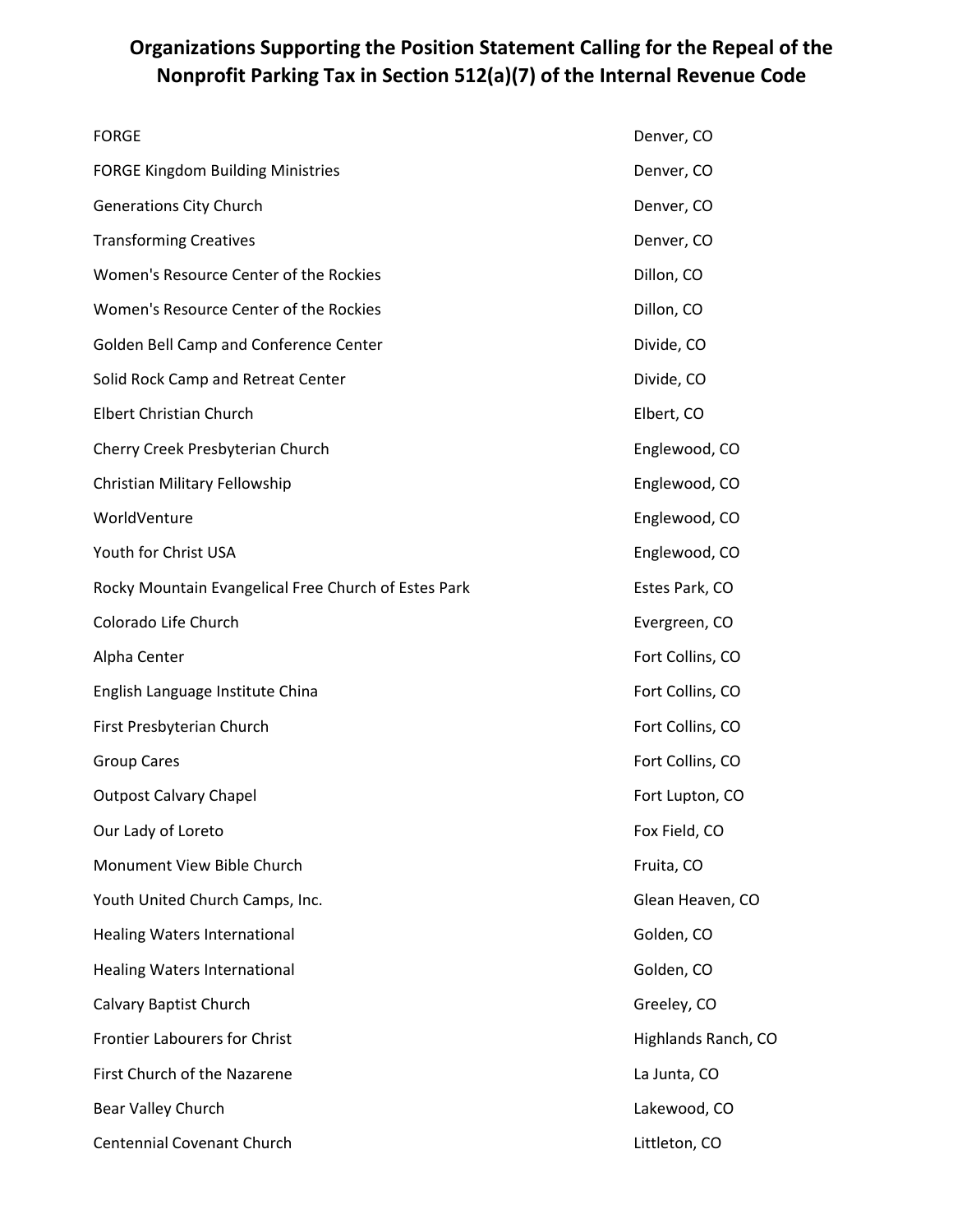# Organizations Supporting the Position Statement Calling for the Repeal of the Nonprofit Parking Tax in Section 512(a)(7) of the Internal Revenue Code

| | |
|---|---|
| FORGE | Denver, CO |
| FORGE Kingdom Building Ministries | Denver, CO |
| Generations City Church | Denver, CO |
| Transforming Creatives | Denver, CO |
| Women's Resource Center of the Rockies | Dillon, CO |
| Women's Resource Center of the Rockies | Dillon, CO |
| Golden Bell Camp and Conference Center | Divide, CO |
| Solid Rock Camp and Retreat Center | Divide, CO |
| Elbert Christian Church | Elbert, CO |
| Cherry Creek Presbyterian Church | Englewood, CO |
| Christian Military Fellowship | Englewood, CO |
| WorldVenture | Englewood, CO |
| Youth for Christ USA | Englewood, CO |
| Rocky Mountain Evangelical Free Church of Estes Park | Estes Park, CO |
| Colorado Life Church | Evergreen, CO |
| Alpha Center | Fort Collins, CO |
| English Language Institute China | Fort Collins, CO |
| First Presbyterian Church | Fort Collins, CO |
| Group Cares | Fort Collins, CO |
| Outpost Calvary Chapel | Fort Lupton, CO |
| Our Lady of Loreto | Fox Field, CO |
| Monument View Bible Church | Fruita, CO |
| Youth United Church Camps, Inc. | Glean Heaven, CO |
| Healing Waters International | Golden, CO |
| Healing Waters International | Golden, CO |
| Calvary Baptist Church | Greeley, CO |
| Frontier Labourers for Christ | Highlands Ranch, CO |
| First Church of the Nazarene | La Junta, CO |
| Bear Valley Church | Lakewood, CO |
| Centennial Covenant Church | Littleton, CO |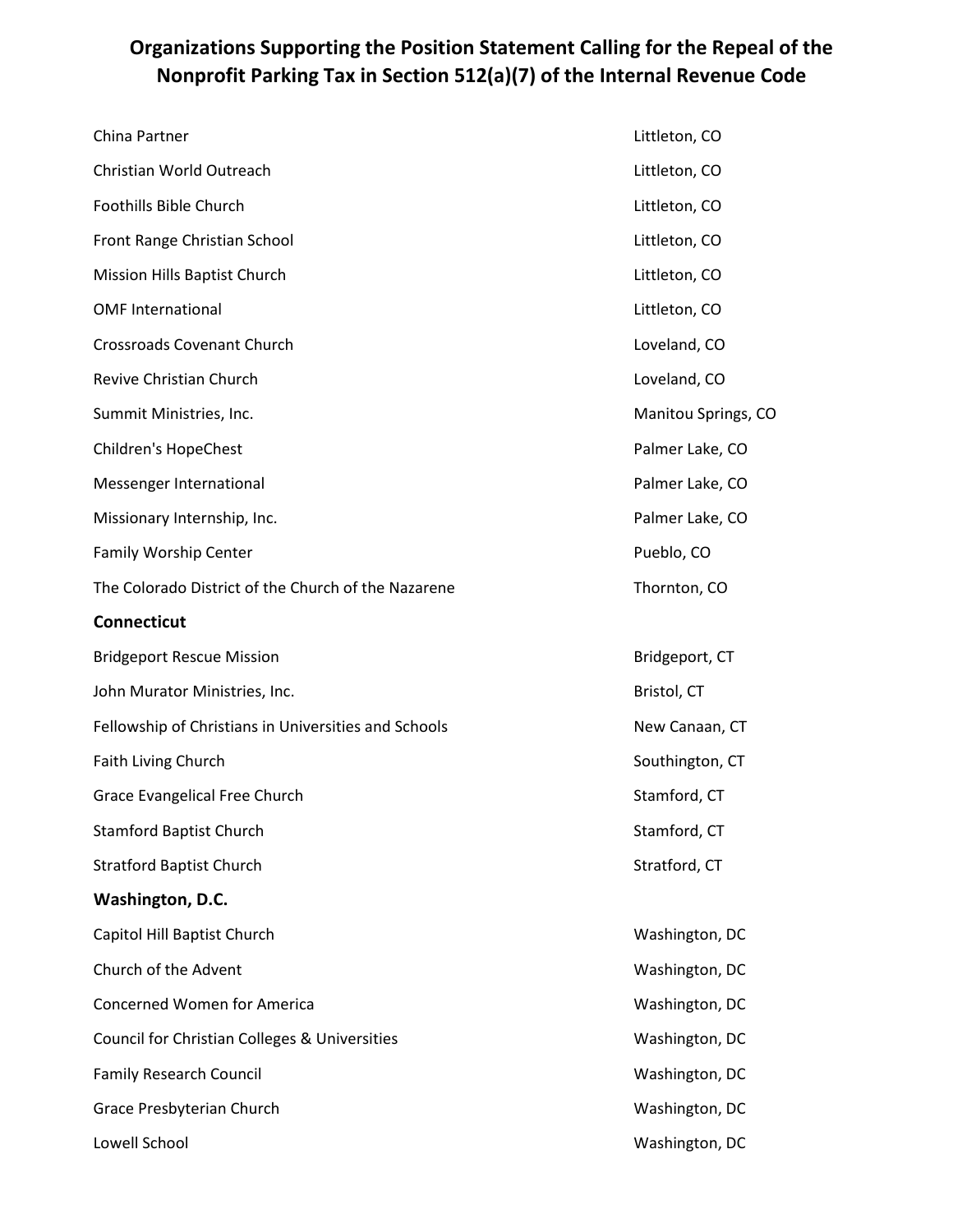# Organizations Supporting the Position Statement Calling for the Repeal of the Nonprofit Parking Tax in Section 512(a)(7) of the Internal Revenue Code

| | |
|---|---|
| China Partner | Littleton, CO |
| Christian World Outreach | Littleton, CO |
| Foothills Bible Church | Littleton, CO |
| Front Range Christian School | Littleton, CO |
| Mission Hills Baptist Church | Littleton, CO |
| OMF International | Littleton, CO |
| Crossroads Covenant Church | Loveland, CO |
| Revive Christian Church | Loveland, CO |
| Summit Ministries, Inc. | Manitou Springs, CO |
| Children's HopeChest | Palmer Lake, CO |
| Messenger International | Palmer Lake, CO |
| Missionary Internship, Inc. | Palmer Lake, CO |
| Family Worship Center | Pueblo, CO |
| The Colorado District of the Church of the Nazarene | Thornton, CO |

**Connecticut**

| | |
|---|---|
| Bridgeport Rescue Mission | Bridgeport, CT |
| John Murator Ministries, Inc. | Bristol, CT |
| Fellowship of Christians in Universities and Schools | New Canaan, CT |
| Faith Living Church | Southington, CT |
| Grace Evangelical Free Church | Stamford, CT |
| Stamford Baptist Church | Stamford, CT |
| Stratford Baptist Church | Stratford, CT |

**Washington, D.C.**

| | |
|---|---|
| Capitol Hill Baptist Church | Washington, DC |
| Church of the Advent | Washington, DC |
| Concerned Women for America | Washington, DC |
| Council for Christian Colleges & Universities | Washington, DC |
| Family Research Council | Washington, DC |
| Grace Presbyterian Church | Washington, DC |
| Lowell School | Washington, DC |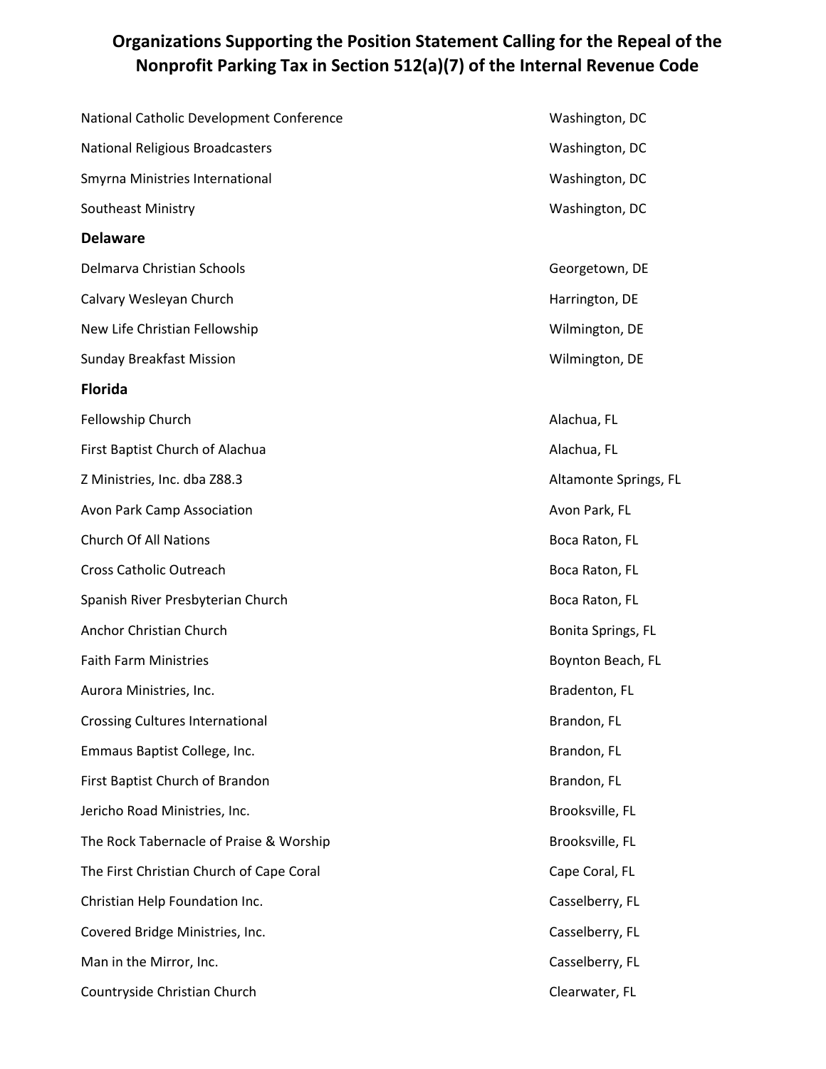## Organizations Supporting the Position Statement Calling for the Repeal of the Nonprofit Parking Tax in Section 512(a)(7) of the Internal Revenue Code

| | |
|---|---|
| National Catholic Development Conference | Washington, DC |
| National Religious Broadcasters | Washington, DC |
| Smyrna Ministries International | Washington, DC |
| Southeast Ministry | Washington, DC |
| **Delaware** | |
| Delmarva Christian Schools | Georgetown, DE |
| Calvary Wesleyan Church | Harrington, DE |
| New Life Christian Fellowship | Wilmington, DE |
| Sunday Breakfast Mission | Wilmington, DE |
| **Florida** | |
| Fellowship Church | Alachua, FL |
| First Baptist Church of Alachua | Alachua, FL |
| Z Ministries, Inc. dba Z88.3 | Altamonte Springs, FL |
| Avon Park Camp Association | Avon Park, FL |
| Church Of All Nations | Boca Raton, FL |
| Cross Catholic Outreach | Boca Raton, FL |
| Spanish River Presbyterian Church | Boca Raton, FL |
| Anchor Christian Church | Bonita Springs, FL |
| Faith Farm Ministries | Boynton Beach, FL |
| Aurora Ministries, Inc. | Bradenton, FL |
| Crossing Cultures International | Brandon, FL |
| Emmaus Baptist College, Inc. | Brandon, FL |
| First Baptist Church of Brandon | Brandon, FL |
| Jericho Road Ministries, Inc. | Brooksville, FL |
| The Rock Tabernacle of Praise & Worship | Brooksville, FL |
| The First Christian Church of Cape Coral | Cape Coral, FL |
| Christian Help Foundation Inc. | Casselberry, FL |
| Covered Bridge Ministries, Inc. | Casselberry, FL |
| Man in the Mirror, Inc. | Casselberry, FL |
| Countryside Christian Church | Clearwater, FL |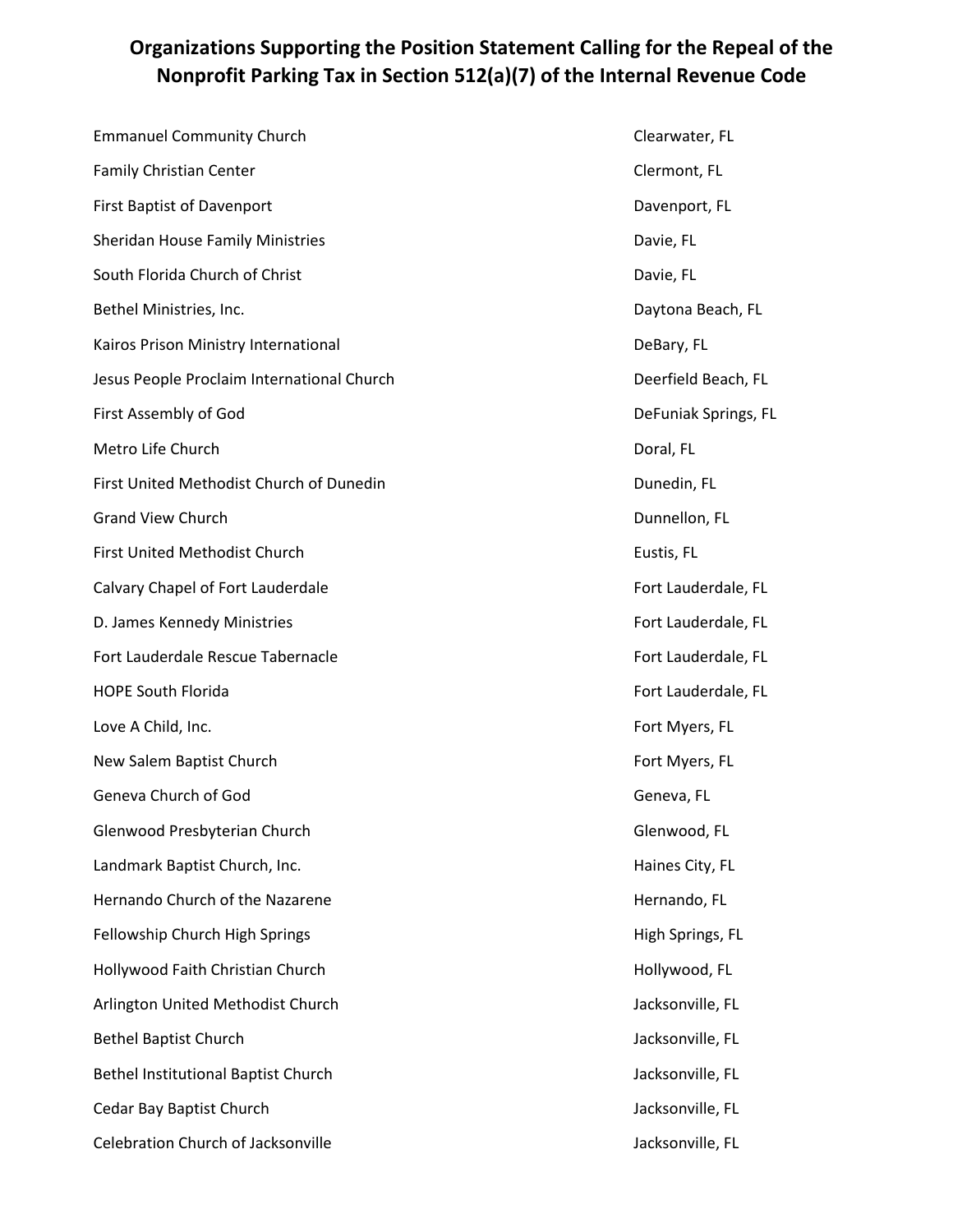# Organizations Supporting the Position Statement Calling for the Repeal of the Nonprofit Parking Tax in Section 512(a)(7) of the Internal Revenue Code

| | |
|---|---|
| Emmanuel Community Church | Clearwater, FL |
| Family Christian Center | Clermont, FL |
| First Baptist of Davenport | Davenport, FL |
| Sheridan House Family Ministries | Davie, FL |
| South Florida Church of Christ | Davie, FL |
| Bethel Ministries, Inc. | Daytona Beach, FL |
| Kairos Prison Ministry International | DeBary, FL |
| Jesus People Proclaim International Church | Deerfield Beach, FL |
| First Assembly of God | DeFuniak Springs, FL |
| Metro Life Church | Doral, FL |
| First United Methodist Church of Dunedin | Dunedin, FL |
| Grand View Church | Dunnellon, FL |
| First United Methodist Church | Eustis, FL |
| Calvary Chapel of Fort Lauderdale | Fort Lauderdale, FL |
| D. James Kennedy Ministries | Fort Lauderdale, FL |
| Fort Lauderdale Rescue Tabernacle | Fort Lauderdale, FL |
| HOPE South Florida | Fort Lauderdale, FL |
| Love A Child, Inc. | Fort Myers, FL |
| New Salem Baptist Church | Fort Myers, FL |
| Geneva Church of God | Geneva, FL |
| Glenwood Presbyterian Church | Glenwood, FL |
| Landmark Baptist Church, Inc. | Haines City, FL |
| Hernando Church of the Nazarene | Hernando, FL |
| Fellowship Church High Springs | High Springs, FL |
| Hollywood Faith Christian Church | Hollywood, FL |
| Arlington United Methodist Church | Jacksonville, FL |
| Bethel Baptist Church | Jacksonville, FL |
| Bethel Institutional Baptist Church | Jacksonville, FL |
| Cedar Bay Baptist Church | Jacksonville, FL |
| Celebration Church of Jacksonville | Jacksonville, FL |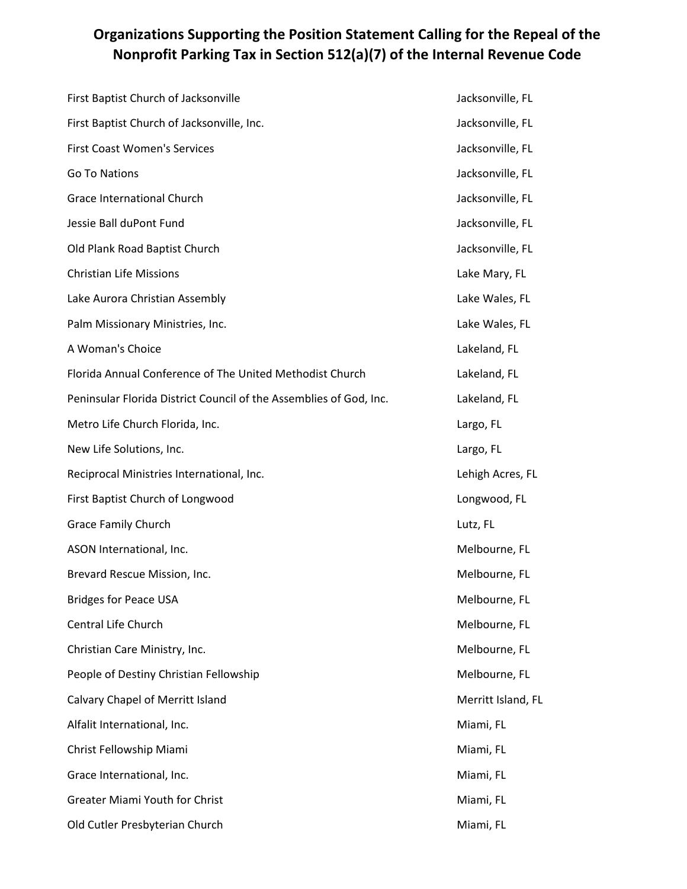## Organizations Supporting the Position Statement Calling for the Repeal of the Nonprofit Parking Tax in Section 512(a)(7) of the Internal Revenue Code

| | |
|---|---|
| First Baptist Church of Jacksonville | Jacksonville, FL |
| First Baptist Church of Jacksonville, Inc. | Jacksonville, FL |
| First Coast Women's Services | Jacksonville, FL |
| Go To Nations | Jacksonville, FL |
| Grace International Church | Jacksonville, FL |
| Jessie Ball duPont Fund | Jacksonville, FL |
| Old Plank Road Baptist Church | Jacksonville, FL |
| Christian Life Missions | Lake Mary, FL |
| Lake Aurora Christian Assembly | Lake Wales, FL |
| Palm Missionary Ministries, Inc. | Lake Wales, FL |
| A Woman's Choice | Lakeland, FL |
| Florida Annual Conference of The United Methodist Church | Lakeland, FL |
| Peninsular Florida District Council of the Assemblies of God, Inc. | Lakeland, FL |
| Metro Life Church Florida, Inc. | Largo, FL |
| New Life Solutions, Inc. | Largo, FL |
| Reciprocal Ministries International, Inc. | Lehigh Acres, FL |
| First Baptist Church of Longwood | Longwood, FL |
| Grace Family Church | Lutz, FL |
| ASON International, Inc. | Melbourne, FL |
| Brevard Rescue Mission, Inc. | Melbourne, FL |
| Bridges for Peace USA | Melbourne, FL |
| Central Life Church | Melbourne, FL |
| Christian Care Ministry, Inc. | Melbourne, FL |
| People of Destiny Christian Fellowship | Melbourne, FL |
| Calvary Chapel of Merritt Island | Merritt Island, FL |
| Alfalit International, Inc. | Miami, FL |
| Christ Fellowship Miami | Miami, FL |
| Grace International, Inc. | Miami, FL |
| Greater Miami Youth for Christ | Miami, FL |
| Old Cutler Presbyterian Church | Miami, FL |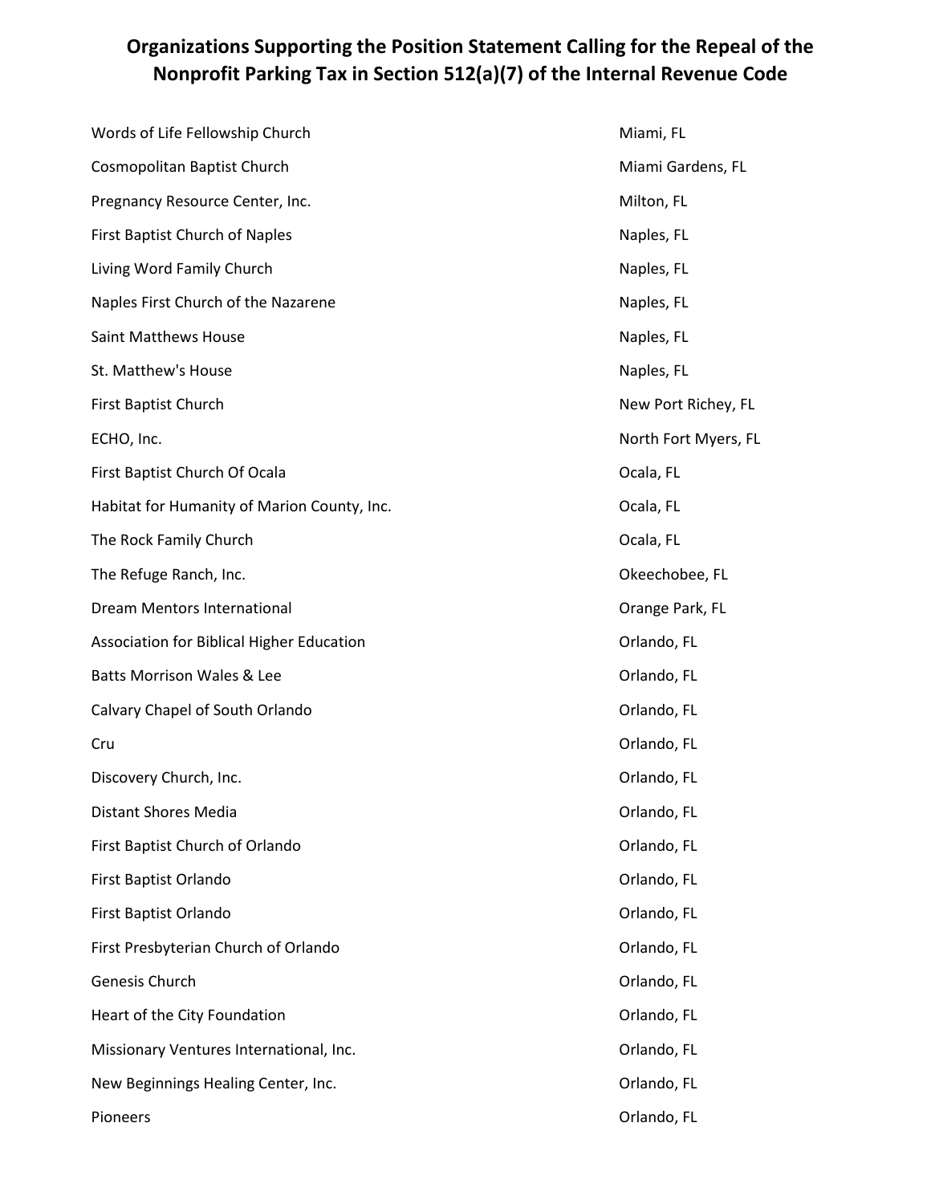# Organizations Supporting the Position Statement Calling for the Repeal of the Nonprofit Parking Tax in Section 512(a)(7) of the Internal Revenue Code

| | |
|---|---|
| Words of Life Fellowship Church | Miami, FL |
| Cosmopolitan Baptist Church | Miami Gardens, FL |
| Pregnancy Resource Center, Inc. | Milton, FL |
| First Baptist Church of Naples | Naples, FL |
| Living Word Family Church | Naples, FL |
| Naples First Church of the Nazarene | Naples, FL |
| Saint Matthews House | Naples, FL |
| St. Matthew's House | Naples, FL |
| First Baptist Church | New Port Richey, FL |
| ECHO, Inc. | North Fort Myers, FL |
| First Baptist Church Of Ocala | Ocala, FL |
| Habitat for Humanity of Marion County, Inc. | Ocala, FL |
| The Rock Family Church | Ocala, FL |
| The Refuge Ranch, Inc. | Okeechobee, FL |
| Dream Mentors International | Orange Park, FL |
| Association for Biblical Higher Education | Orlando, FL |
| Batts Morrison Wales & Lee | Orlando, FL |
| Calvary Chapel of South Orlando | Orlando, FL |
| Cru | Orlando, FL |
| Discovery Church, Inc. | Orlando, FL |
| Distant Shores Media | Orlando, FL |
| First Baptist Church of Orlando | Orlando, FL |
| First Baptist Orlando | Orlando, FL |
| First Baptist Orlando | Orlando, FL |
| First Presbyterian Church of Orlando | Orlando, FL |
| Genesis Church | Orlando, FL |
| Heart of the City Foundation | Orlando, FL |
| Missionary Ventures International, Inc. | Orlando, FL |
| New Beginnings Healing Center, Inc. | Orlando, FL |
| Pioneers | Orlando, FL |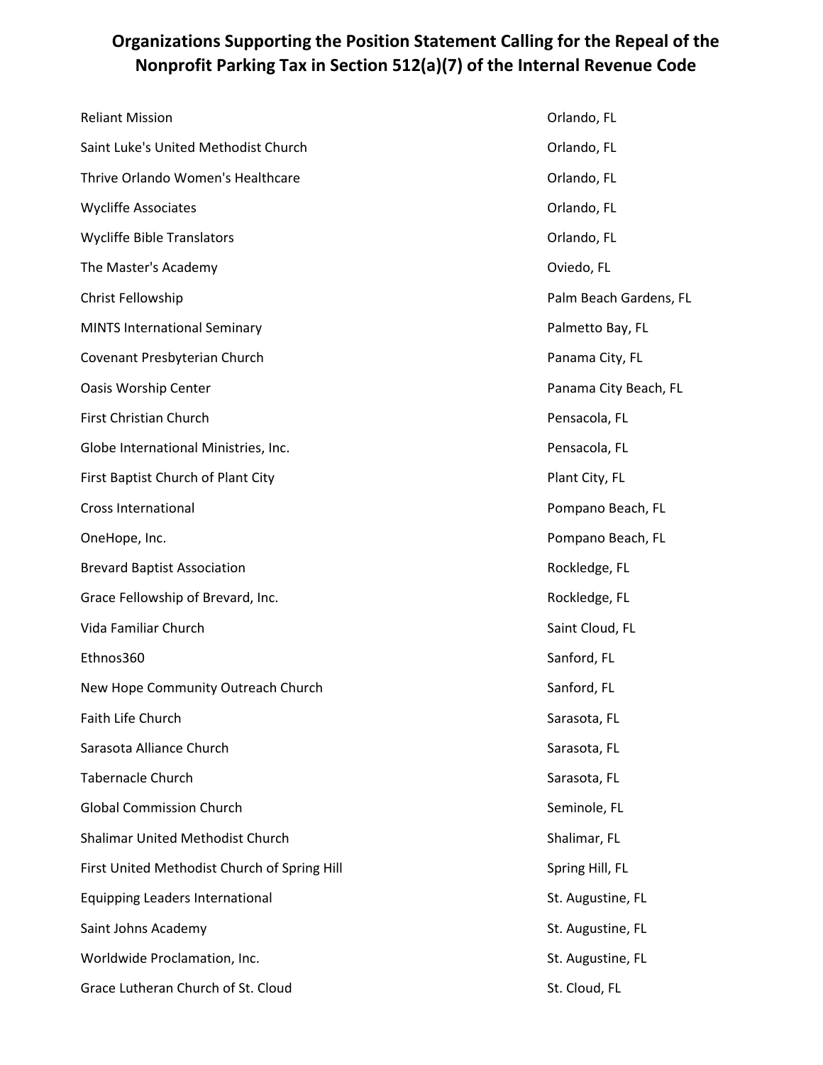# Organizations Supporting the Position Statement Calling for the Repeal of the Nonprofit Parking Tax in Section 512(a)(7) of the Internal Revenue Code

| | |
|---|---|
| Reliant Mission | Orlando, FL |
| Saint Luke's United Methodist Church | Orlando, FL |
| Thrive Orlando Women's Healthcare | Orlando, FL |
| Wycliffe Associates | Orlando, FL |
| Wycliffe Bible Translators | Orlando, FL |
| The Master's Academy | Oviedo, FL |
| Christ Fellowship | Palm Beach Gardens, FL |
| MINTS International Seminary | Palmetto Bay, FL |
| Covenant Presbyterian Church | Panama City, FL |
| Oasis Worship Center | Panama City Beach, FL |
| First Christian Church | Pensacola, FL |
| Globe International Ministries, Inc. | Pensacola, FL |
| First Baptist Church of Plant City | Plant City, FL |
| Cross International | Pompano Beach, FL |
| OneHope, Inc. | Pompano Beach, FL |
| Brevard Baptist Association | Rockledge, FL |
| Grace Fellowship of Brevard, Inc. | Rockledge, FL |
| Vida Familiar Church | Saint Cloud, FL |
| Ethnos360 | Sanford, FL |
| New Hope Community Outreach Church | Sanford, FL |
| Faith Life Church | Sarasota, FL |
| Sarasota Alliance Church | Sarasota, FL |
| Tabernacle Church | Sarasota, FL |
| Global Commission Church | Seminole, FL |
| Shalimar United Methodist Church | Shalimar, FL |
| First United Methodist Church of Spring Hill | Spring Hill, FL |
| Equipping Leaders International | St. Augustine, FL |
| Saint Johns Academy | St. Augustine, FL |
| Worldwide Proclamation, Inc. | St. Augustine, FL |
| Grace Lutheran Church of St. Cloud | St. Cloud, FL |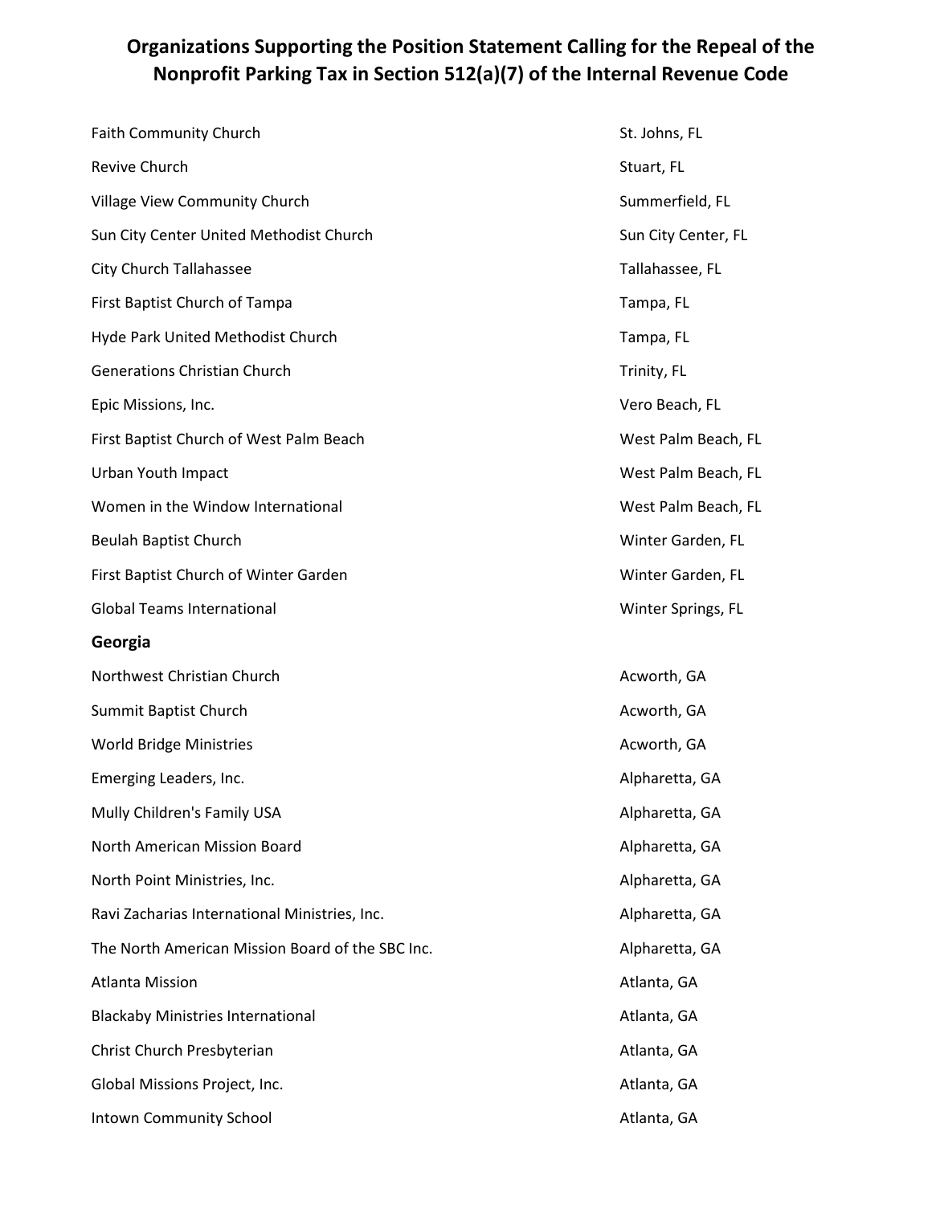# Organizations Supporting the Position Statement Calling for the Repeal of the Nonprofit Parking Tax in Section 512(a)(7) of the Internal Revenue Code

| | |
|---|---|
| Faith Community Church | St. Johns, FL |
| Revive Church | Stuart, FL |
| Village View Community Church | Summerfield, FL |
| Sun City Center United Methodist Church | Sun City Center, FL |
| City Church Tallahassee | Tallahassee, FL |
| First Baptist Church of Tampa | Tampa, FL |
| Hyde Park United Methodist Church | Tampa, FL |
| Generations Christian Church | Trinity, FL |
| Epic Missions, Inc. | Vero Beach, FL |
| First Baptist Church of West Palm Beach | West Palm Beach, FL |
| Urban Youth Impact | West Palm Beach, FL |
| Women in the Window International | West Palm Beach, FL |
| Beulah Baptist Church | Winter Garden, FL |
| First Baptist Church of Winter Garden | Winter Garden, FL |
| Global Teams International | Winter Springs, FL |
| **Georgia** | |
| Northwest Christian Church | Acworth, GA |
| Summit Baptist Church | Acworth, GA |
| World Bridge Ministries | Acworth, GA |
| Emerging Leaders, Inc. | Alpharetta, GA |
| Mully Children's Family USA | Alpharetta, GA |
| North American Mission Board | Alpharetta, GA |
| North Point Ministries, Inc. | Alpharetta, GA |
| Ravi Zacharias International Ministries, Inc. | Alpharetta, GA |
| The North American Mission Board of the SBC Inc. | Alpharetta, GA |
| Atlanta Mission | Atlanta, GA |
| Blackaby Ministries International | Atlanta, GA |
| Christ Church Presbyterian | Atlanta, GA |
| Global Missions Project, Inc. | Atlanta, GA |
| Intown Community School | Atlanta, GA |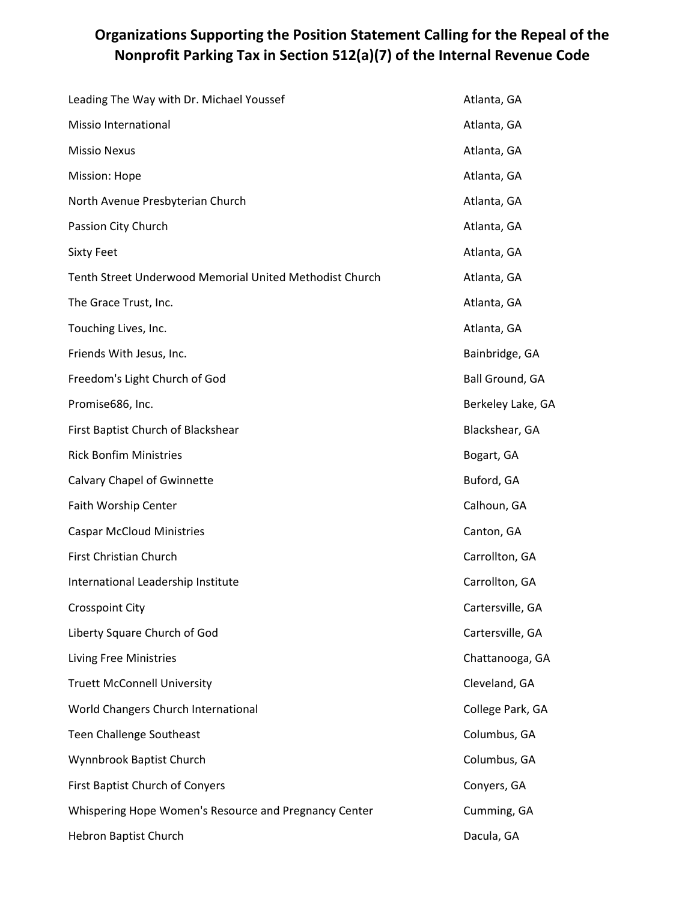# Organizations Supporting the Position Statement Calling for the Repeal of the Nonprofit Parking Tax in Section 512(a)(7) of the Internal Revenue Code

| | |
|---|---|
| Leading The Way with Dr. Michael Youssef | Atlanta, GA |
| Missio International | Atlanta, GA |
| Missio Nexus | Atlanta, GA |
| Mission: Hope | Atlanta, GA |
| North Avenue Presbyterian Church | Atlanta, GA |
| Passion City Church | Atlanta, GA |
| Sixty Feet | Atlanta, GA |
| Tenth Street Underwood Memorial United Methodist Church | Atlanta, GA |
| The Grace Trust, Inc. | Atlanta, GA |
| Touching Lives, Inc. | Atlanta, GA |
| Friends With Jesus, Inc. | Bainbridge, GA |
| Freedom's Light Church of God | Ball Ground, GA |
| Promise686, Inc. | Berkeley Lake, GA |
| First Baptist Church of Blackshear | Blackshear, GA |
| Rick Bonfim Ministries | Bogart, GA |
| Calvary Chapel of Gwinnette | Buford, GA |
| Faith Worship Center | Calhoun, GA |
| Caspar McCloud Ministries | Canton, GA |
| First Christian Church | Carrollton, GA |
| International Leadership Institute | Carrollton, GA |
| Crosspoint City | Cartersville, GA |
| Liberty Square Church of God | Cartersville, GA |
| Living Free Ministries | Chattanooga, GA |
| Truett McConnell University | Cleveland, GA |
| World Changers Church International | College Park, GA |
| Teen Challenge Southeast | Columbus, GA |
| Wynnbrook Baptist Church | Columbus, GA |
| First Baptist Church of Conyers | Conyers, GA |
| Whispering Hope Women's Resource and Pregnancy Center | Cumming, GA |
| Hebron Baptist Church | Dacula, GA |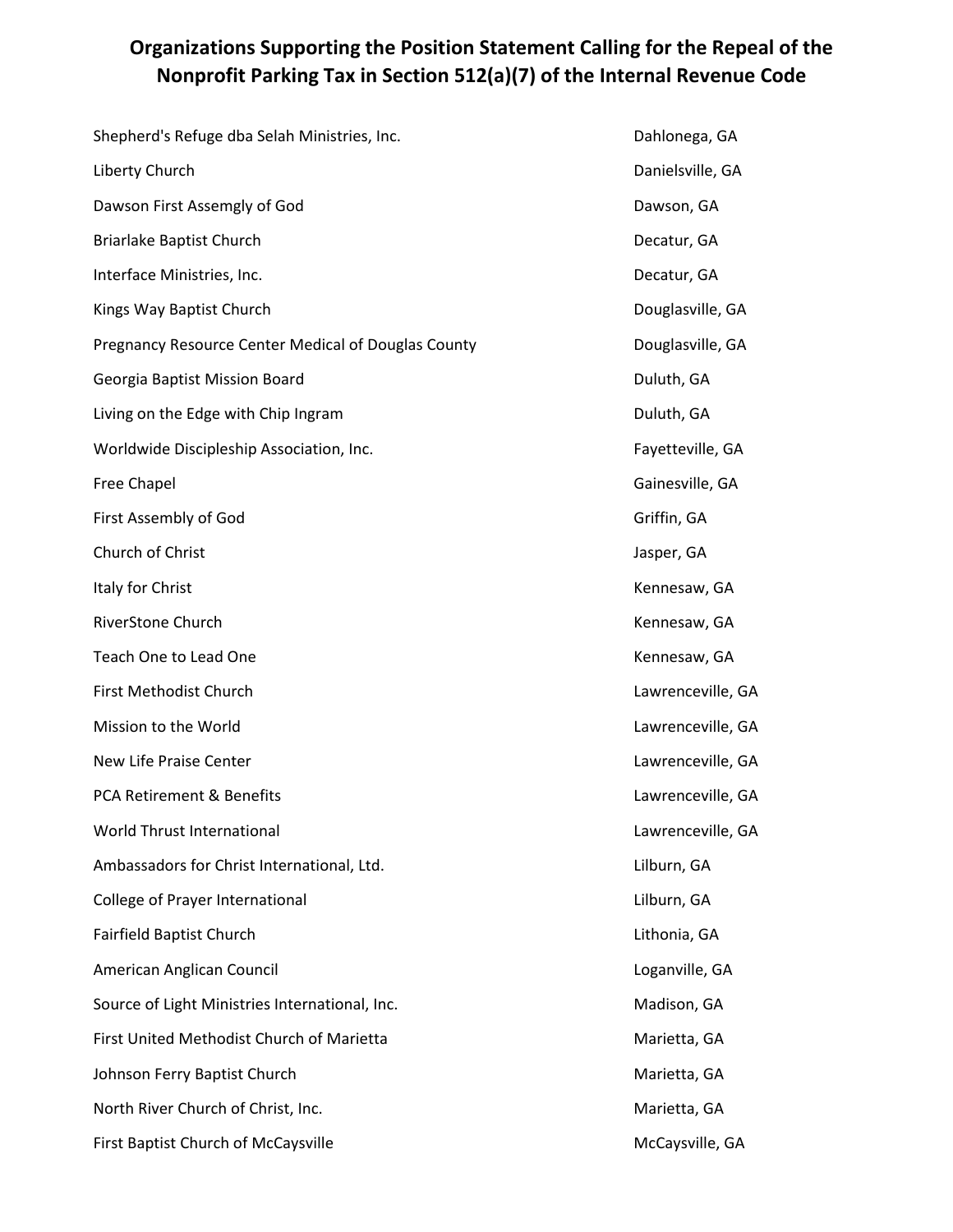# Organizations Supporting the Position Statement Calling for the Repeal of the Nonprofit Parking Tax in Section 512(a)(7) of the Internal Revenue Code

| | |
|---|---|
| Shepherd's Refuge dba Selah Ministries, Inc. | Dahlonega, GA |
| Liberty Church | Danielsville, GA |
| Dawson First Assemgly of God | Dawson, GA |
| Briarlake Baptist Church | Decatur, GA |
| Interface Ministries, Inc. | Decatur, GA |
| Kings Way Baptist Church | Douglasville, GA |
| Pregnancy Resource Center Medical of Douglas County | Douglasville, GA |
| Georgia Baptist Mission Board | Duluth, GA |
| Living on the Edge with Chip Ingram | Duluth, GA |
| Worldwide Discipleship Association, Inc. | Fayetteville, GA |
| Free Chapel | Gainesville, GA |
| First Assembly of God | Griffin, GA |
| Church of Christ | Jasper, GA |
| Italy for Christ | Kennesaw, GA |
| RiverStone Church | Kennesaw, GA |
| Teach One to Lead One | Kennesaw, GA |
| First Methodist Church | Lawrenceville, GA |
| Mission to the World | Lawrenceville, GA |
| New Life Praise Center | Lawrenceville, GA |
| PCA Retirement & Benefits | Lawrenceville, GA |
| World Thrust International | Lawrenceville, GA |
| Ambassadors for Christ International, Ltd. | Lilburn, GA |
| College of Prayer International | Lilburn, GA |
| Fairfield Baptist Church | Lithonia, GA |
| American Anglican Council | Loganville, GA |
| Source of Light Ministries International, Inc. | Madison, GA |
| First United Methodist Church of Marietta | Marietta, GA |
| Johnson Ferry Baptist Church | Marietta, GA |
| North River Church of Christ, Inc. | Marietta, GA |
| First Baptist Church of McCaysville | McCaysville, GA |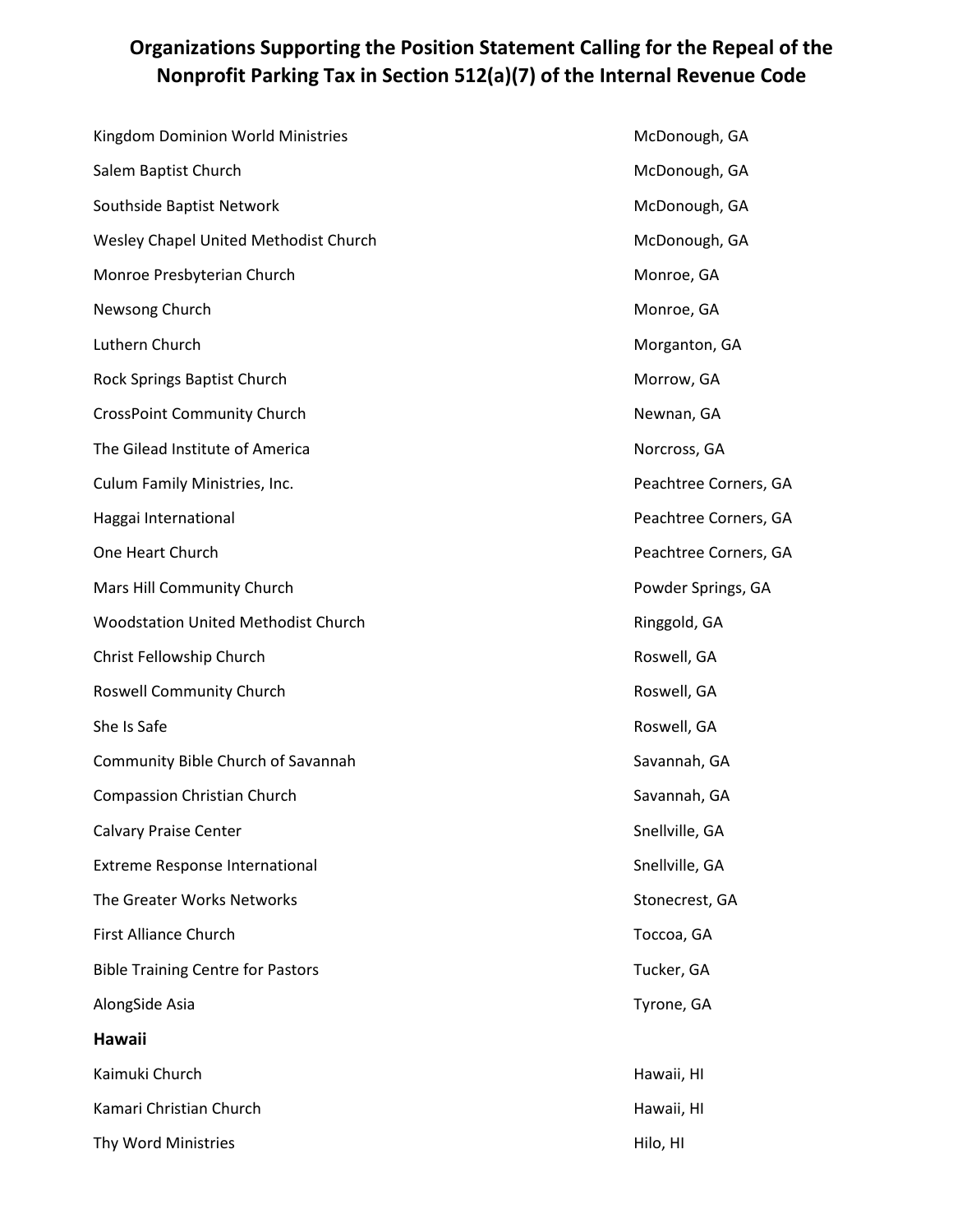# Organizations Supporting the Position Statement Calling for the Repeal of the Nonprofit Parking Tax in Section 512(a)(7) of the Internal Revenue Code

| | |
|---|---|
| Kingdom Dominion World Ministries | McDonough, GA |
| Salem Baptist Church | McDonough, GA |
| Southside Baptist Network | McDonough, GA |
| Wesley Chapel United Methodist Church | McDonough, GA |
| Monroe Presbyterian Church | Monroe, GA |
| Newsong Church | Monroe, GA |
| Luthern Church | Morganton, GA |
| Rock Springs Baptist Church | Morrow, GA |
| CrossPoint Community Church | Newnan, GA |
| The Gilead Institute of America | Norcross, GA |
| Culum Family Ministries, Inc. | Peachtree Corners, GA |
| Haggai International | Peachtree Corners, GA |
| One Heart Church | Peachtree Corners, GA |
| Mars Hill Community Church | Powder Springs, GA |
| Woodstation United Methodist Church | Ringgold, GA |
| Christ Fellowship Church | Roswell, GA |
| Roswell Community Church | Roswell, GA |
| She Is Safe | Roswell, GA |
| Community Bible Church of Savannah | Savannah, GA |
| Compassion Christian Church | Savannah, GA |
| Calvary Praise Center | Snellville, GA |
| Extreme Response International | Snellville, GA |
| The Greater Works Networks | Stonecrest, GA |
| First Alliance Church | Toccoa, GA |
| Bible Training Centre for Pastors | Tucker, GA |
| AlongSide Asia | Tyrone, GA |

**Hawaii**

| | |
|---|---|
| Kaimuki Church | Hawaii, HI |
| Kamari Christian Church | Hawaii, HI |
| Thy Word Ministries | Hilo, HI |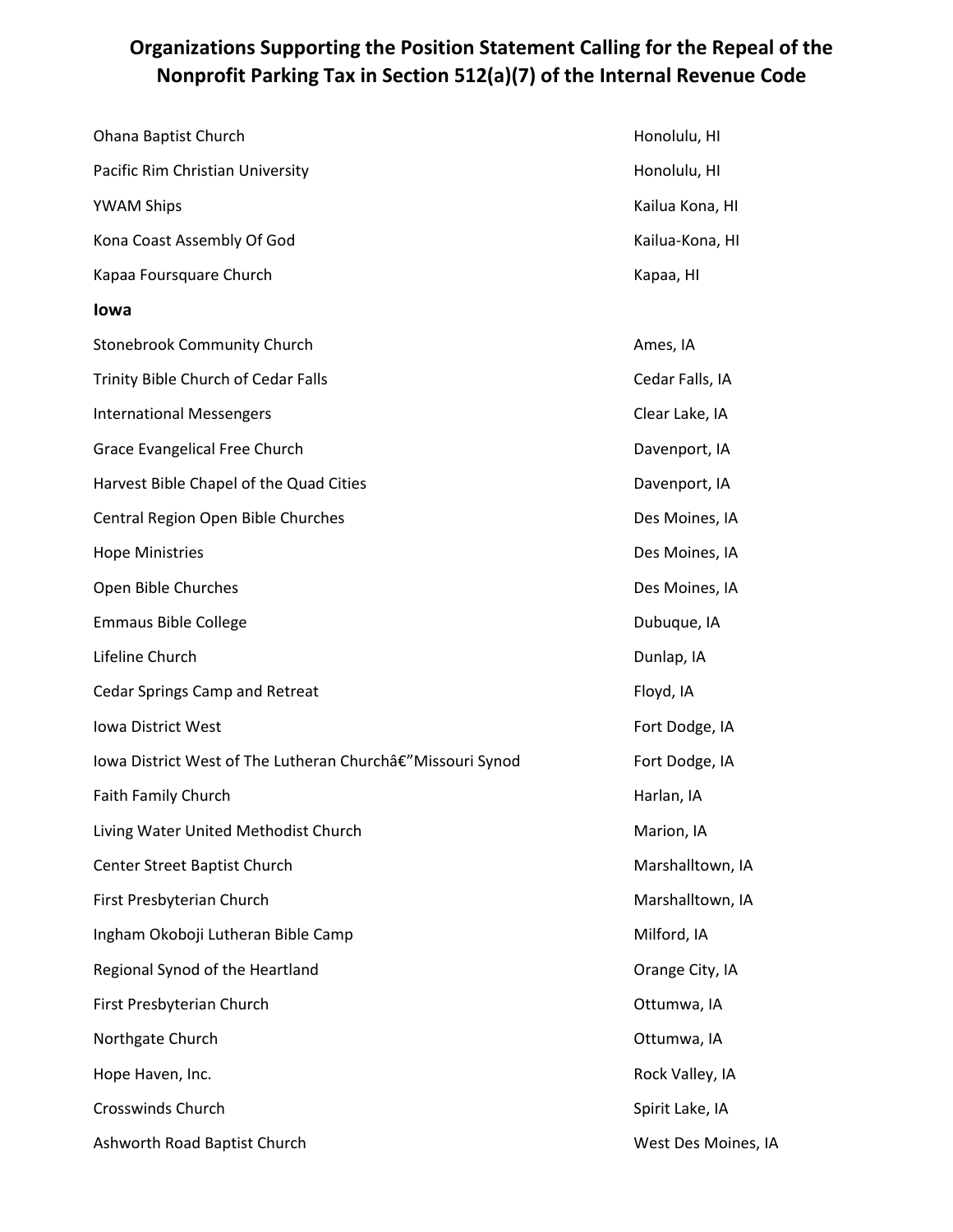# Organizations Supporting the Position Statement Calling for the Repeal of the Nonprofit Parking Tax in Section 512(a)(7) of the Internal Revenue Code

| | |
|---|---|
| Ohana Baptist Church | Honolulu, HI |
| Pacific Rim Christian University | Honolulu, HI |
| YWAM Ships | Kailua Kona, HI |
| Kona Coast Assembly Of God | Kailua-Kona, HI |
| Kapaa Foursquare Church | Kapaa, HI |

**Iowa**

| | |
|---|---|
| Stonebrook Community Church | Ames, IA |
| Trinity Bible Church of Cedar Falls | Cedar Falls, IA |
| International Messengers | Clear Lake, IA |
| Grace Evangelical Free Church | Davenport, IA |
| Harvest Bible Chapel of the Quad Cities | Davenport, IA |
| Central Region Open Bible Churches | Des Moines, IA |
| Hope Ministries | Des Moines, IA |
| Open Bible Churches | Des Moines, IA |
| Emmaus Bible College | Dubuque, IA |
| Lifeline Church | Dunlap, IA |
| Cedar Springs Camp and Retreat | Floyd, IA |
| Iowa District West | Fort Dodge, IA |
| Iowa District West of The Lutheran Churchâ€"Missouri Synod | Fort Dodge, IA |
| Faith Family Church | Harlan, IA |
| Living Water United Methodist Church | Marion, IA |
| Center Street Baptist Church | Marshalltown, IA |
| First Presbyterian Church | Marshalltown, IA |
| Ingham Okoboji Lutheran Bible Camp | Milford, IA |
| Regional Synod of the Heartland | Orange City, IA |
| First Presbyterian Church | Ottumwa, IA |
| Northgate Church | Ottumwa, IA |
| Hope Haven, Inc. | Rock Valley, IA |
| Crosswinds Church | Spirit Lake, IA |
| Ashworth Road Baptist Church | West Des Moines, IA |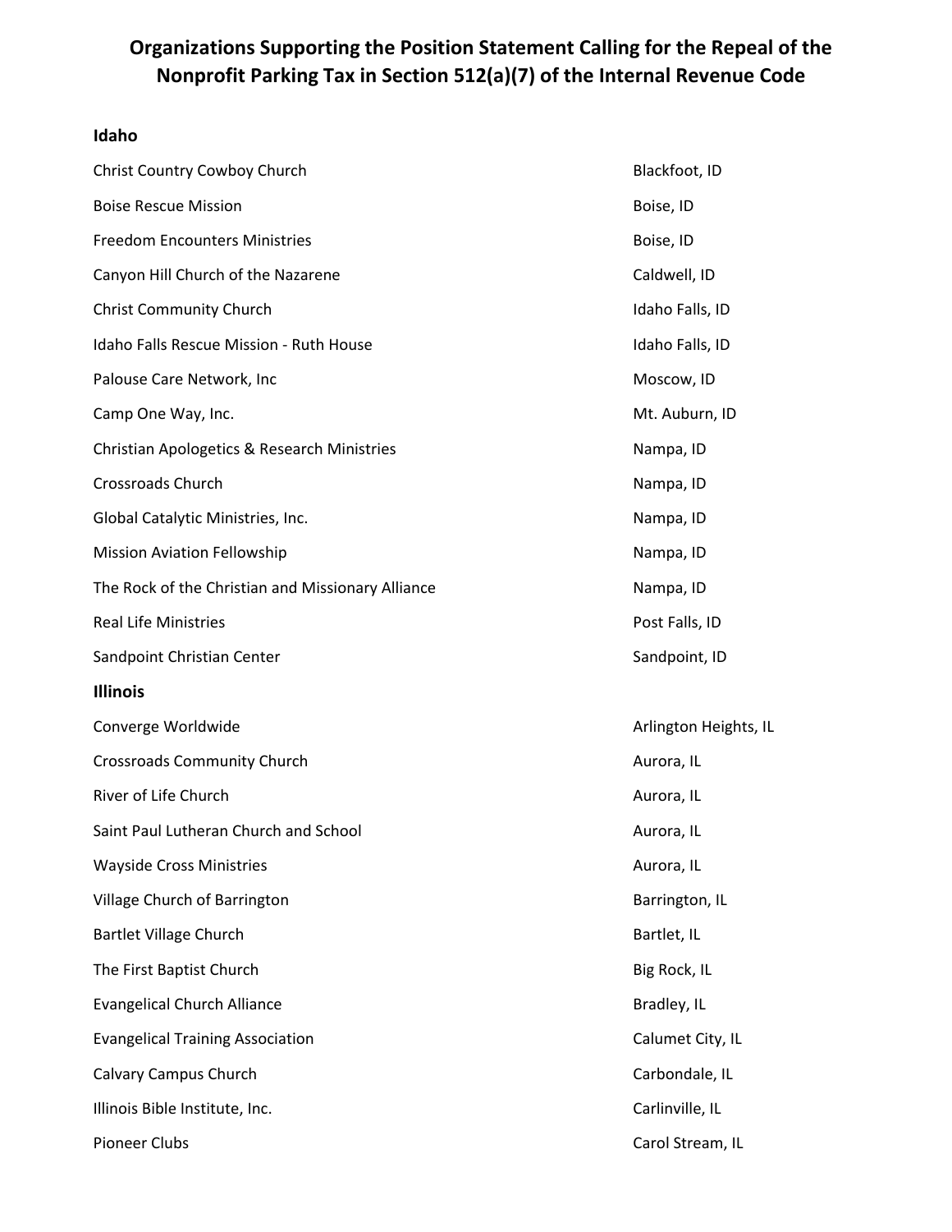# Organizations Supporting the Position Statement Calling for the Repeal of the Nonprofit Parking Tax in Section 512(a)(7) of the Internal Revenue Code

## Idaho

| | |
|---|---|
| Christ Country Cowboy Church | Blackfoot, ID |
| Boise Rescue Mission | Boise, ID |
| Freedom Encounters Ministries | Boise, ID |
| Canyon Hill Church of the Nazarene | Caldwell, ID |
| Christ Community Church | Idaho Falls, ID |
| Idaho Falls Rescue Mission - Ruth House | Idaho Falls, ID |
| Palouse Care Network, Inc | Moscow, ID |
| Camp One Way, Inc. | Mt. Auburn, ID |
| Christian Apologetics & Research Ministries | Nampa, ID |
| Crossroads Church | Nampa, ID |
| Global Catalytic Ministries, Inc. | Nampa, ID |
| Mission Aviation Fellowship | Nampa, ID |
| The Rock of the Christian and Missionary Alliance | Nampa, ID |
| Real Life Ministries | Post Falls, ID |
| Sandpoint Christian Center | Sandpoint, ID |

## Illinois

| | |
|---|---|
| Converge Worldwide | Arlington Heights, IL |
| Crossroads Community Church | Aurora, IL |
| River of Life Church | Aurora, IL |
| Saint Paul Lutheran Church and School | Aurora, IL |
| Wayside Cross Ministries | Aurora, IL |
| Village Church of Barrington | Barrington, IL |
| Bartlet Village Church | Bartlet, IL |
| The First Baptist Church | Big Rock, IL |
| Evangelical Church Alliance | Bradley, IL |
| Evangelical Training Association | Calumet City, IL |
| Calvary Campus Church | Carbondale, IL |
| Illinois Bible Institute, Inc. | Carlinville, IL |
| Pioneer Clubs | Carol Stream, IL |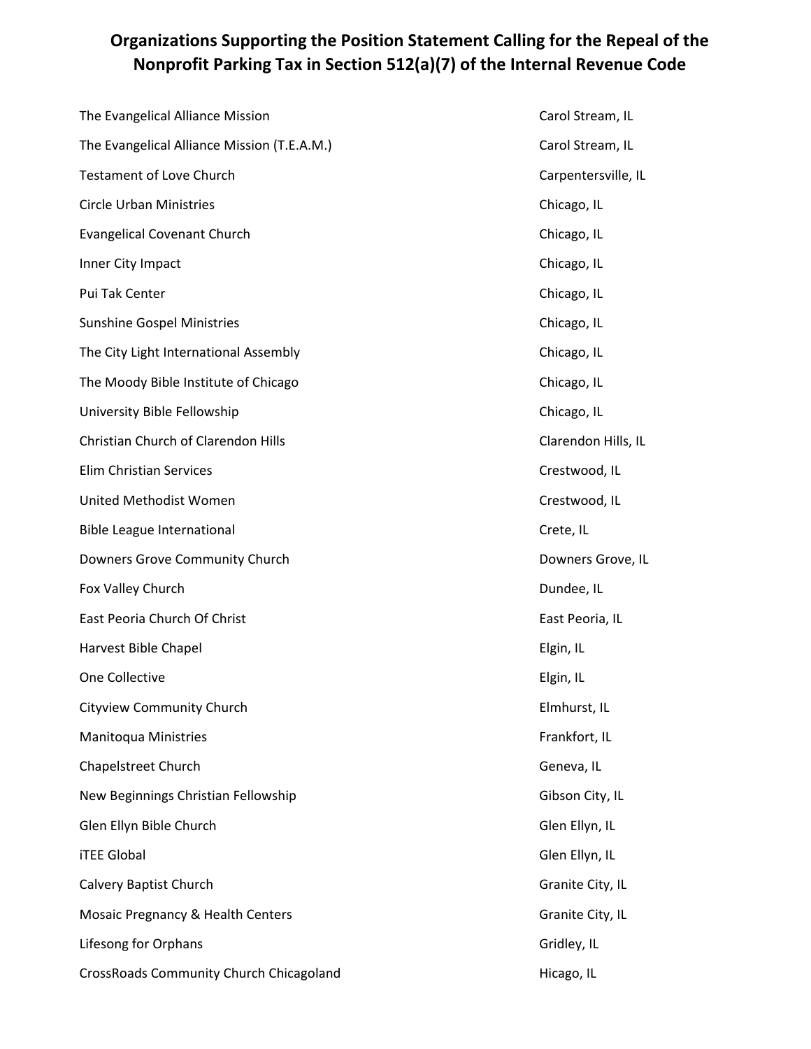**Organizations Supporting the Position Statement Calling for the Repeal of the Nonprofit Parking Tax in Section 512(a)(7) of the Internal Revenue Code**

| | |
|---|---|
| The Evangelical Alliance Mission | Carol Stream, IL |
| The Evangelical Alliance Mission (T.E.A.M.) | Carol Stream, IL |
| Testament of Love Church | Carpentersville, IL |
| Circle Urban Ministries | Chicago, IL |
| Evangelical Covenant Church | Chicago, IL |
| Inner City Impact | Chicago, IL |
| Pui Tak Center | Chicago, IL |
| Sunshine Gospel Ministries | Chicago, IL |
| The City Light International Assembly | Chicago, IL |
| The Moody Bible Institute of Chicago | Chicago, IL |
| University Bible Fellowship | Chicago, IL |
| Christian Church of Clarendon Hills | Clarendon Hills, IL |
| Elim Christian Services | Crestwood, IL |
| United Methodist Women | Crestwood, IL |
| Bible League International | Crete, IL |
| Downers Grove Community Church | Downers Grove, IL |
| Fox Valley Church | Dundee, IL |
| East Peoria Church Of Christ | East Peoria, IL |
| Harvest Bible Chapel | Elgin, IL |
| One Collective | Elgin, IL |
| Cityview Community Church | Elmhurst, IL |
| Manitoqua Ministries | Frankfort, IL |
| Chapelstreet Church | Geneva, IL |
| New Beginnings Christian Fellowship | Gibson City, IL |
| Glen Ellyn Bible Church | Glen Ellyn, IL |
| iTEE Global | Glen Ellyn, IL |
| Calvery Baptist Church | Granite City, IL |
| Mosaic Pregnancy & Health Centers | Granite City, IL |
| Lifesong for Orphans | Gridley, IL |
| CrossRoads Community Church Chicagoland | Hicago, IL |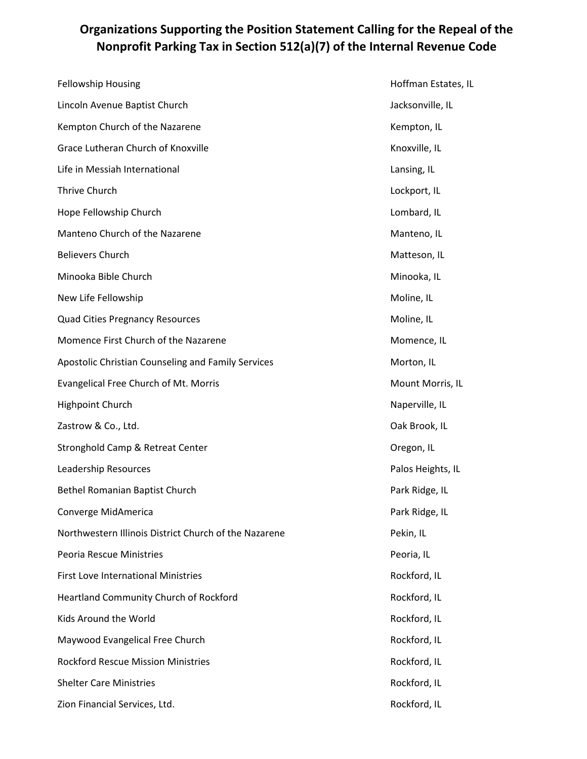# Organizations Supporting the Position Statement Calling for the Repeal of the Nonprofit Parking Tax in Section 512(a)(7) of the Internal Revenue Code

| | |
|---|---|
| Fellowship Housing | Hoffman Estates, IL |
| Lincoln Avenue Baptist Church | Jacksonville, IL |
| Kempton Church of the Nazarene | Kempton, IL |
| Grace Lutheran Church of Knoxville | Knoxville, IL |
| Life in Messiah International | Lansing, IL |
| Thrive Church | Lockport, IL |
| Hope Fellowship Church | Lombard, IL |
| Manteno Church of the Nazarene | Manteno, IL |
| Believers Church | Matteson, IL |
| Minooka Bible Church | Minooka, IL |
| New Life Fellowship | Moline, IL |
| Quad Cities Pregnancy Resources | Moline, IL |
| Momence First Church of the Nazarene | Momence, IL |
| Apostolic Christian Counseling and Family Services | Morton, IL |
| Evangelical Free Church of Mt. Morris | Mount Morris, IL |
| Highpoint Church | Naperville, IL |
| Zastrow & Co., Ltd. | Oak Brook, IL |
| Stronghold Camp & Retreat Center | Oregon, IL |
| Leadership Resources | Palos Heights, IL |
| Bethel Romanian Baptist Church | Park Ridge, IL |
| Converge MidAmerica | Park Ridge, IL |
| Northwestern Illinois District Church of the Nazarene | Pekin, IL |
| Peoria Rescue Ministries | Peoria, IL |
| First Love International Ministries | Rockford, IL |
| Heartland Community Church of Rockford | Rockford, IL |
| Kids Around the World | Rockford, IL |
| Maywood Evangelical Free Church | Rockford, IL |
| Rockford Rescue Mission Ministries | Rockford, IL |
| Shelter Care Ministries | Rockford, IL |
| Zion Financial Services, Ltd. | Rockford, IL |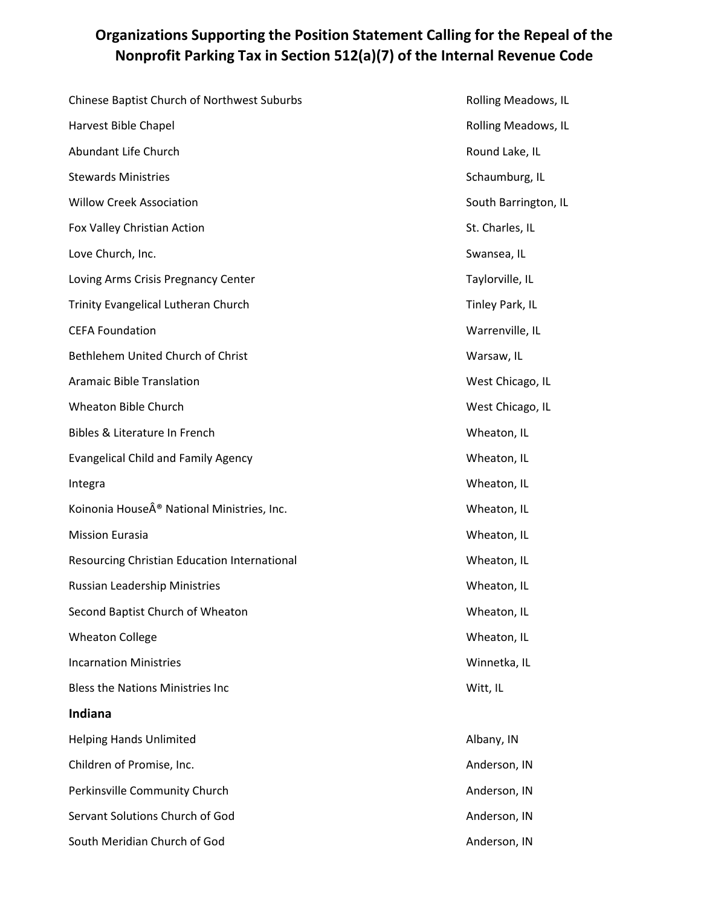# Organizations Supporting the Position Statement Calling for the Repeal of the Nonprofit Parking Tax in Section 512(a)(7) of the Internal Revenue Code

| | |
|---|---|
| Chinese Baptist Church of Northwest Suburbs | Rolling Meadows, IL |
| Harvest Bible Chapel | Rolling Meadows, IL |
| Abundant Life Church | Round Lake, IL |
| Stewards Ministries | Schaumburg, IL |
| Willow Creek Association | South Barrington, IL |
| Fox Valley Christian Action | St. Charles, IL |
| Love Church, Inc. | Swansea, IL |
| Loving Arms Crisis Pregnancy Center | Taylorville, IL |
| Trinity Evangelical Lutheran Church | Tinley Park, IL |
| CEFA Foundation | Warrenville, IL |
| Bethlehem United Church of Christ | Warsaw, IL |
| Aramaic Bible Translation | West Chicago, IL |
| Wheaton Bible Church | West Chicago, IL |
| Bibles & Literature In French | Wheaton, IL |
| Evangelical Child and Family Agency | Wheaton, IL |
| Integra | Wheaton, IL |
| Koinonia HouseÂ® National Ministries, Inc. | Wheaton, IL |
| Mission Eurasia | Wheaton, IL |
| Resourcing Christian Education International | Wheaton, IL |
| Russian Leadership Ministries | Wheaton, IL |
| Second Baptist Church of Wheaton | Wheaton, IL |
| Wheaton College | Wheaton, IL |
| Incarnation Ministries | Winnetka, IL |
| Bless the Nations Ministries Inc | Witt, IL |

**Indiana**

| | |
|---|---|
| Helping Hands Unlimited | Albany, IN |
| Children of Promise, Inc. | Anderson, IN |
| Perkinsville Community Church | Anderson, IN |
| Servant Solutions Church of God | Anderson, IN |
| South Meridian Church of God | Anderson, IN |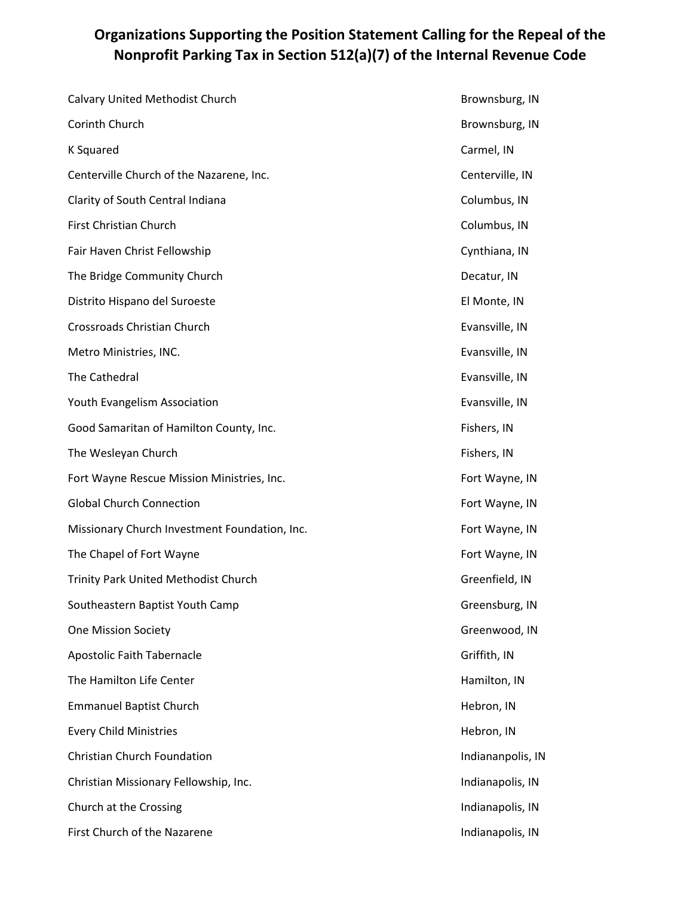# Organizations Supporting the Position Statement Calling for the Repeal of the Nonprofit Parking Tax in Section 512(a)(7) of the Internal Revenue Code

| | |
|---|---|
| Calvary United Methodist Church | Brownsburg, IN |
| Corinth Church | Brownsburg, IN |
| K Squared | Carmel, IN |
| Centerville Church of the Nazarene, Inc. | Centerville, IN |
| Clarity of South Central Indiana | Columbus, IN |
| First Christian Church | Columbus, IN |
| Fair Haven Christ Fellowship | Cynthiana, IN |
| The Bridge Community Church | Decatur, IN |
| Distrito Hispano del Suroeste | El Monte, IN |
| Crossroads Christian Church | Evansville, IN |
| Metro Ministries, INC. | Evansville, IN |
| The Cathedral | Evansville, IN |
| Youth Evangelism Association | Evansville, IN |
| Good Samaritan of Hamilton County, Inc. | Fishers, IN |
| The Wesleyan Church | Fishers, IN |
| Fort Wayne Rescue Mission Ministries, Inc. | Fort Wayne, IN |
| Global Church Connection | Fort Wayne, IN |
| Missionary Church Investment Foundation, Inc. | Fort Wayne, IN |
| The Chapel of Fort Wayne | Fort Wayne, IN |
| Trinity Park United Methodist Church | Greenfield, IN |
| Southeastern Baptist Youth Camp | Greensburg, IN |
| One Mission Society | Greenwood, IN |
| Apostolic Faith Tabernacle | Griffith, IN |
| The Hamilton Life Center | Hamilton, IN |
| Emmanuel Baptist Church | Hebron, IN |
| Every Child Ministries | Hebron, IN |
| Christian Church Foundation | Indiananpolis, IN |
| Christian Missionary Fellowship, Inc. | Indianapolis, IN |
| Church at the Crossing | Indianapolis, IN |
| First Church of the Nazarene | Indianapolis, IN |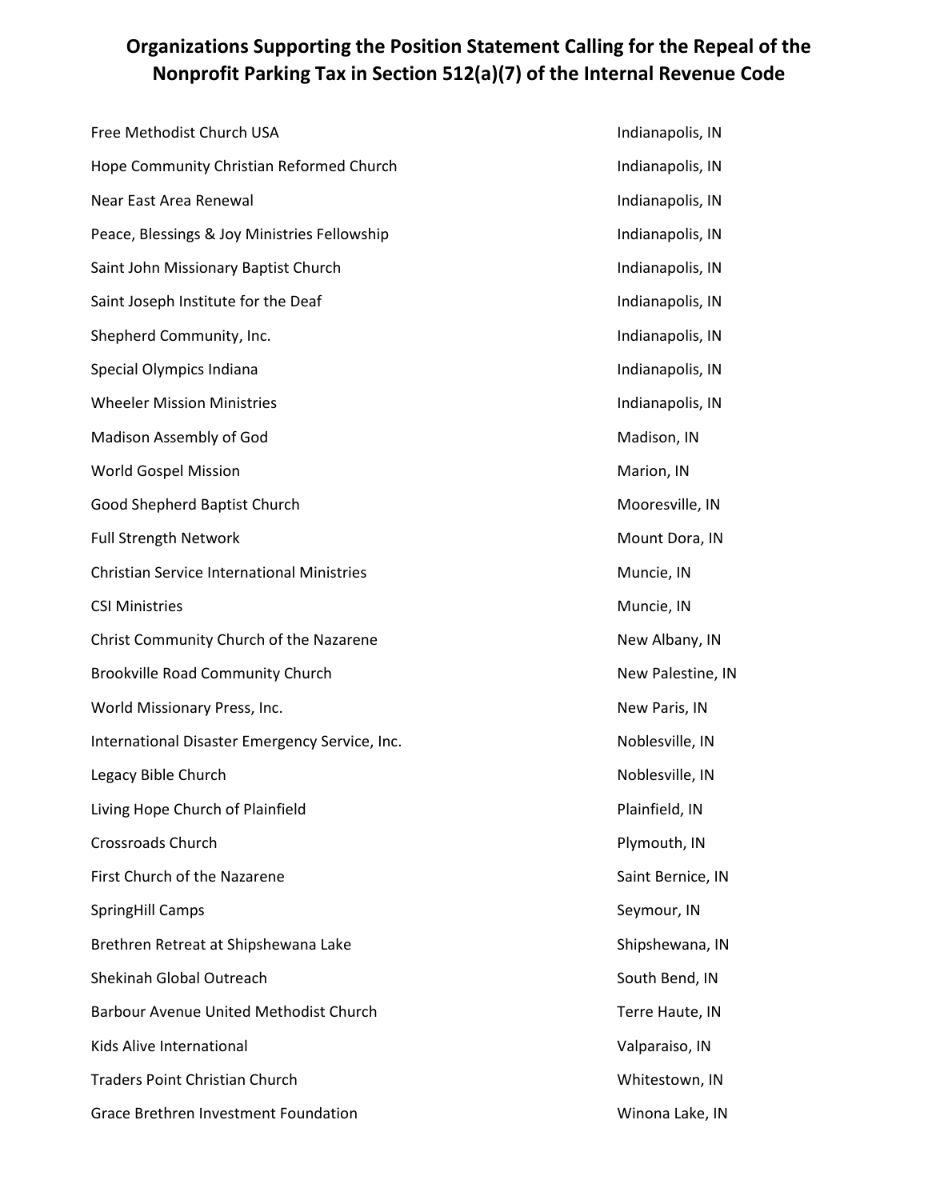# Organizations Supporting the Position Statement Calling for the Repeal of the Nonprofit Parking Tax in Section 512(a)(7) of the Internal Revenue Code

| | |
|---|---|
| Free Methodist Church USA | Indianapolis, IN |
| Hope Community Christian Reformed Church | Indianapolis, IN |
| Near East Area Renewal | Indianapolis, IN |
| Peace, Blessings & Joy Ministries Fellowship | Indianapolis, IN |
| Saint John Missionary Baptist Church | Indianapolis, IN |
| Saint Joseph Institute for the Deaf | Indianapolis, IN |
| Shepherd Community, Inc. | Indianapolis, IN |
| Special Olympics Indiana | Indianapolis, IN |
| Wheeler Mission Ministries | Indianapolis, IN |
| Madison Assembly of God | Madison, IN |
| World Gospel Mission | Marion, IN |
| Good Shepherd Baptist Church | Mooresville, IN |
| Full Strength Network | Mount Dora, IN |
| Christian Service International Ministries | Muncie, IN |
| CSI Ministries | Muncie, IN |
| Christ Community Church of the Nazarene | New Albany, IN |
| Brookville Road Community Church | New Palestine, IN |
| World Missionary Press, Inc. | New Paris, IN |
| International Disaster Emergency Service, Inc. | Noblesville, IN |
| Legacy Bible Church | Noblesville, IN |
| Living Hope Church of Plainfield | Plainfield, IN |
| Crossroads Church | Plymouth, IN |
| First Church of the Nazarene | Saint Bernice, IN |
| SpringHill Camps | Seymour, IN |
| Brethren Retreat at Shipshewana Lake | Shipshewana, IN |
| Shekinah Global Outreach | South Bend, IN |
| Barbour Avenue United Methodist Church | Terre Haute, IN |
| Kids Alive International | Valparaiso, IN |
| Traders Point Christian Church | Whitestown, IN |
| Grace Brethren Investment Foundation | Winona Lake, IN |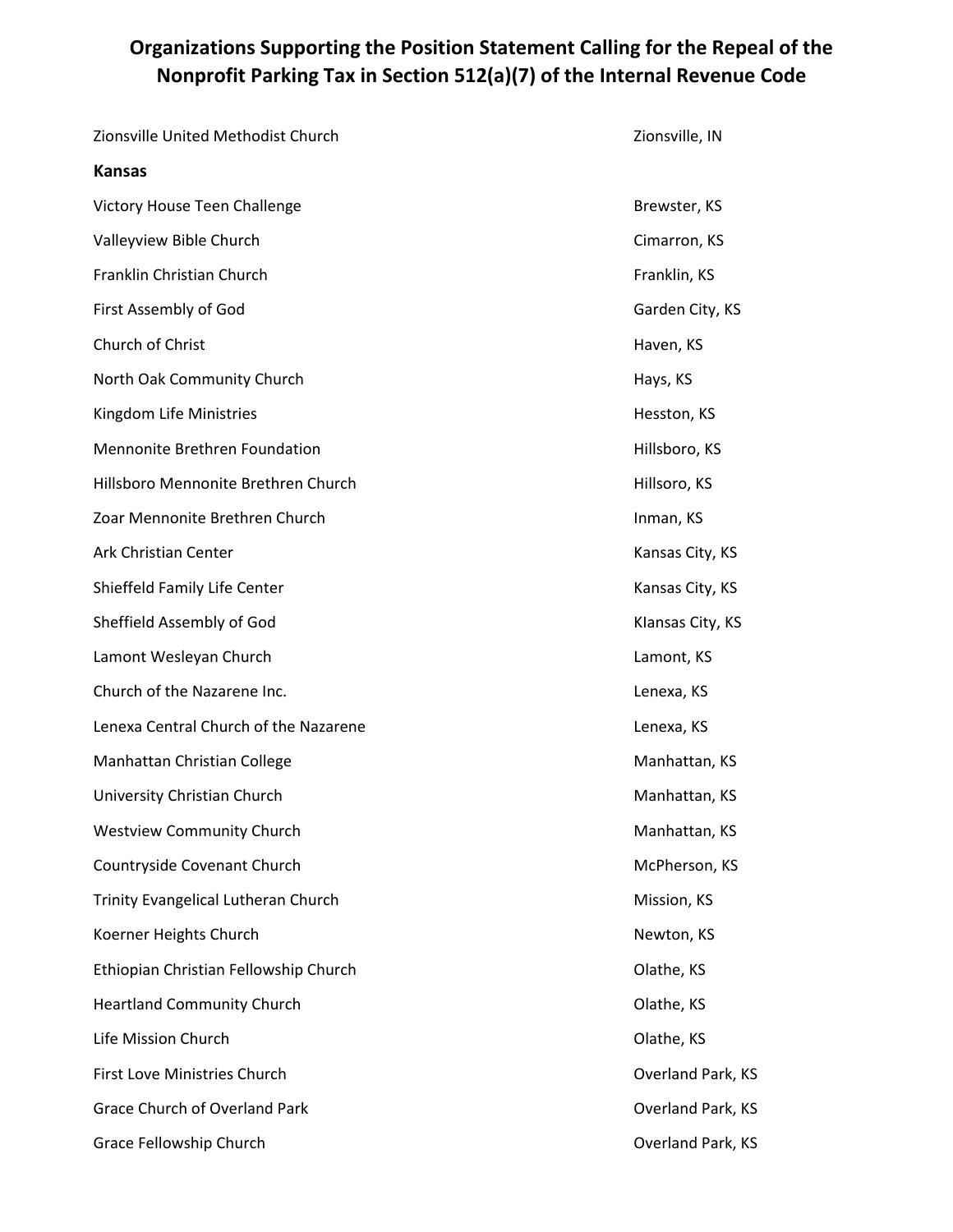# Organizations Supporting the Position Statement Calling for the Repeal of the Nonprofit Parking Tax in Section 512(a)(7) of the Internal Revenue Code

| | |
|---|---|
| Zionsville United Methodist Church | Zionsville, IN |
| **Kansas** | |
| Victory House Teen Challenge | Brewster, KS |
| Valleyview Bible Church | Cimarron, KS |
| Franklin Christian Church | Franklin, KS |
| First Assembly of God | Garden City, KS |
| Church of Christ | Haven, KS |
| North Oak Community Church | Hays, KS |
| Kingdom Life Ministries | Hesston, KS |
| Mennonite Brethren Foundation | Hillsboro, KS |
| Hillsboro Mennonite Brethren Church | Hillsoro, KS |
| Zoar Mennonite Brethren Church | Inman, KS |
| Ark Christian Center | Kansas City, KS |
| Shieffeld Family Life Center | Kansas City, KS |
| Sheffield Assembly of God | Klansas City, KS |
| Lamont Wesleyan Church | Lamont, KS |
| Church of the Nazarene Inc. | Lenexa, KS |
| Lenexa Central Church of the Nazarene | Lenexa, KS |
| Manhattan Christian College | Manhattan, KS |
| University Christian Church | Manhattan, KS |
| Westview Community Church | Manhattan, KS |
| Countryside Covenant Church | McPherson, KS |
| Trinity Evangelical Lutheran Church | Mission, KS |
| Koerner Heights Church | Newton, KS |
| Ethiopian Christian Fellowship Church | Olathe, KS |
| Heartland Community Church | Olathe, KS |
| Life Mission Church | Olathe, KS |
| First Love Ministries Church | Overland Park, KS |
| Grace Church of Overland Park | Overland Park, KS |
| Grace Fellowship Church | Overland Park, KS |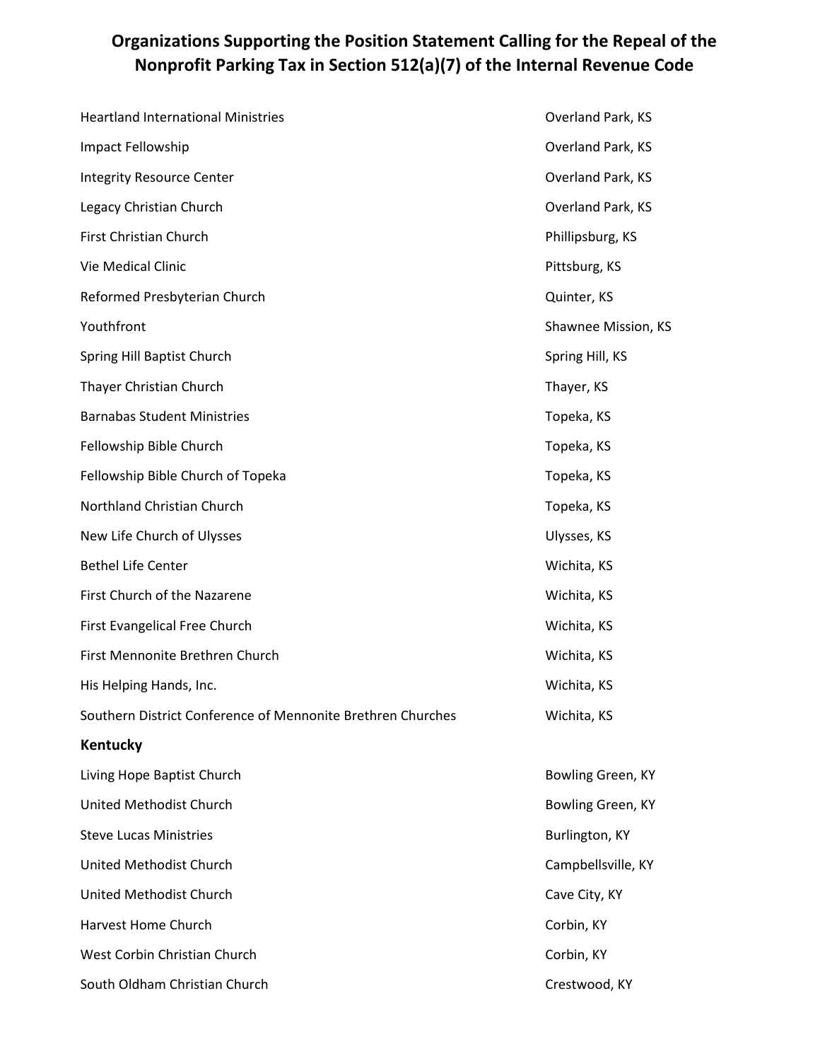# Organizations Supporting the Position Statement Calling for the Repeal of the Nonprofit Parking Tax in Section 512(a)(7) of the Internal Revenue Code

| | |
|---|---|
| Heartland International Ministries | Overland Park, KS |
| Impact Fellowship | Overland Park, KS |
| Integrity Resource Center | Overland Park, KS |
| Legacy Christian Church | Overland Park, KS |
| First Christian Church | Phillipsburg, KS |
| Vie Medical Clinic | Pittsburg, KS |
| Reformed Presbyterian Church | Quinter, KS |
| Youthfront | Shawnee Mission, KS |
| Spring Hill Baptist Church | Spring Hill, KS |
| Thayer Christian Church | Thayer, KS |
| Barnabas Student Ministries | Topeka, KS |
| Fellowship Bible Church | Topeka, KS |
| Fellowship Bible Church of Topeka | Topeka, KS |
| Northland Christian Church | Topeka, KS |
| New Life Church of Ulysses | Ulysses, KS |
| Bethel Life Center | Wichita, KS |
| First Church of the Nazarene | Wichita, KS |
| First Evangelical Free Church | Wichita, KS |
| First Mennonite Brethren Church | Wichita, KS |
| His Helping Hands, Inc. | Wichita, KS |
| Southern District Conference of Mennonite Brethren Churches | Wichita, KS |

**Kentucky**

| | |
|---|---|
| Living Hope Baptist Church | Bowling Green, KY |
| United Methodist Church | Bowling Green, KY |
| Steve Lucas Ministries | Burlington, KY |
| United Methodist Church | Campbellsville, KY |
| United Methodist Church | Cave City, KY |
| Harvest Home Church | Corbin, KY |
| West Corbin Christian Church | Corbin, KY |
| South Oldham Christian Church | Crestwood, KY |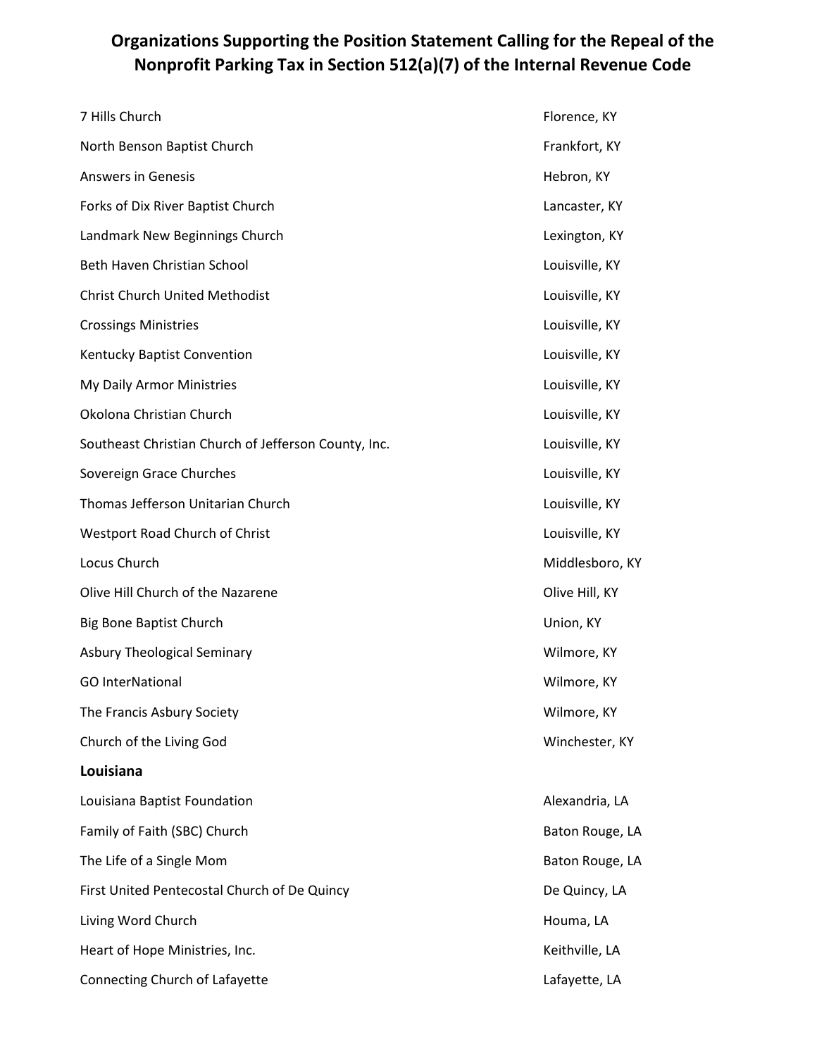# Organizations Supporting the Position Statement Calling for the Repeal of the Nonprofit Parking Tax in Section 512(a)(7) of the Internal Revenue Code

| | |
|---|---|
| 7 Hills Church | Florence, KY |
| North Benson Baptist Church | Frankfort, KY |
| Answers in Genesis | Hebron, KY |
| Forks of Dix River Baptist Church | Lancaster, KY |
| Landmark New Beginnings Church | Lexington, KY |
| Beth Haven Christian School | Louisville, KY |
| Christ Church United Methodist | Louisville, KY |
| Crossings Ministries | Louisville, KY |
| Kentucky Baptist Convention | Louisville, KY |
| My Daily Armor Ministries | Louisville, KY |
| Okolona Christian Church | Louisville, KY |
| Southeast Christian Church of Jefferson County, Inc. | Louisville, KY |
| Sovereign Grace Churches | Louisville, KY |
| Thomas Jefferson Unitarian Church | Louisville, KY |
| Westport Road Church of Christ | Louisville, KY |
| Locus Church | Middlesboro, KY |
| Olive Hill Church of the Nazarene | Olive Hill, KY |
| Big Bone Baptist Church | Union, KY |
| Asbury Theological Seminary | Wilmore, KY |
| GO InterNational | Wilmore, KY |
| The Francis Asbury Society | Wilmore, KY |
| Church of the Living God | Winchester, KY |

**Louisiana**

| | |
|---|---|
| Louisiana Baptist Foundation | Alexandria, LA |
| Family of Faith (SBC) Church | Baton Rouge, LA |
| The Life of a Single Mom | Baton Rouge, LA |
| First United Pentecostal Church of De Quincy | De Quincy, LA |
| Living Word Church | Houma, LA |
| Heart of Hope Ministries, Inc. | Keithville, LA |
| Connecting Church of Lafayette | Lafayette, LA |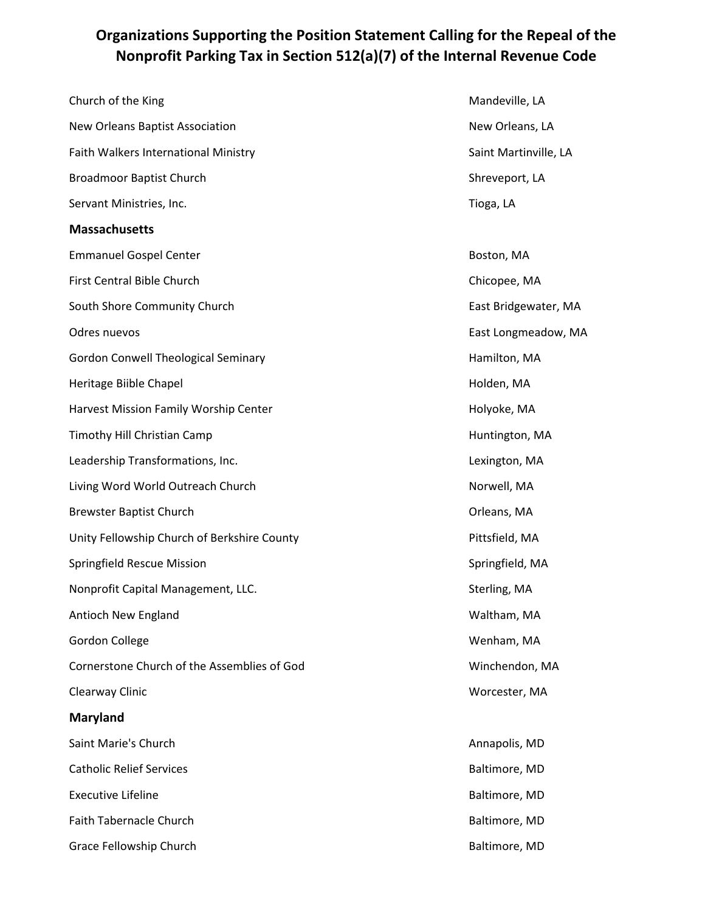# Organizations Supporting the Position Statement Calling for the Repeal of the Nonprofit Parking Tax in Section 512(a)(7) of the Internal Revenue Code

| | |
|---|---|
| Church of the King | Mandeville, LA |
| New Orleans Baptist Association | New Orleans, LA |
| Faith Walkers International Ministry | Saint Martinville, LA |
| Broadmoor Baptist Church | Shreveport, LA |
| Servant Ministries, Inc. | Tioga, LA |
| **Massachusetts** | |
| Emmanuel Gospel Center | Boston, MA |
| First Central Bible Church | Chicopee, MA |
| South Shore Community Church | East Bridgewater, MA |
| Odres nuevos | East Longmeadow, MA |
| Gordon Conwell Theological Seminary | Hamilton, MA |
| Heritage Biible Chapel | Holden, MA |
| Harvest Mission Family Worship Center | Holyoke, MA |
| Timothy Hill Christian Camp | Huntington, MA |
| Leadership Transformations, Inc. | Lexington, MA |
| Living Word World Outreach Church | Norwell, MA |
| Brewster Baptist Church | Orleans, MA |
| Unity Fellowship Church of Berkshire County | Pittsfield, MA |
| Springfield Rescue Mission | Springfield, MA |
| Nonprofit Capital Management, LLC. | Sterling, MA |
| Antioch New England | Waltham, MA |
| Gordon College | Wenham, MA |
| Cornerstone Church of the Assemblies of God | Winchendon, MA |
| Clearway Clinic | Worcester, MA |
| **Maryland** | |
| Saint Marie's Church | Annapolis, MD |
| Catholic Relief Services | Baltimore, MD |
| Executive Lifeline | Baltimore, MD |
| Faith Tabernacle Church | Baltimore, MD |
| Grace Fellowship Church | Baltimore, MD |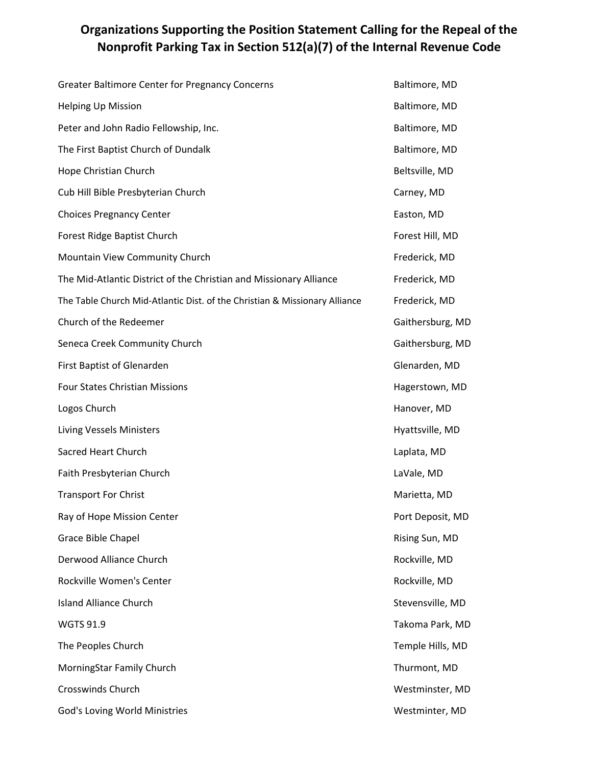# Organizations Supporting the Position Statement Calling for the Repeal of the Nonprofit Parking Tax in Section 512(a)(7) of the Internal Revenue Code

| | |
|---|---|
| Greater Baltimore Center for Pregnancy Concerns | Baltimore, MD |
| Helping Up Mission | Baltimore, MD |
| Peter and John Radio Fellowship, Inc. | Baltimore, MD |
| The First Baptist Church of Dundalk | Baltimore, MD |
| Hope Christian Church | Beltsville, MD |
| Cub Hill Bible Presbyterian Church | Carney, MD |
| Choices Pregnancy Center | Easton, MD |
| Forest Ridge Baptist Church | Forest Hill, MD |
| Mountain View Community Church | Frederick, MD |
| The Mid-Atlantic District of the Christian and Missionary Alliance | Frederick, MD |
| The Table Church Mid-Atlantic Dist. of the Christian & Missionary Alliance | Frederick, MD |
| Church of the Redeemer | Gaithersburg, MD |
| Seneca Creek Community Church | Gaithersburg, MD |
| First Baptist of Glenarden | Glenarden, MD |
| Four States Christian Missions | Hagerstown, MD |
| Logos Church | Hanover, MD |
| Living Vessels Ministers | Hyattsville, MD |
| Sacred Heart Church | Laplata, MD |
| Faith Presbyterian Church | LaVale, MD |
| Transport For Christ | Marietta, MD |
| Ray of Hope Mission Center | Port Deposit, MD |
| Grace Bible Chapel | Rising Sun, MD |
| Derwood Alliance Church | Rockville, MD |
| Rockville Women's Center | Rockville, MD |
| Island Alliance Church | Stevensville, MD |
| WGTS 91.9 | Takoma Park, MD |
| The Peoples Church | Temple Hills, MD |
| MorningStar Family Church | Thurmont, MD |
| Crosswinds Church | Westminster, MD |
| God's Loving World Ministries | Westminter, MD |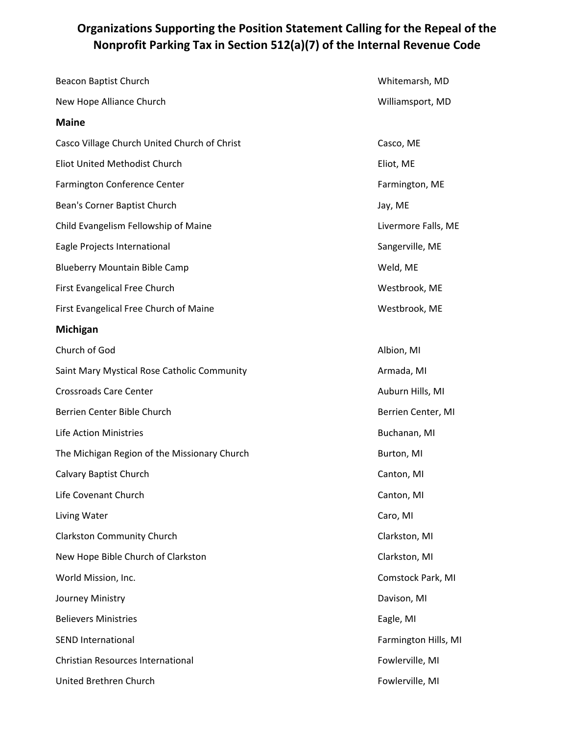# Organizations Supporting the Position Statement Calling for the Repeal of the Nonprofit Parking Tax in Section 512(a)(7) of the Internal Revenue Code

| | |
|---|---|
| Beacon Baptist Church | Whitemarsh, MD |
| New Hope Alliance Church | Williamsport, MD |
| **Maine** | |
| Casco Village Church United Church of Christ | Casco, ME |
| Eliot United Methodist Church | Eliot, ME |
| Farmington Conference Center | Farmington, ME |
| Bean's Corner Baptist Church | Jay, ME |
| Child Evangelism Fellowship of Maine | Livermore Falls, ME |
| Eagle Projects International | Sangerville, ME |
| Blueberry Mountain Bible Camp | Weld, ME |
| First Evangelical Free Church | Westbrook, ME |
| First Evangelical Free Church of Maine | Westbrook, ME |
| **Michigan** | |
| Church of God | Albion, MI |
| Saint Mary Mystical Rose Catholic Community | Armada, MI |
| Crossroads Care Center | Auburn Hills, MI |
| Berrien Center Bible Church | Berrien Center, MI |
| Life Action Ministries | Buchanan, MI |
| The Michigan Region of the Missionary Church | Burton, MI |
| Calvary Baptist Church | Canton, MI |
| Life Covenant Church | Canton, MI |
| Living Water | Caro, MI |
| Clarkston Community Church | Clarkston, MI |
| New Hope Bible Church of Clarkston | Clarkston, MI |
| World Mission, Inc. | Comstock Park, MI |
| Journey Ministry | Davison, MI |
| Believers Ministries | Eagle, MI |
| SEND International | Farmington Hills, MI |
| Christian Resources International | Fowlerville, MI |
| United Brethren Church | Fowlerville, MI |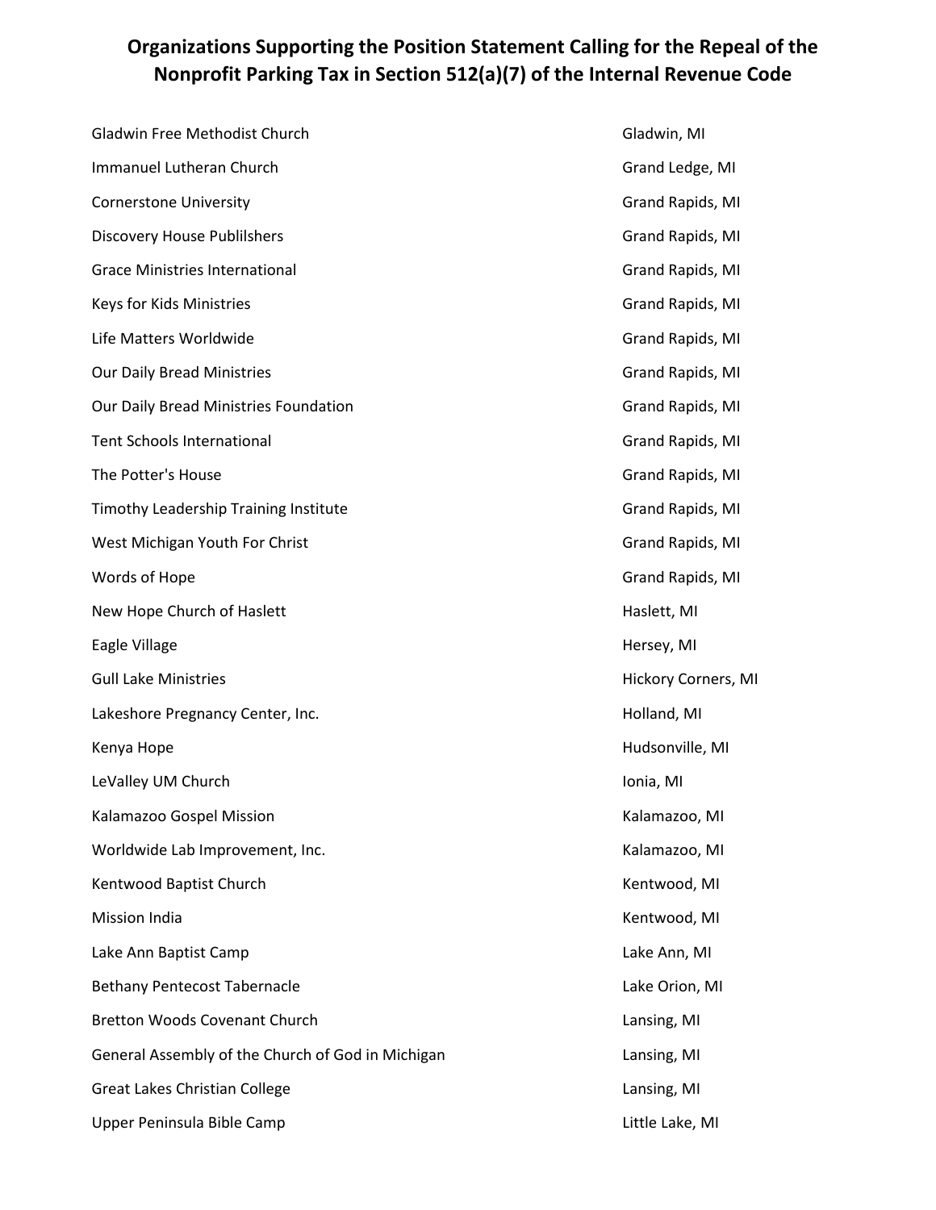# Organizations Supporting the Position Statement Calling for the Repeal of the Nonprofit Parking Tax in Section 512(a)(7) of the Internal Revenue Code

| | |
|---|---|
| Gladwin Free Methodist Church | Gladwin, MI |
| Immanuel Lutheran Church | Grand Ledge, MI |
| Cornerstone University | Grand Rapids, MI |
| Discovery House Publilshers | Grand Rapids, MI |
| Grace Ministries International | Grand Rapids, MI |
| Keys for Kids Ministries | Grand Rapids, MI |
| Life Matters Worldwide | Grand Rapids, MI |
| Our Daily Bread Ministries | Grand Rapids, MI |
| Our Daily Bread Ministries Foundation | Grand Rapids, MI |
| Tent Schools International | Grand Rapids, MI |
| The Potter's House | Grand Rapids, MI |
| Timothy Leadership Training Institute | Grand Rapids, MI |
| West Michigan Youth For Christ | Grand Rapids, MI |
| Words of Hope | Grand Rapids, MI |
| New Hope Church of Haslett | Haslett, MI |
| Eagle Village | Hersey, MI |
| Gull Lake Ministries | Hickory Corners, MI |
| Lakeshore Pregnancy Center, Inc. | Holland, MI |
| Kenya Hope | Hudsonville, MI |
| LeValley UM Church | Ionia, MI |
| Kalamazoo Gospel Mission | Kalamazoo, MI |
| Worldwide Lab Improvement, Inc. | Kalamazoo, MI |
| Kentwood Baptist Church | Kentwood, MI |
| Mission India | Kentwood, MI |
| Lake Ann Baptist Camp | Lake Ann, MI |
| Bethany Pentecost Tabernacle | Lake Orion, MI |
| Bretton Woods Covenant Church | Lansing, MI |
| General Assembly of the Church of God in Michigan | Lansing, MI |
| Great Lakes Christian College | Lansing, MI |
| Upper Peninsula Bible Camp | Little Lake, MI |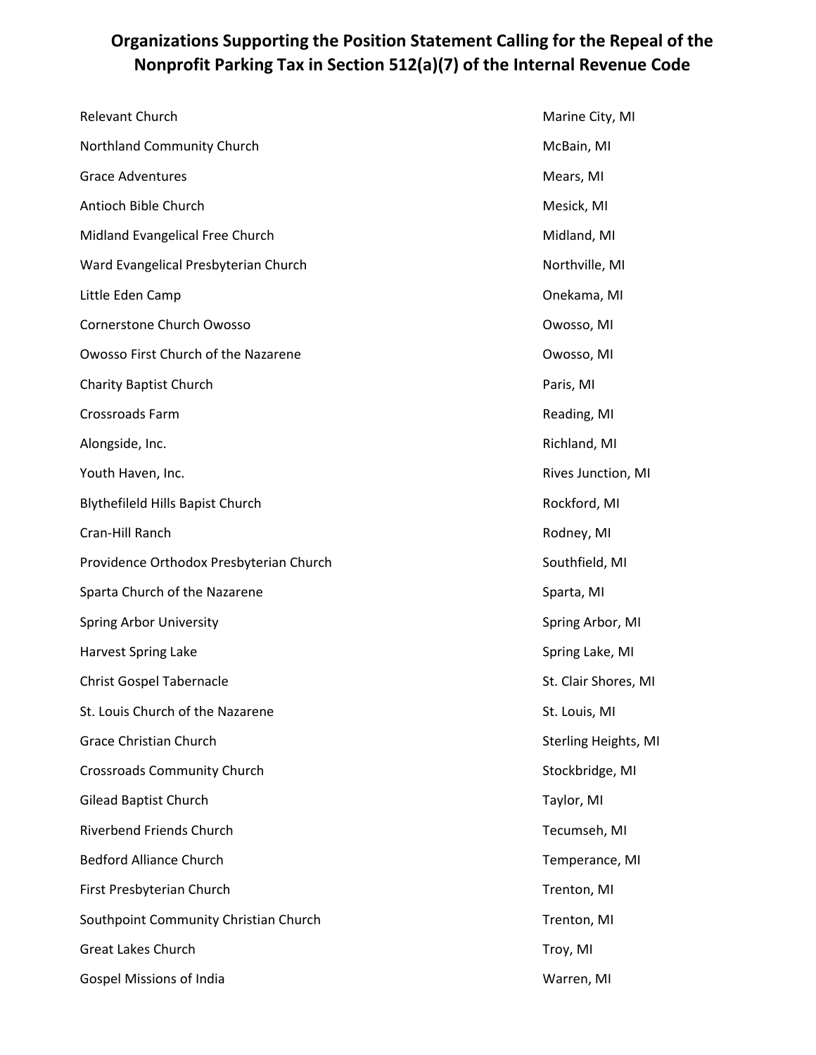# Organizations Supporting the Position Statement Calling for the Repeal of the Nonprofit Parking Tax in Section 512(a)(7) of the Internal Revenue Code

| | |
|---|---|
| Relevant Church | Marine City, MI |
| Northland Community Church | McBain, MI |
| Grace Adventures | Mears, MI |
| Antioch Bible Church | Mesick, MI |
| Midland Evangelical Free Church | Midland, MI |
| Ward Evangelical Presbyterian Church | Northville, MI |
| Little Eden Camp | Onekama, MI |
| Cornerstone Church Owosso | Owosso, MI |
| Owosso First Church of the Nazarene | Owosso, MI |
| Charity Baptist Church | Paris, MI |
| Crossroads Farm | Reading, MI |
| Alongside, Inc. | Richland, MI |
| Youth Haven, Inc. | Rives Junction, MI |
| Blythefileld Hills Bapist Church | Rockford, MI |
| Cran-Hill Ranch | Rodney, MI |
| Providence Orthodox Presbyterian Church | Southfield, MI |
| Sparta Church of the Nazarene | Sparta, MI |
| Spring Arbor University | Spring Arbor, MI |
| Harvest Spring Lake | Spring Lake, MI |
| Christ Gospel Tabernacle | St. Clair Shores, MI |
| St. Louis Church of the Nazarene | St. Louis, MI |
| Grace Christian Church | Sterling Heights, MI |
| Crossroads Community Church | Stockbridge, MI |
| Gilead Baptist Church | Taylor, MI |
| Riverbend Friends Church | Tecumseh, MI |
| Bedford Alliance Church | Temperance, MI |
| First Presbyterian Church | Trenton, MI |
| Southpoint Community Christian Church | Trenton, MI |
| Great Lakes Church | Troy, MI |
| Gospel Missions of India | Warren, MI |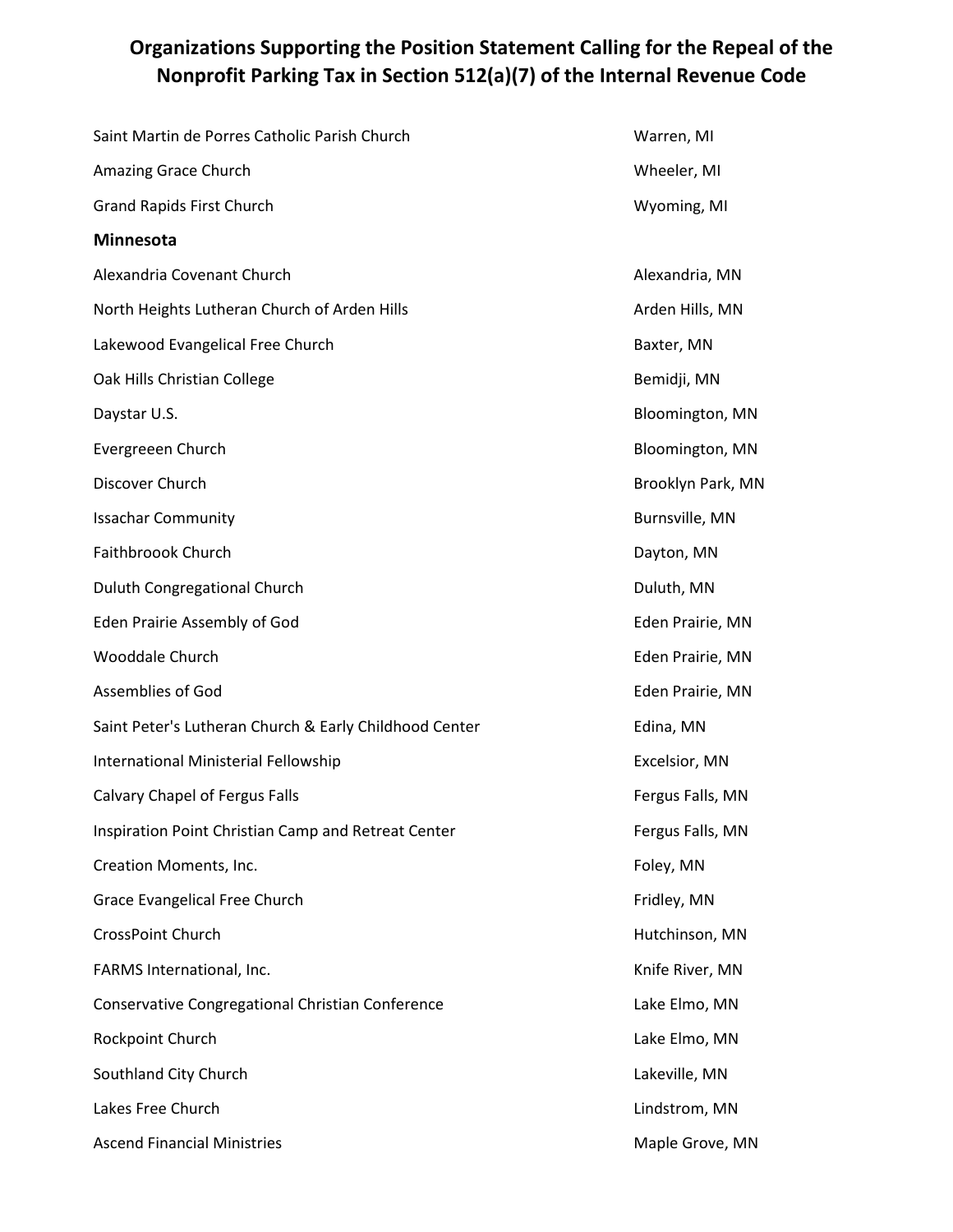# Organizations Supporting the Position Statement Calling for the Repeal of the Nonprofit Parking Tax in Section 512(a)(7) of the Internal Revenue Code

| | |
|---|---|
| Saint Martin de Porres Catholic Parish Church | Warren, MI |
| Amazing Grace Church | Wheeler, MI |
| Grand Rapids First Church | Wyoming, MI |

**Minnesota**

| | |
|---|---|
| Alexandria Covenant Church | Alexandria, MN |
| North Heights Lutheran Church of Arden Hills | Arden Hills, MN |
| Lakewood Evangelical Free Church | Baxter, MN |
| Oak Hills Christian College | Bemidji, MN |
| Daystar U.S. | Bloomington, MN |
| Evergreeen Church | Bloomington, MN |
| Discover Church | Brooklyn Park, MN |
| Issachar Community | Burnsville, MN |
| Faithbroook Church | Dayton, MN |
| Duluth Congregational Church | Duluth, MN |
| Eden Prairie Assembly of God | Eden Prairie, MN |
| Wooddale Church | Eden Prairie, MN |
| Assemblies of God | Eden Prairie, MN |
| Saint Peter's Lutheran Church & Early Childhood Center | Edina, MN |
| International Ministerial Fellowship | Excelsior, MN |
| Calvary Chapel of Fergus Falls | Fergus Falls, MN |
| Inspiration Point Christian Camp and Retreat Center | Fergus Falls, MN |
| Creation Moments, Inc. | Foley, MN |
| Grace Evangelical Free Church | Fridley, MN |
| CrossPoint Church | Hutchinson, MN |
| FARMS International, Inc. | Knife River, MN |
| Conservative Congregational Christian Conference | Lake Elmo, MN |
| Rockpoint Church | Lake Elmo, MN |
| Southland City Church | Lakeville, MN |
| Lakes Free Church | Lindstrom, MN |
| Ascend Financial Ministries | Maple Grove, MN |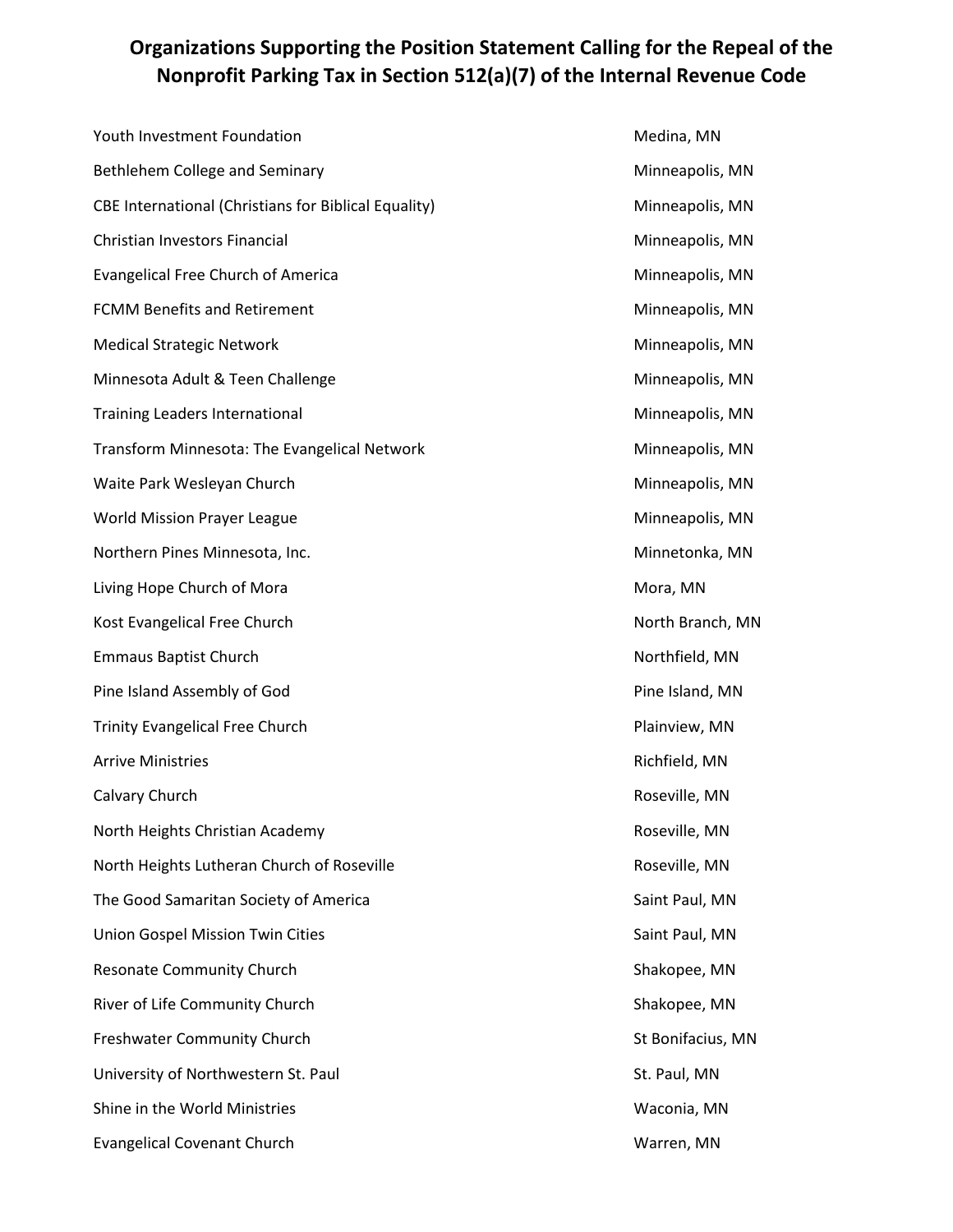# Organizations Supporting the Position Statement Calling for the Repeal of the Nonprofit Parking Tax in Section 512(a)(7) of the Internal Revenue Code

| | |
|---|---|
| Youth Investment Foundation | Medina, MN |
| Bethlehem College and Seminary | Minneapolis, MN |
| CBE International (Christians for Biblical Equality) | Minneapolis, MN |
| Christian Investors Financial | Minneapolis, MN |
| Evangelical Free Church of America | Minneapolis, MN |
| FCMM Benefits and Retirement | Minneapolis, MN |
| Medical Strategic Network | Minneapolis, MN |
| Minnesota Adult & Teen Challenge | Minneapolis, MN |
| Training Leaders International | Minneapolis, MN |
| Transform Minnesota: The Evangelical Network | Minneapolis, MN |
| Waite Park Wesleyan Church | Minneapolis, MN |
| World Mission Prayer League | Minneapolis, MN |
| Northern Pines Minnesota, Inc. | Minnetonka, MN |
| Living Hope Church of Mora | Mora, MN |
| Kost Evangelical Free Church | North Branch, MN |
| Emmaus Baptist Church | Northfield, MN |
| Pine Island Assembly of God | Pine Island, MN |
| Trinity Evangelical Free Church | Plainview, MN |
| Arrive Ministries | Richfield, MN |
| Calvary Church | Roseville, MN |
| North Heights Christian Academy | Roseville, MN |
| North Heights Lutheran Church of Roseville | Roseville, MN |
| The Good Samaritan Society of America | Saint Paul, MN |
| Union Gospel Mission Twin Cities | Saint Paul, MN |
| Resonate Community Church | Shakopee, MN |
| River of Life Community Church | Shakopee, MN |
| Freshwater Community Church | St Bonifacius, MN |
| University of Northwestern St. Paul | St. Paul, MN |
| Shine in the World Ministries | Waconia, MN |
| Evangelical Covenant Church | Warren, MN |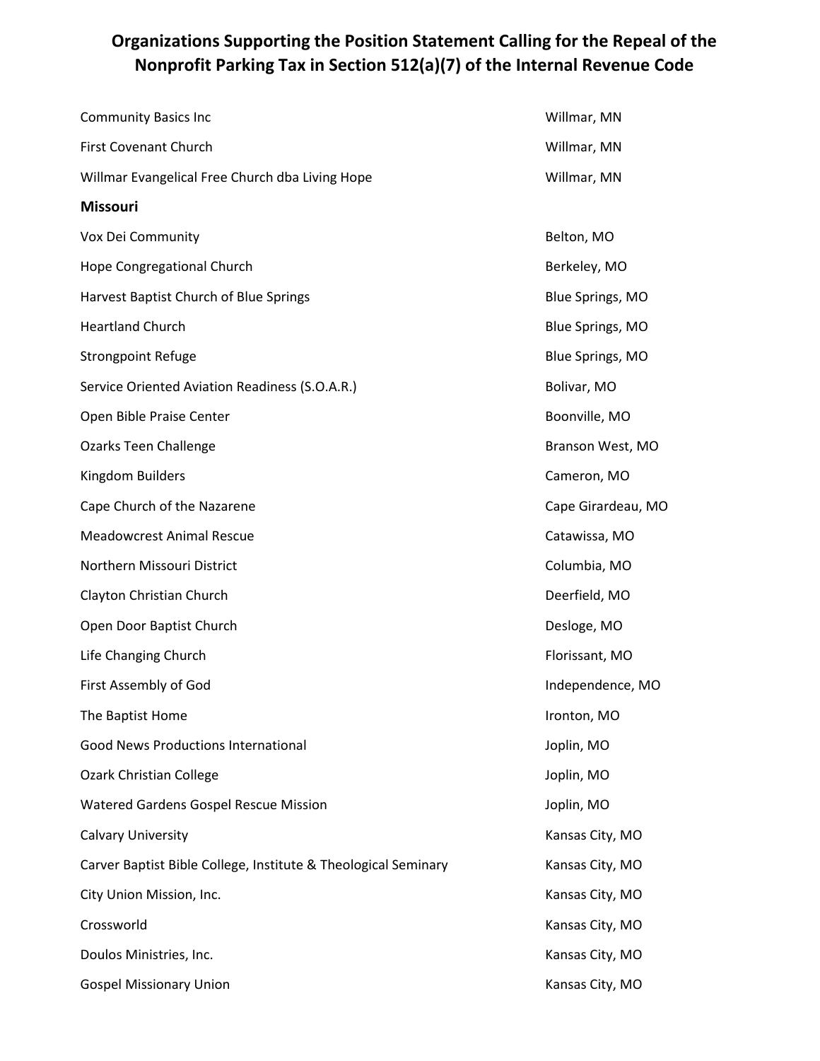## Organizations Supporting the Position Statement Calling for the Repeal of the Nonprofit Parking Tax in Section 512(a)(7) of the Internal Revenue Code

| | |
|---|---|
| Community Basics Inc | Willmar, MN |
| First Covenant Church | Willmar, MN |
| Willmar Evangelical Free Church dba Living Hope | Willmar, MN |
| **Missouri** | |
| Vox Dei Community | Belton, MO |
| Hope Congregational Church | Berkeley, MO |
| Harvest Baptist Church of Blue Springs | Blue Springs, MO |
| Heartland Church | Blue Springs, MO |
| Strongpoint Refuge | Blue Springs, MO |
| Service Oriented Aviation Readiness (S.O.A.R.) | Bolivar, MO |
| Open Bible Praise Center | Boonville, MO |
| Ozarks Teen Challenge | Branson West, MO |
| Kingdom Builders | Cameron, MO |
| Cape Church of the Nazarene | Cape Girardeau, MO |
| Meadowcrest Animal Rescue | Catawissa, MO |
| Northern Missouri District | Columbia, MO |
| Clayton Christian Church | Deerfield, MO |
| Open Door Baptist Church | Desloge, MO |
| Life Changing Church | Florissant, MO |
| First Assembly of God | Independence, MO |
| The Baptist Home | Ironton, MO |
| Good News Productions International | Joplin, MO |
| Ozark Christian College | Joplin, MO |
| Watered Gardens Gospel Rescue Mission | Joplin, MO |
| Calvary University | Kansas City, MO |
| Carver Baptist Bible College, Institute & Theological Seminary | Kansas City, MO |
| City Union Mission, Inc. | Kansas City, MO |
| Crossworld | Kansas City, MO |
| Doulos Ministries, Inc. | Kansas City, MO |
| Gospel Missionary Union | Kansas City, MO |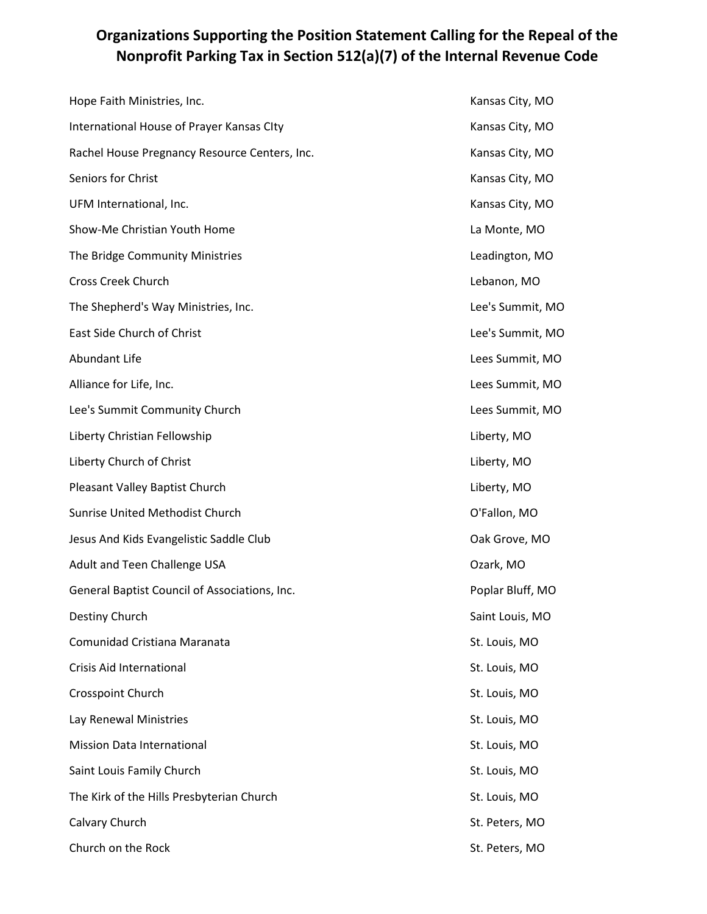# Organizations Supporting the Position Statement Calling for the Repeal of the Nonprofit Parking Tax in Section 512(a)(7) of the Internal Revenue Code

| | |
|---|---|
| Hope Faith Ministries, Inc. | Kansas City, MO |
| International House of Prayer Kansas CIty | Kansas City, MO |
| Rachel House Pregnancy Resource Centers, Inc. | Kansas City, MO |
| Seniors for Christ | Kansas City, MO |
| UFM International, Inc. | Kansas City, MO |
| Show-Me Christian Youth Home | La Monte, MO |
| The Bridge Community Ministries | Leadington, MO |
| Cross Creek Church | Lebanon, MO |
| The Shepherd's Way Ministries, Inc. | Lee's Summit, MO |
| East Side Church of Christ | Lee's Summit, MO |
| Abundant Life | Lees Summit, MO |
| Alliance for Life, Inc. | Lees Summit, MO |
| Lee's Summit Community Church | Lees Summit, MO |
| Liberty Christian Fellowship | Liberty, MO |
| Liberty Church of Christ | Liberty, MO |
| Pleasant Valley Baptist Church | Liberty, MO |
| Sunrise United Methodist Church | O'Fallon, MO |
| Jesus And Kids Evangelistic Saddle Club | Oak Grove, MO |
| Adult and Teen Challenge USA | Ozark, MO |
| General Baptist Council of Associations, Inc. | Poplar Bluff, MO |
| Destiny Church | Saint Louis, MO |
| Comunidad Cristiana Maranata | St. Louis, MO |
| Crisis Aid International | St. Louis, MO |
| Crosspoint Church | St. Louis, MO |
| Lay Renewal Ministries | St. Louis, MO |
| Mission Data International | St. Louis, MO |
| Saint Louis Family Church | St. Louis, MO |
| The Kirk of the Hills Presbyterian Church | St. Louis, MO |
| Calvary Church | St. Peters, MO |
| Church on the Rock | St. Peters, MO |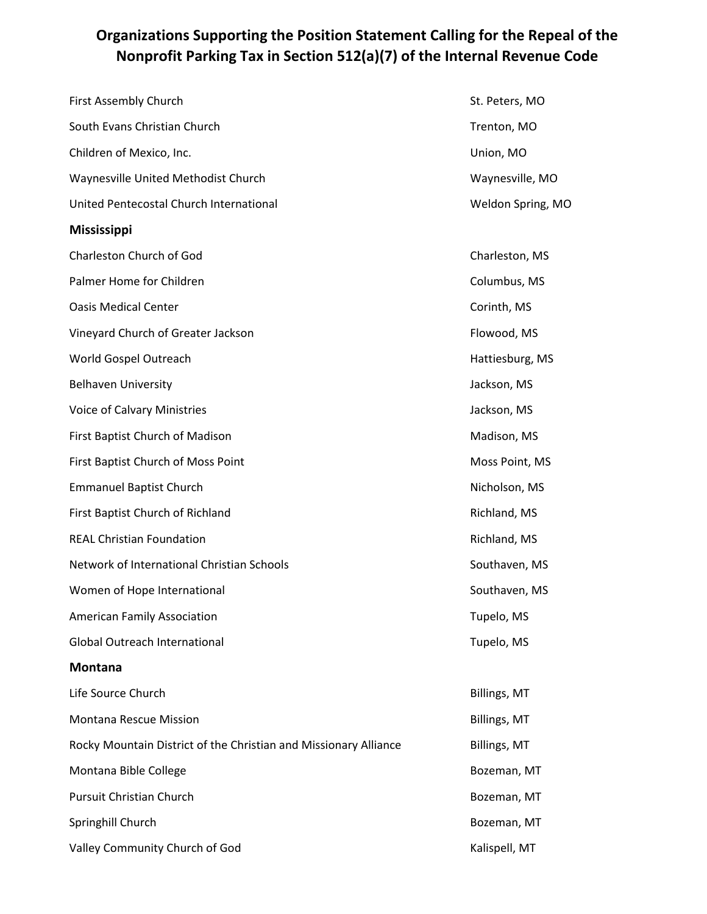# Organizations Supporting the Position Statement Calling for the Repeal of the Nonprofit Parking Tax in Section 512(a)(7) of the Internal Revenue Code

| | |
|---|---|
| First Assembly Church | St. Peters, MO |
| South Evans Christian Church | Trenton, MO |
| Children of Mexico, Inc. | Union, MO |
| Waynesville United Methodist Church | Waynesville, MO |
| United Pentecostal Church International | Weldon Spring, MO |

**Mississippi**

| | |
|---|---|
| Charleston Church of God | Charleston, MS |
| Palmer Home for Children | Columbus, MS |
| Oasis Medical Center | Corinth, MS |
| Vineyard Church of Greater Jackson | Flowood, MS |
| World Gospel Outreach | Hattiesburg, MS |
| Belhaven University | Jackson, MS |
| Voice of Calvary Ministries | Jackson, MS |
| First Baptist Church of Madison | Madison, MS |
| First Baptist Church of Moss Point | Moss Point, MS |
| Emmanuel Baptist Church | Nicholson, MS |
| First Baptist Church of Richland | Richland, MS |
| REAL Christian Foundation | Richland, MS |
| Network of International Christian Schools | Southaven, MS |
| Women of Hope International | Southaven, MS |
| American Family Association | Tupelo, MS |
| Global Outreach International | Tupelo, MS |

**Montana**

| | |
|---|---|
| Life Source Church | Billings, MT |
| Montana Rescue Mission | Billings, MT |
| Rocky Mountain District of the Christian and Missionary Alliance | Billings, MT |
| Montana Bible College | Bozeman, MT |
| Pursuit Christian Church | Bozeman, MT |
| Springhill Church | Bozeman, MT |
| Valley Community Church of God | Kalispell, MT |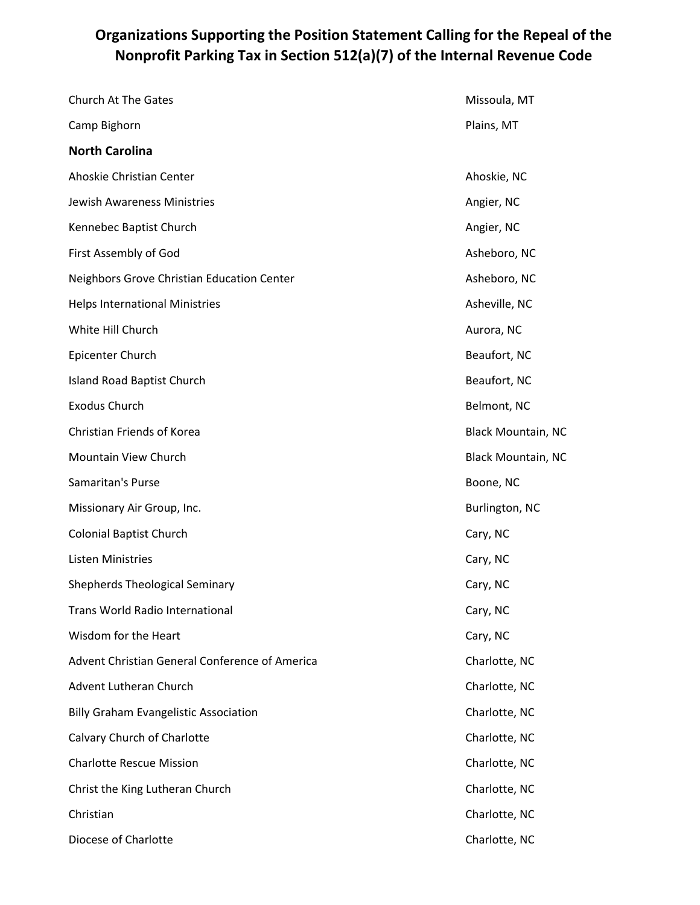# Organizations Supporting the Position Statement Calling for the Repeal of the Nonprofit Parking Tax in Section 512(a)(7) of the Internal Revenue Code

| | |
|---|---|
| Church At The Gates | Missoula, MT |
| Camp Bighorn | Plains, MT |
| **North Carolina** | |
| Ahoskie Christian Center | Ahoskie, NC |
| Jewish Awareness Ministries | Angier, NC |
| Kennebec Baptist Church | Angier, NC |
| First Assembly of God | Asheboro, NC |
| Neighbors Grove Christian Education Center | Asheboro, NC |
| Helps International Ministries | Asheville, NC |
| White Hill Church | Aurora, NC |
| Epicenter Church | Beaufort, NC |
| Island Road Baptist Church | Beaufort, NC |
| Exodus Church | Belmont, NC |
| Christian Friends of Korea | Black Mountain, NC |
| Mountain View Church | Black Mountain, NC |
| Samaritan's Purse | Boone, NC |
| Missionary Air Group, Inc. | Burlington, NC |
| Colonial Baptist Church | Cary, NC |
| Listen Ministries | Cary, NC |
| Shepherds Theological Seminary | Cary, NC |
| Trans World Radio International | Cary, NC |
| Wisdom for the Heart | Cary, NC |
| Advent Christian General Conference of America | Charlotte, NC |
| Advent Lutheran Church | Charlotte, NC |
| Billy Graham Evangelistic Association | Charlotte, NC |
| Calvary Church of Charlotte | Charlotte, NC |
| Charlotte Rescue Mission | Charlotte, NC |
| Christ the King Lutheran Church | Charlotte, NC |
| Christian | Charlotte, NC |
| Diocese of Charlotte | Charlotte, NC |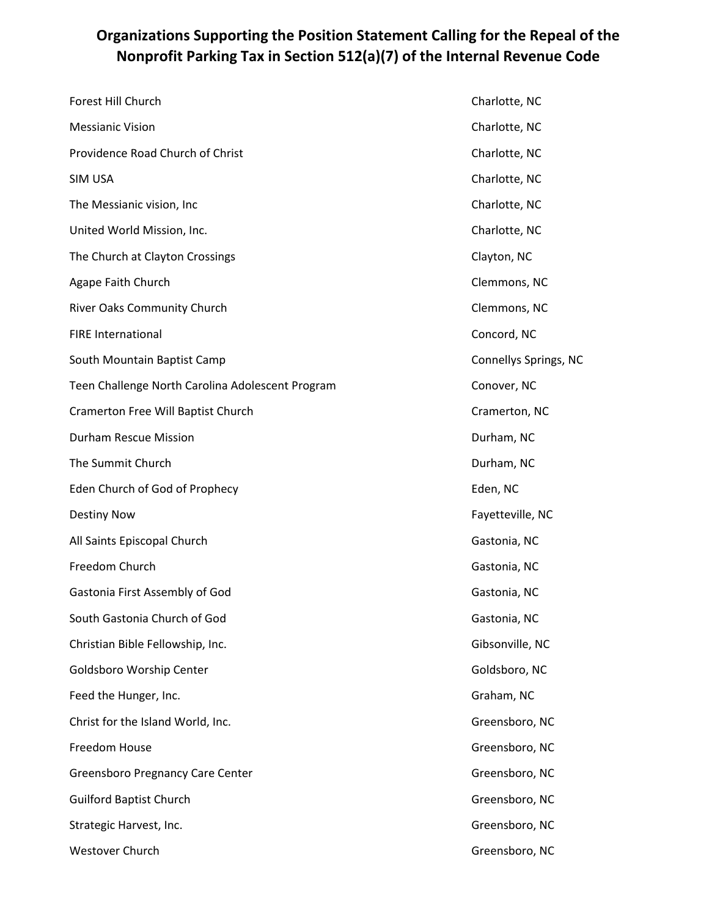# Organizations Supporting the Position Statement Calling for the Repeal of the Nonprofit Parking Tax in Section 512(a)(7) of the Internal Revenue Code

| | |
|---|---|
| Forest Hill Church | Charlotte, NC |
| Messianic Vision | Charlotte, NC |
| Providence Road Church of Christ | Charlotte, NC |
| SIM USA | Charlotte, NC |
| The Messianic vision, Inc | Charlotte, NC |
| United World Mission, Inc. | Charlotte, NC |
| The Church at Clayton Crossings | Clayton, NC |
| Agape Faith Church | Clemmons, NC |
| River Oaks Community Church | Clemmons, NC |
| FIRE International | Concord, NC |
| South Mountain Baptist Camp | Connellys Springs, NC |
| Teen Challenge North Carolina Adolescent Program | Conover, NC |
| Cramerton Free Will Baptist Church | Cramerton, NC |
| Durham Rescue Mission | Durham, NC |
| The Summit Church | Durham, NC |
| Eden Church of God of Prophecy | Eden, NC |
| Destiny Now | Fayetteville, NC |
| All Saints Episcopal Church | Gastonia, NC |
| Freedom Church | Gastonia, NC |
| Gastonia First Assembly of God | Gastonia, NC |
| South Gastonia Church of God | Gastonia, NC |
| Christian Bible Fellowship, Inc. | Gibsonville, NC |
| Goldsboro Worship Center | Goldsboro, NC |
| Feed the Hunger, Inc. | Graham, NC |
| Christ for the Island World, Inc. | Greensboro, NC |
| Freedom House | Greensboro, NC |
| Greensboro Pregnancy Care Center | Greensboro, NC |
| Guilford Baptist Church | Greensboro, NC |
| Strategic Harvest, Inc. | Greensboro, NC |
| Westover Church | Greensboro, NC |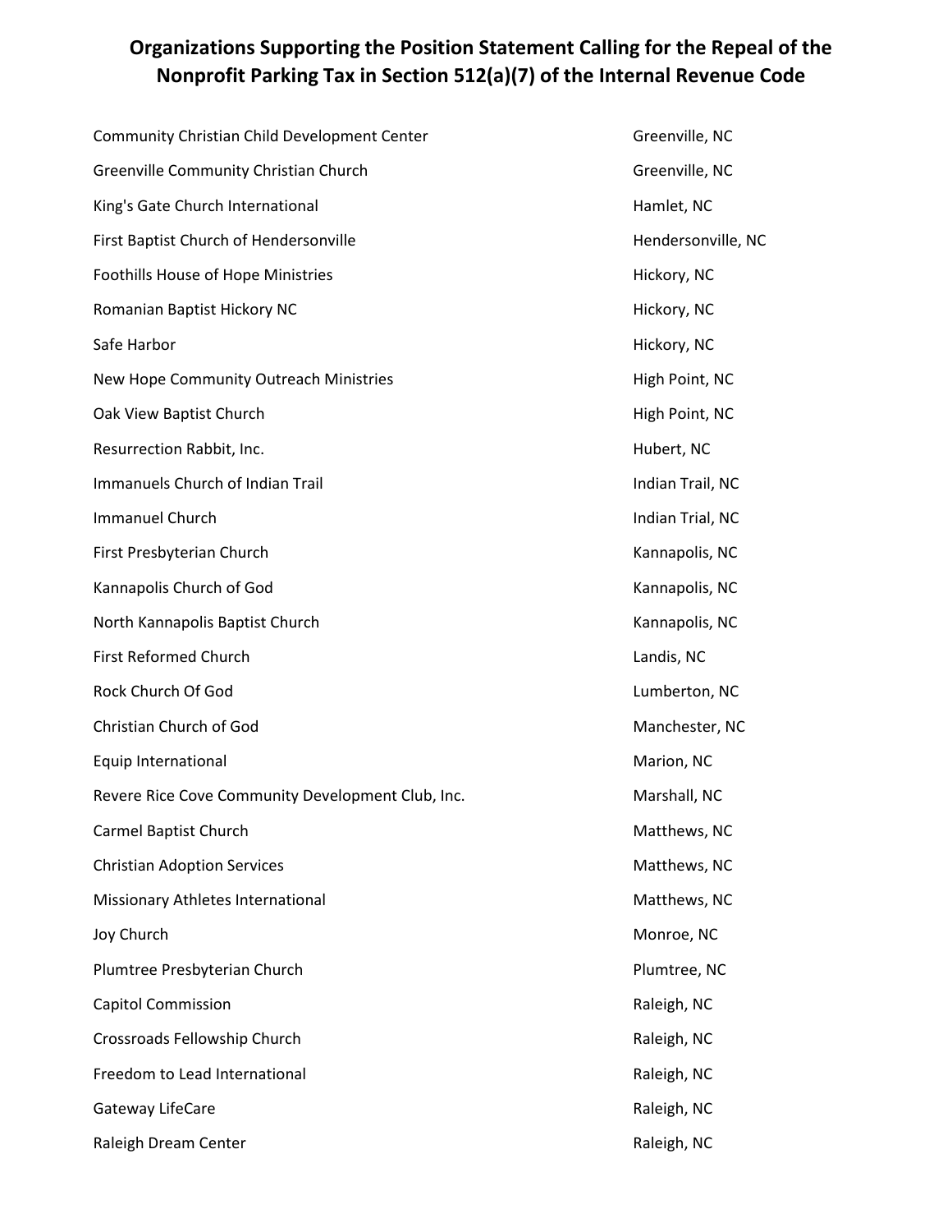# Organizations Supporting the Position Statement Calling for the Repeal of the Nonprofit Parking Tax in Section 512(a)(7) of the Internal Revenue Code

| | |
|---|---|
| Community Christian Child Development Center | Greenville, NC |
| Greenville Community Christian Church | Greenville, NC |
| King's Gate Church International | Hamlet, NC |
| First Baptist Church of Hendersonville | Hendersonville, NC |
| Foothills House of Hope Ministries | Hickory, NC |
| Romanian Baptist Hickory NC | Hickory, NC |
| Safe Harbor | Hickory, NC |
| New Hope Community Outreach Ministries | High Point, NC |
| Oak View Baptist Church | High Point, NC |
| Resurrection Rabbit, Inc. | Hubert, NC |
| Immanuels Church of Indian Trail | Indian Trail, NC |
| Immanuel Church | Indian Trial, NC |
| First Presbyterian Church | Kannapolis, NC |
| Kannapolis Church of God | Kannapolis, NC |
| North Kannapolis Baptist Church | Kannapolis, NC |
| First Reformed Church | Landis, NC |
| Rock Church Of God | Lumberton, NC |
| Christian Church of God | Manchester, NC |
| Equip International | Marion, NC |
| Revere Rice Cove Community Development Club, Inc. | Marshall, NC |
| Carmel Baptist Church | Matthews, NC |
| Christian Adoption Services | Matthews, NC |
| Missionary Athletes International | Matthews, NC |
| Joy Church | Monroe, NC |
| Plumtree Presbyterian Church | Plumtree, NC |
| Capitol Commission | Raleigh, NC |
| Crossroads Fellowship Church | Raleigh, NC |
| Freedom to Lead International | Raleigh, NC |
| Gateway LifeCare | Raleigh, NC |
| Raleigh Dream Center | Raleigh, NC |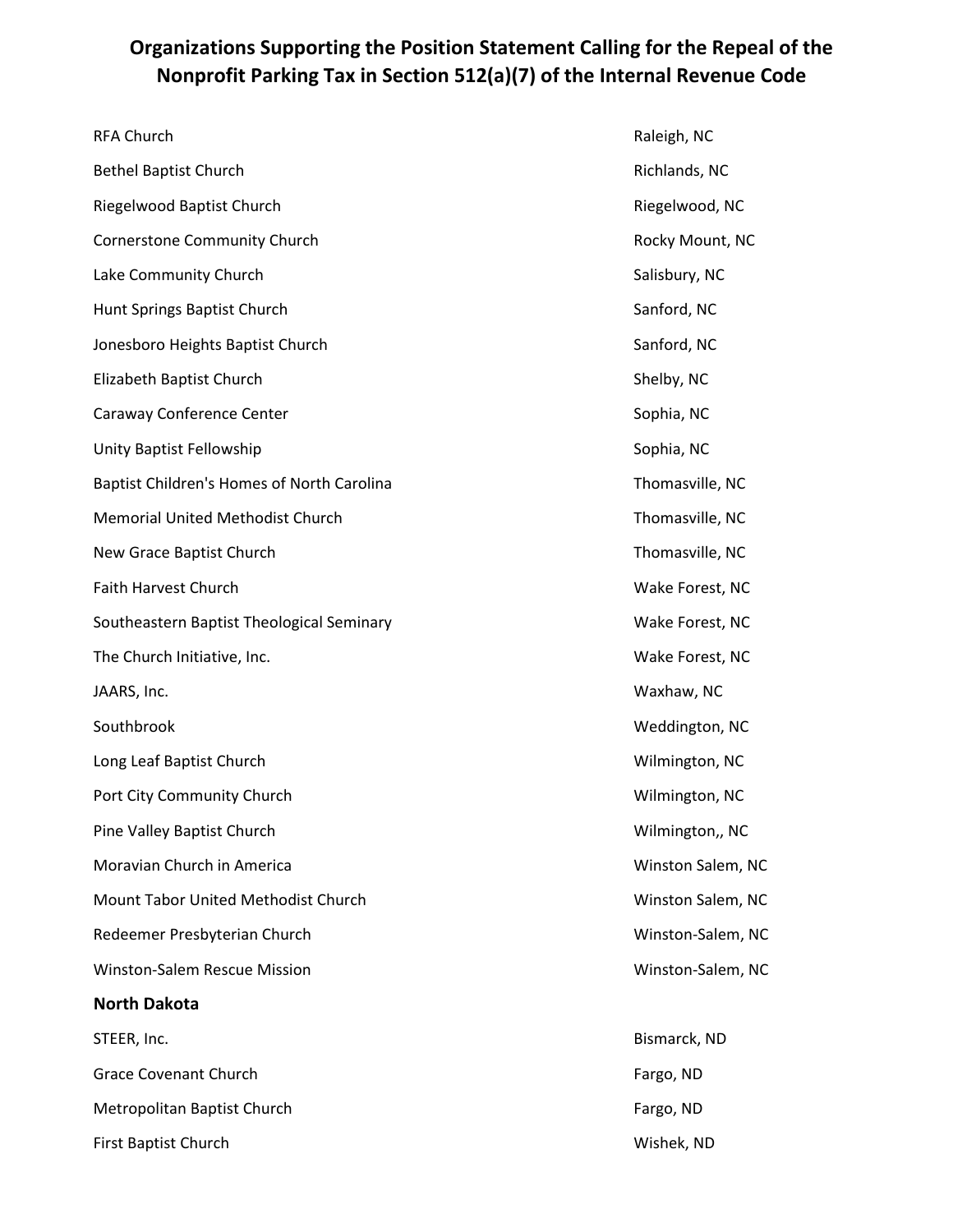# Organizations Supporting the Position Statement Calling for the Repeal of the Nonprofit Parking Tax in Section 512(a)(7) of the Internal Revenue Code

| | |
|---|---|
| RFA Church | Raleigh, NC |
| Bethel Baptist Church | Richlands, NC |
| Riegelwood Baptist Church | Riegelwood, NC |
| Cornerstone Community Church | Rocky Mount, NC |
| Lake Community Church | Salisbury, NC |
| Hunt Springs Baptist Church | Sanford, NC |
| Jonesboro Heights Baptist Church | Sanford, NC |
| Elizabeth Baptist Church | Shelby, NC |
| Caraway Conference Center | Sophia, NC |
| Unity Baptist Fellowship | Sophia, NC |
| Baptist Children's Homes of North Carolina | Thomasville, NC |
| Memorial United Methodist Church | Thomasville, NC |
| New Grace Baptist Church | Thomasville, NC |
| Faith Harvest Church | Wake Forest, NC |
| Southeastern Baptist Theological Seminary | Wake Forest, NC |
| The Church Initiative, Inc. | Wake Forest, NC |
| JAARS, Inc. | Waxhaw, NC |
| Southbrook | Weddington, NC |
| Long Leaf Baptist Church | Wilmington, NC |
| Port City Community Church | Wilmington, NC |
| Pine Valley Baptist Church | Wilmington,, NC |
| Moravian Church in America | Winston Salem, NC |
| Mount Tabor United Methodist Church | Winston Salem, NC |
| Redeemer Presbyterian Church | Winston-Salem, NC |
| Winston-Salem Rescue Mission | Winston-Salem, NC |
| **North Dakota** | |
| STEER, Inc. | Bismarck, ND |
| Grace Covenant Church | Fargo, ND |
| Metropolitan Baptist Church | Fargo, ND |
| First Baptist Church | Wishek, ND |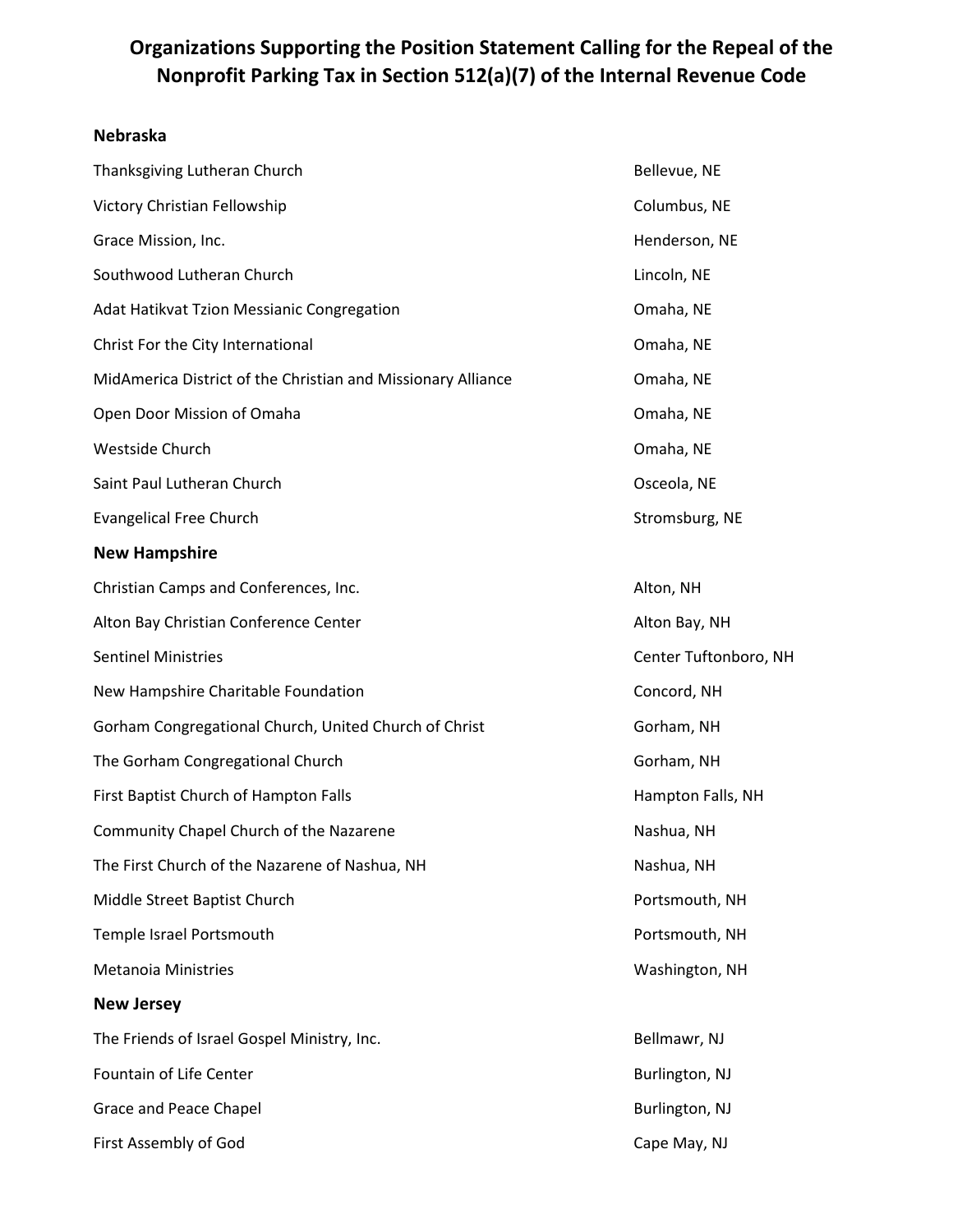# Organizations Supporting the Position Statement Calling for the Repeal of the Nonprofit Parking Tax in Section 512(a)(7) of the Internal Revenue Code

### Nebraska

| | |
|---|---|
| Thanksgiving Lutheran Church | Bellevue, NE |
| Victory Christian Fellowship | Columbus, NE |
| Grace Mission, Inc. | Henderson, NE |
| Southwood Lutheran Church | Lincoln, NE |
| Adat Hatikvat Tzion Messianic Congregation | Omaha, NE |
| Christ For the City International | Omaha, NE |
| MidAmerica District of the Christian and Missionary Alliance | Omaha, NE |
| Open Door Mission of Omaha | Omaha, NE |
| Westside Church | Omaha, NE |
| Saint Paul Lutheran Church | Osceola, NE |
| Evangelical Free Church | Stromsburg, NE |

### New Hampshire

| | |
|---|---|
| Christian Camps and Conferences, Inc. | Alton, NH |
| Alton Bay Christian Conference Center | Alton Bay, NH |
| Sentinel Ministries | Center Tuftonboro, NH |
| New Hampshire Charitable Foundation | Concord, NH |
| Gorham Congregational Church, United Church of Christ | Gorham, NH |
| The Gorham Congregational Church | Gorham, NH |
| First Baptist Church of Hampton Falls | Hampton Falls, NH |
| Community Chapel Church of the Nazarene | Nashua, NH |
| The First Church of the Nazarene of Nashua, NH | Nashua, NH |
| Middle Street Baptist Church | Portsmouth, NH |
| Temple Israel Portsmouth | Portsmouth, NH |
| Metanoia Ministries | Washington, NH |

### New Jersey

| | |
|---|---|
| The Friends of Israel Gospel Ministry, Inc. | Bellmawr, NJ |
| Fountain of Life Center | Burlington, NJ |
| Grace and Peace Chapel | Burlington, NJ |
| First Assembly of God | Cape May, NJ |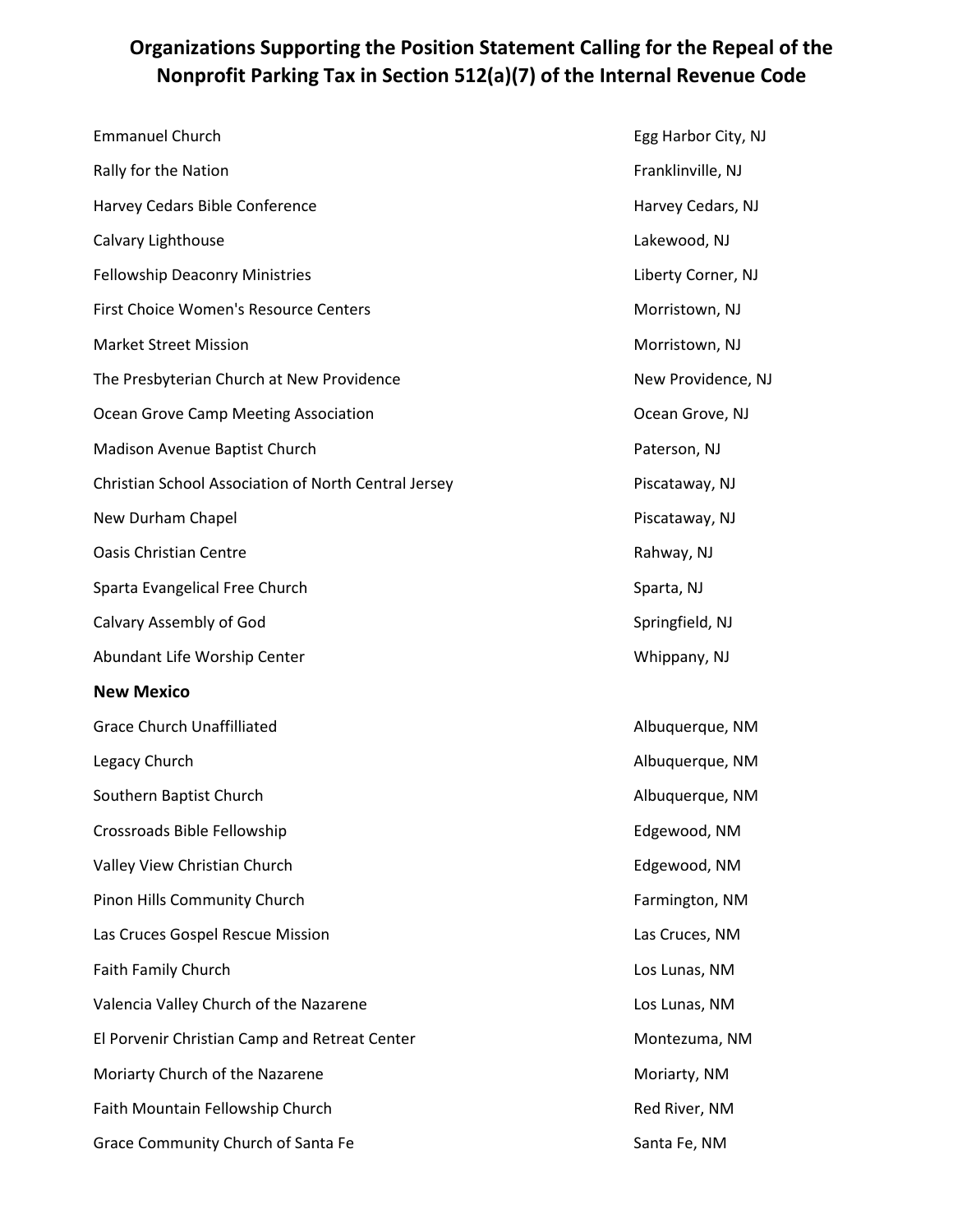# Organizations Supporting the Position Statement Calling for the Repeal of the Nonprofit Parking Tax in Section 512(a)(7) of the Internal Revenue Code

| | |
|---|---|
| Emmanuel Church | Egg Harbor City, NJ |
| Rally for the Nation | Franklinville, NJ |
| Harvey Cedars Bible Conference | Harvey Cedars, NJ |
| Calvary Lighthouse | Lakewood, NJ |
| Fellowship Deaconry Ministries | Liberty Corner, NJ |
| First Choice Women's Resource Centers | Morristown, NJ |
| Market Street Mission | Morristown, NJ |
| The Presbyterian Church at New Providence | New Providence, NJ |
| Ocean Grove Camp Meeting Association | Ocean Grove, NJ |
| Madison Avenue Baptist Church | Paterson, NJ |
| Christian School Association of North Central Jersey | Piscataway, NJ |
| New Durham Chapel | Piscataway, NJ |
| Oasis Christian Centre | Rahway, NJ |
| Sparta Evangelical Free Church | Sparta, NJ |
| Calvary Assembly of God | Springfield, NJ |
| Abundant Life Worship Center | Whippany, NJ |

**New Mexico**

| | |
|---|---|
| Grace Church Unaffilliated | Albuquerque, NM |
| Legacy Church | Albuquerque, NM |
| Southern Baptist Church | Albuquerque, NM |
| Crossroads Bible Fellowship | Edgewood, NM |
| Valley View Christian Church | Edgewood, NM |
| Pinon Hills Community Church | Farmington, NM |
| Las Cruces Gospel Rescue Mission | Las Cruces, NM |
| Faith Family Church | Los Lunas, NM |
| Valencia Valley Church of the Nazarene | Los Lunas, NM |
| El Porvenir Christian Camp and Retreat Center | Montezuma, NM |
| Moriarty Church of the Nazarene | Moriarty, NM |
| Faith Mountain Fellowship Church | Red River, NM |
| Grace Community Church of Santa Fe | Santa Fe, NM |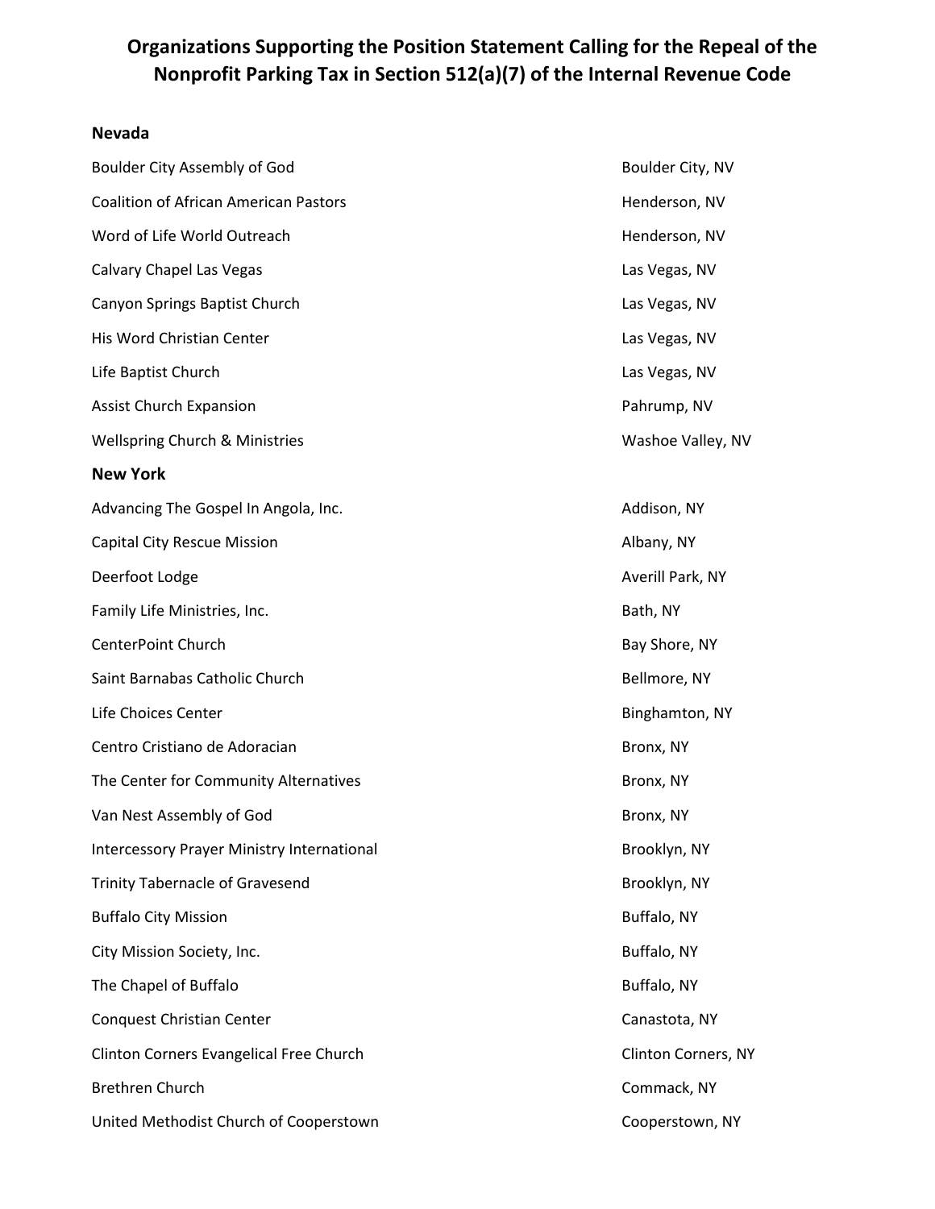# Organizations Supporting the Position Statement Calling for the Repeal of the Nonprofit Parking Tax in Section 512(a)(7) of the Internal Revenue Code

| | |
|---|---|
| **Nevada** | |
| Boulder City Assembly of God | Boulder City, NV |
| Coalition of African American Pastors | Henderson, NV |
| Word of Life World Outreach | Henderson, NV |
| Calvary Chapel Las Vegas | Las Vegas, NV |
| Canyon Springs Baptist Church | Las Vegas, NV |
| His Word Christian Center | Las Vegas, NV |
| Life Baptist Church | Las Vegas, NV |
| Assist Church Expansion | Pahrump, NV |
| Wellspring Church & Ministries | Washoe Valley, NV |
| **New York** | |
| Advancing The Gospel In Angola, Inc. | Addison, NY |
| Capital City Rescue Mission | Albany, NY |
| Deerfoot Lodge | Averill Park, NY |
| Family Life Ministries, Inc. | Bath, NY |
| CenterPoint Church | Bay Shore, NY |
| Saint Barnabas Catholic Church | Bellmore, NY |
| Life Choices Center | Binghamton, NY |
| Centro Cristiano de Adoracian | Bronx, NY |
| The Center for Community Alternatives | Bronx, NY |
| Van Nest Assembly of God | Bronx, NY |
| Intercessory Prayer Ministry International | Brooklyn, NY |
| Trinity Tabernacle of Gravesend | Brooklyn, NY |
| Buffalo City Mission | Buffalo, NY |
| City Mission Society, Inc. | Buffalo, NY |
| The Chapel of Buffalo | Buffalo, NY |
| Conquest Christian Center | Canastota, NY |
| Clinton Corners Evangelical Free Church | Clinton Corners, NY |
| Brethren Church | Commack, NY |
| United Methodist Church of Cooperstown | Cooperstown, NY |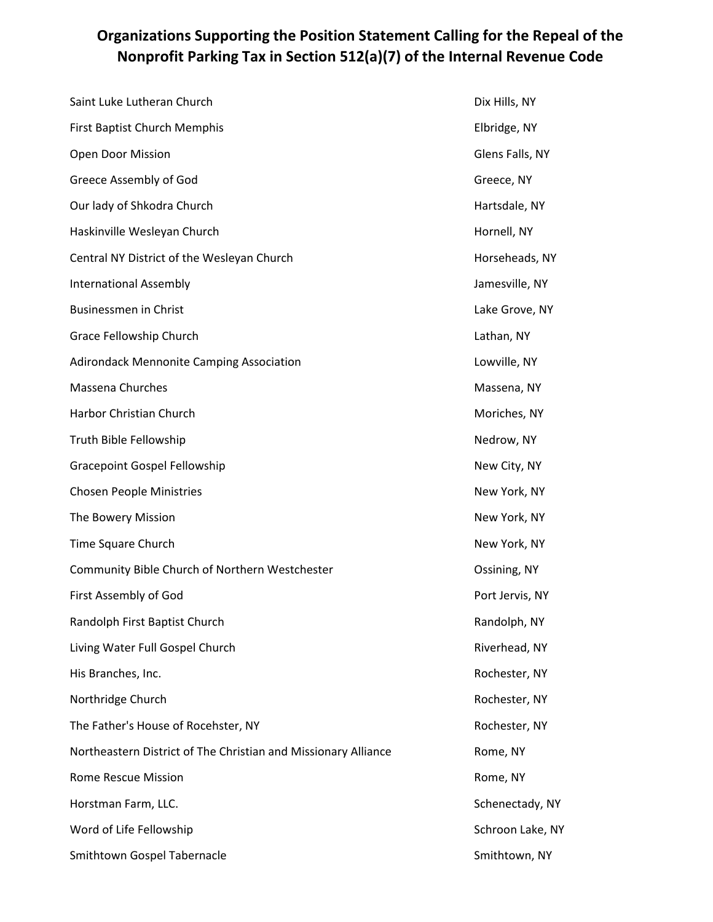# Organizations Supporting the Position Statement Calling for the Repeal of the Nonprofit Parking Tax in Section 512(a)(7) of the Internal Revenue Code

| | |
|---|---|
| Saint Luke Lutheran Church | Dix Hills, NY |
| First Baptist Church Memphis | Elbridge, NY |
| Open Door Mission | Glens Falls, NY |
| Greece Assembly of God | Greece, NY |
| Our lady of Shkodra Church | Hartsdale, NY |
| Haskinville Wesleyan Church | Hornell, NY |
| Central NY District of the Wesleyan Church | Horseheads, NY |
| International Assembly | Jamesville, NY |
| Businessmen in Christ | Lake Grove, NY |
| Grace Fellowship Church | Lathan, NY |
| Adirondack Mennonite Camping Association | Lowville, NY |
| Massena Churches | Massena, NY |
| Harbor Christian Church | Moriches, NY |
| Truth Bible Fellowship | Nedrow, NY |
| Gracepoint Gospel Fellowship | New City, NY |
| Chosen People Ministries | New York, NY |
| The Bowery Mission | New York, NY |
| Time Square Church | New York, NY |
| Community Bible Church of Northern Westchester | Ossining, NY |
| First Assembly of God | Port Jervis, NY |
| Randolph First Baptist Church | Randolph, NY |
| Living Water Full Gospel Church | Riverhead, NY |
| His Branches, Inc. | Rochester, NY |
| Northridge Church | Rochester, NY |
| The Father's House of Rocehster, NY | Rochester, NY |
| Northeastern District of The Christian and Missionary Alliance | Rome, NY |
| Rome Rescue Mission | Rome, NY |
| Horstman Farm, LLC. | Schenectady, NY |
| Word of Life Fellowship | Schroon Lake, NY |
| Smithtown Gospel Tabernacle | Smithtown, NY |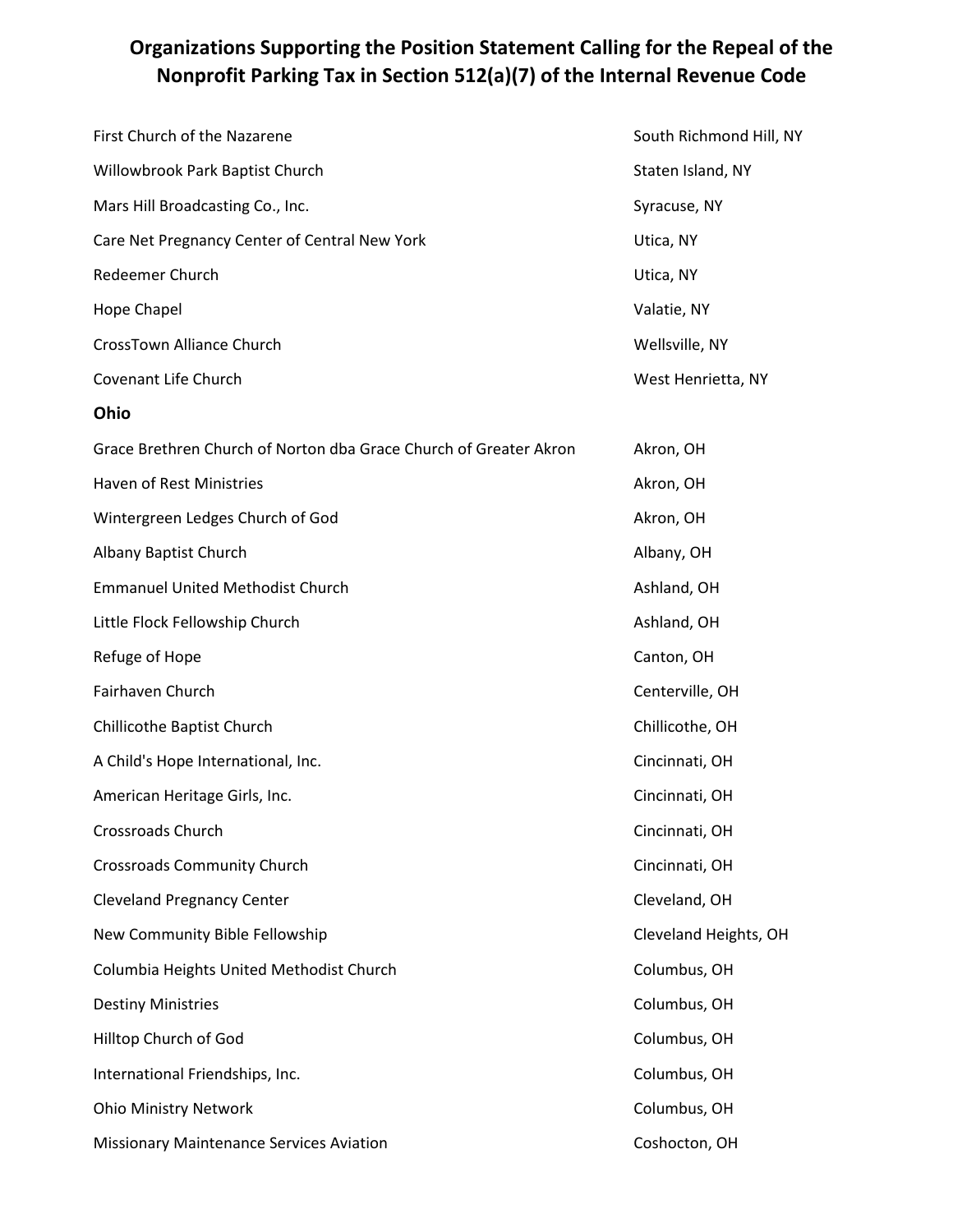# Organizations Supporting the Position Statement Calling for the Repeal of the Nonprofit Parking Tax in Section 512(a)(7) of the Internal Revenue Code

| | |
|---|---|
| First Church of the Nazarene | South Richmond Hill, NY |
| Willowbrook Park Baptist Church | Staten Island, NY |
| Mars Hill Broadcasting Co., Inc. | Syracuse, NY |
| Care Net Pregnancy Center of Central New York | Utica, NY |
| Redeemer Church | Utica, NY |
| Hope Chapel | Valatie, NY |
| CrossTown Alliance Church | Wellsville, NY |
| Covenant Life Church | West Henrietta, NY |

**Ohio**

| | |
|---|---|
| Grace Brethren Church of Norton dba Grace Church of Greater Akron | Akron, OH |
| Haven of Rest Ministries | Akron, OH |
| Wintergreen Ledges Church of God | Akron, OH |
| Albany Baptist Church | Albany, OH |
| Emmanuel United Methodist Church | Ashland, OH |
| Little Flock Fellowship Church | Ashland, OH |
| Refuge of Hope | Canton, OH |
| Fairhaven Church | Centerville, OH |
| Chillicothe Baptist Church | Chillicothe, OH |
| A Child's Hope International, Inc. | Cincinnati, OH |
| American Heritage Girls, Inc. | Cincinnati, OH |
| Crossroads Church | Cincinnati, OH |
| Crossroads Community Church | Cincinnati, OH |
| Cleveland Pregnancy Center | Cleveland, OH |
| New Community Bible Fellowship | Cleveland Heights, OH |
| Columbia Heights United Methodist Church | Columbus, OH |
| Destiny Ministries | Columbus, OH |
| Hilltop Church of God | Columbus, OH |
| International Friendships, Inc. | Columbus, OH |
| Ohio Ministry Network | Columbus, OH |
| Missionary Maintenance Services Aviation | Coshocton, OH |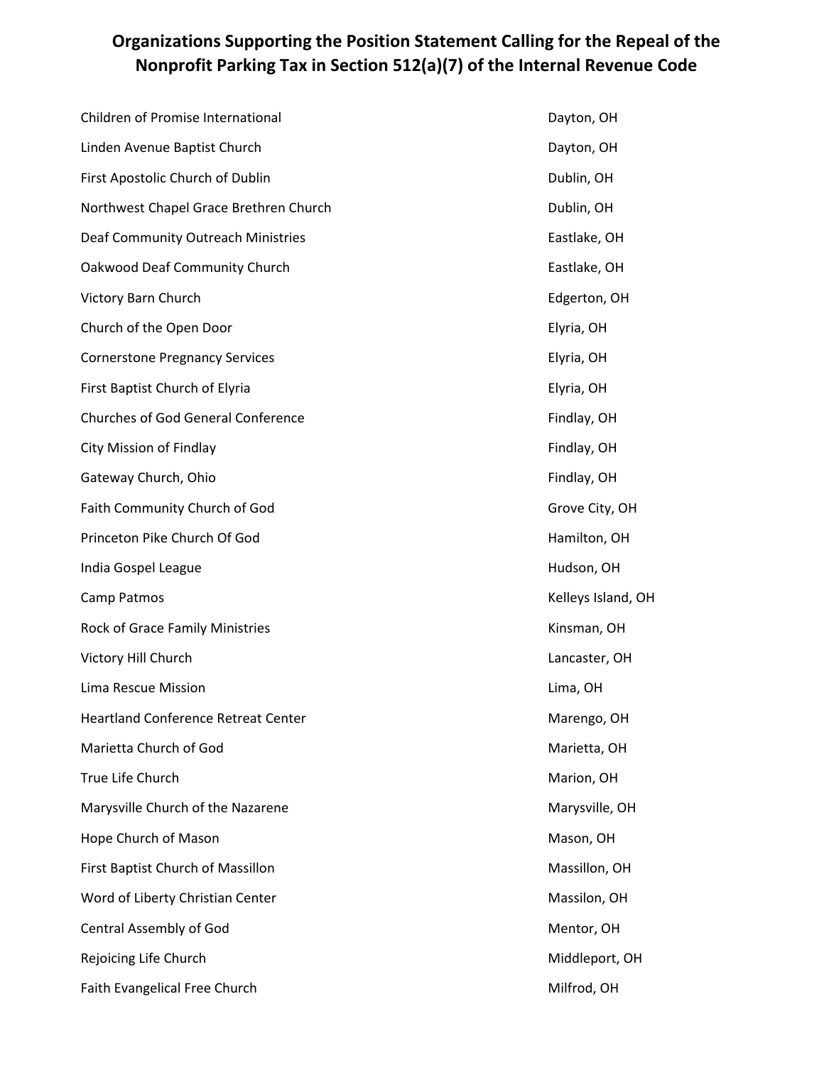# Organizations Supporting the Position Statement Calling for the Repeal of the Nonprofit Parking Tax in Section 512(a)(7) of the Internal Revenue Code

| | |
|---|---|
| Children of Promise International | Dayton, OH |
| Linden Avenue Baptist Church | Dayton, OH |
| First Apostolic Church of Dublin | Dublin, OH |
| Northwest Chapel Grace Brethren Church | Dublin, OH |
| Deaf Community Outreach Ministries | Eastlake, OH |
| Oakwood Deaf Community Church | Eastlake, OH |
| Victory Barn Church | Edgerton, OH |
| Church of the Open Door | Elyria, OH |
| Cornerstone Pregnancy Services | Elyria, OH |
| First Baptist Church of Elyria | Elyria, OH |
| Churches of God General Conference | Findlay, OH |
| City Mission of Findlay | Findlay, OH |
| Gateway Church, Ohio | Findlay, OH |
| Faith Community Church of God | Grove City, OH |
| Princeton Pike Church Of God | Hamilton, OH |
| India Gospel League | Hudson, OH |
| Camp Patmos | Kelleys Island, OH |
| Rock of Grace Family Ministries | Kinsman, OH |
| Victory Hill Church | Lancaster, OH |
| Lima Rescue Mission | Lima, OH |
| Heartland Conference Retreat Center | Marengo, OH |
| Marietta Church of God | Marietta, OH |
| True Life Church | Marion, OH |
| Marysville Church of the Nazarene | Marysville, OH |
| Hope Church of Mason | Mason, OH |
| First Baptist Church of Massillon | Massillon, OH |
| Word of Liberty Christian Center | Massilon, OH |
| Central Assembly of God | Mentor, OH |
| Rejoicing Life Church | Middleport, OH |
| Faith Evangelical Free Church | Milfrod, OH |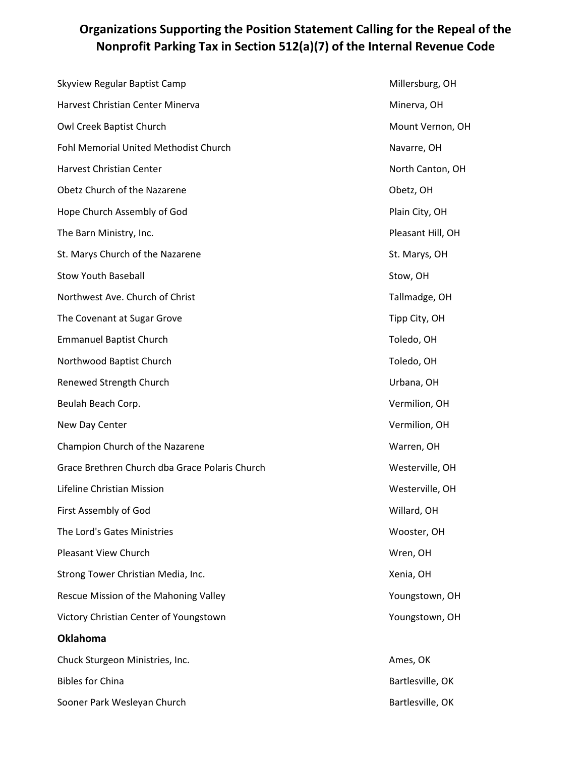# Organizations Supporting the Position Statement Calling for the Repeal of the Nonprofit Parking Tax in Section 512(a)(7) of the Internal Revenue Code

| | |
|---|---|
| Skyview Regular Baptist Camp | Millersburg, OH |
| Harvest Christian Center Minerva | Minerva, OH |
| Owl Creek Baptist Church | Mount Vernon, OH |
| Fohl Memorial United Methodist Church | Navarre, OH |
| Harvest Christian Center | North Canton, OH |
| Obetz Church of the Nazarene | Obetz, OH |
| Hope Church Assembly of God | Plain City, OH |
| The Barn Ministry, Inc. | Pleasant Hill, OH |
| St. Marys Church of the Nazarene | St. Marys, OH |
| Stow Youth Baseball | Stow, OH |
| Northwest Ave. Church of Christ | Tallmadge, OH |
| The Covenant at Sugar Grove | Tipp City, OH |
| Emmanuel Baptist Church | Toledo, OH |
| Northwood Baptist Church | Toledo, OH |
| Renewed Strength Church | Urbana, OH |
| Beulah Beach Corp. | Vermilion, OH |
| New Day Center | Vermilion, OH |
| Champion Church of the Nazarene | Warren, OH |
| Grace Brethren Church dba Grace Polaris Church | Westerville, OH |
| Lifeline Christian Mission | Westerville, OH |
| First Assembly of God | Willard, OH |
| The Lord's Gates Ministries | Wooster, OH |
| Pleasant View Church | Wren, OH |
| Strong Tower Christian Media, Inc. | Xenia, OH |
| Rescue Mission of the Mahoning Valley | Youngstown, OH |
| Victory Christian Center of Youngstown | Youngstown, OH |

**Oklahoma**

| | |
|---|---|
| Chuck Sturgeon Ministries, Inc. | Ames, OK |
| Bibles for China | Bartlesville, OK |
| Sooner Park Wesleyan Church | Bartlesville, OK |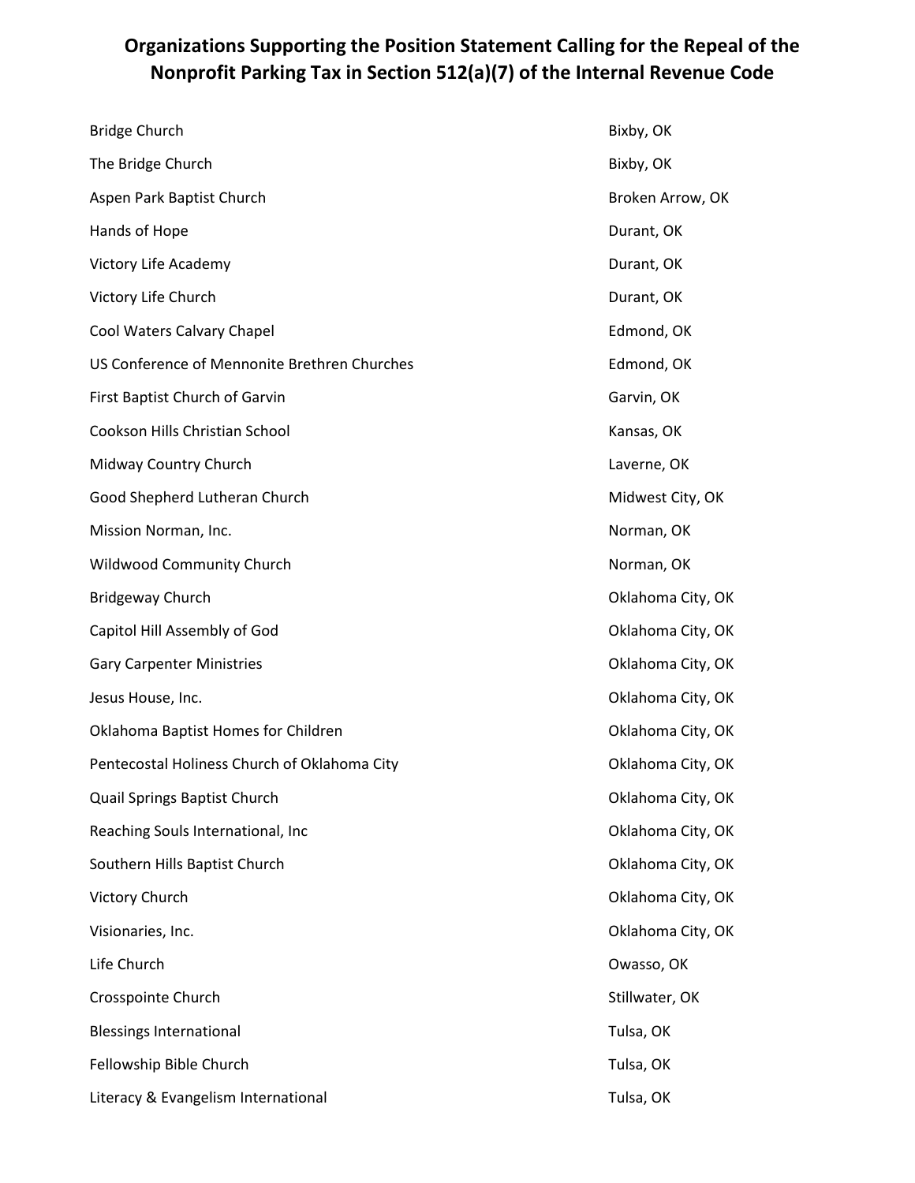# Organizations Supporting the Position Statement Calling for the Repeal of the Nonprofit Parking Tax in Section 512(a)(7) of the Internal Revenue Code

| | |
|---|---|
| Bridge Church | Bixby, OK |
| The Bridge Church | Bixby, OK |
| Aspen Park Baptist Church | Broken Arrow, OK |
| Hands of Hope | Durant, OK |
| Victory Life Academy | Durant, OK |
| Victory Life Church | Durant, OK |
| Cool Waters Calvary Chapel | Edmond, OK |
| US Conference of Mennonite Brethren Churches | Edmond, OK |
| First Baptist Church of Garvin | Garvin, OK |
| Cookson Hills Christian School | Kansas, OK |
| Midway Country Church | Laverne, OK |
| Good Shepherd Lutheran Church | Midwest City, OK |
| Mission Norman, Inc. | Norman, OK |
| Wildwood Community Church | Norman, OK |
| Bridgeway Church | Oklahoma City, OK |
| Capitol Hill Assembly of God | Oklahoma City, OK |
| Gary Carpenter Ministries | Oklahoma City, OK |
| Jesus House, Inc. | Oklahoma City, OK |
| Oklahoma Baptist Homes for Children | Oklahoma City, OK |
| Pentecostal Holiness Church of Oklahoma City | Oklahoma City, OK |
| Quail Springs Baptist Church | Oklahoma City, OK |
| Reaching Souls International, Inc | Oklahoma City, OK |
| Southern Hills Baptist Church | Oklahoma City, OK |
| Victory Church | Oklahoma City, OK |
| Visionaries, Inc. | Oklahoma City, OK |
| Life Church | Owasso, OK |
| Crosspointe Church | Stillwater, OK |
| Blessings International | Tulsa, OK |
| Fellowship Bible Church | Tulsa, OK |
| Literacy & Evangelism International | Tulsa, OK |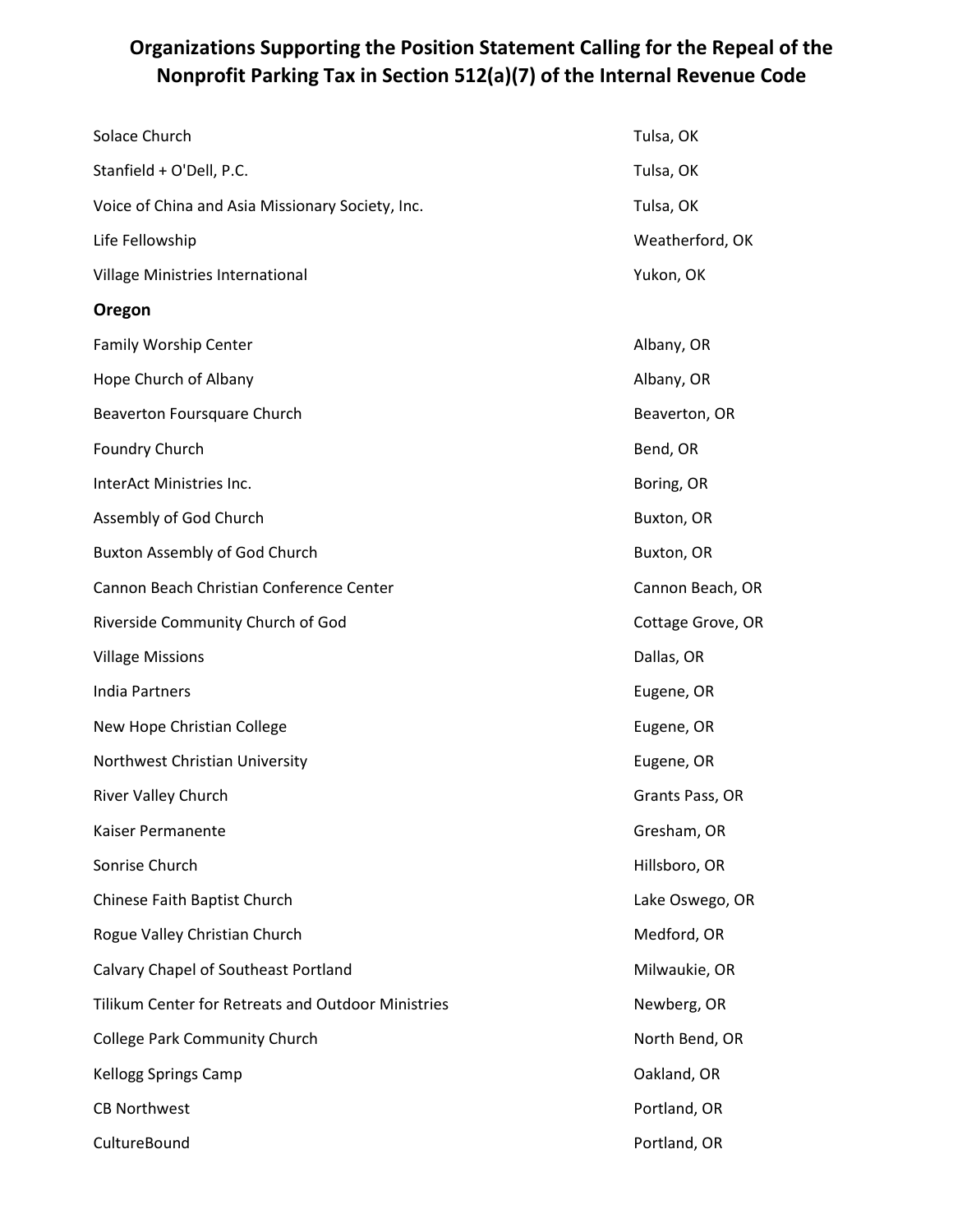# Organizations Supporting the Position Statement Calling for the Repeal of the Nonprofit Parking Tax in Section 512(a)(7) of the Internal Revenue Code

| | |
|---|---|
| Solace Church | Tulsa, OK |
| Stanfield + O'Dell, P.C. | Tulsa, OK |
| Voice of China and Asia Missionary Society, Inc. | Tulsa, OK |
| Life Fellowship | Weatherford, OK |
| Village Ministries International | Yukon, OK |
| **Oregon** | |
| Family Worship Center | Albany, OR |
| Hope Church of Albany | Albany, OR |
| Beaverton Foursquare Church | Beaverton, OR |
| Foundry Church | Bend, OR |
| InterAct Ministries Inc. | Boring, OR |
| Assembly of God Church | Buxton, OR |
| Buxton Assembly of God Church | Buxton, OR |
| Cannon Beach Christian Conference Center | Cannon Beach, OR |
| Riverside Community Church of God | Cottage Grove, OR |
| Village Missions | Dallas, OR |
| India Partners | Eugene, OR |
| New Hope Christian College | Eugene, OR |
| Northwest Christian University | Eugene, OR |
| River Valley Church | Grants Pass, OR |
| Kaiser Permanente | Gresham, OR |
| Sonrise Church | Hillsboro, OR |
| Chinese Faith Baptist Church | Lake Oswego, OR |
| Rogue Valley Christian Church | Medford, OR |
| Calvary Chapel of Southeast Portland | Milwaukie, OR |
| Tilikum Center for Retreats and Outdoor Ministries | Newberg, OR |
| College Park Community Church | North Bend, OR |
| Kellogg Springs Camp | Oakland, OR |
| CB Northwest | Portland, OR |
| CultureBound | Portland, OR |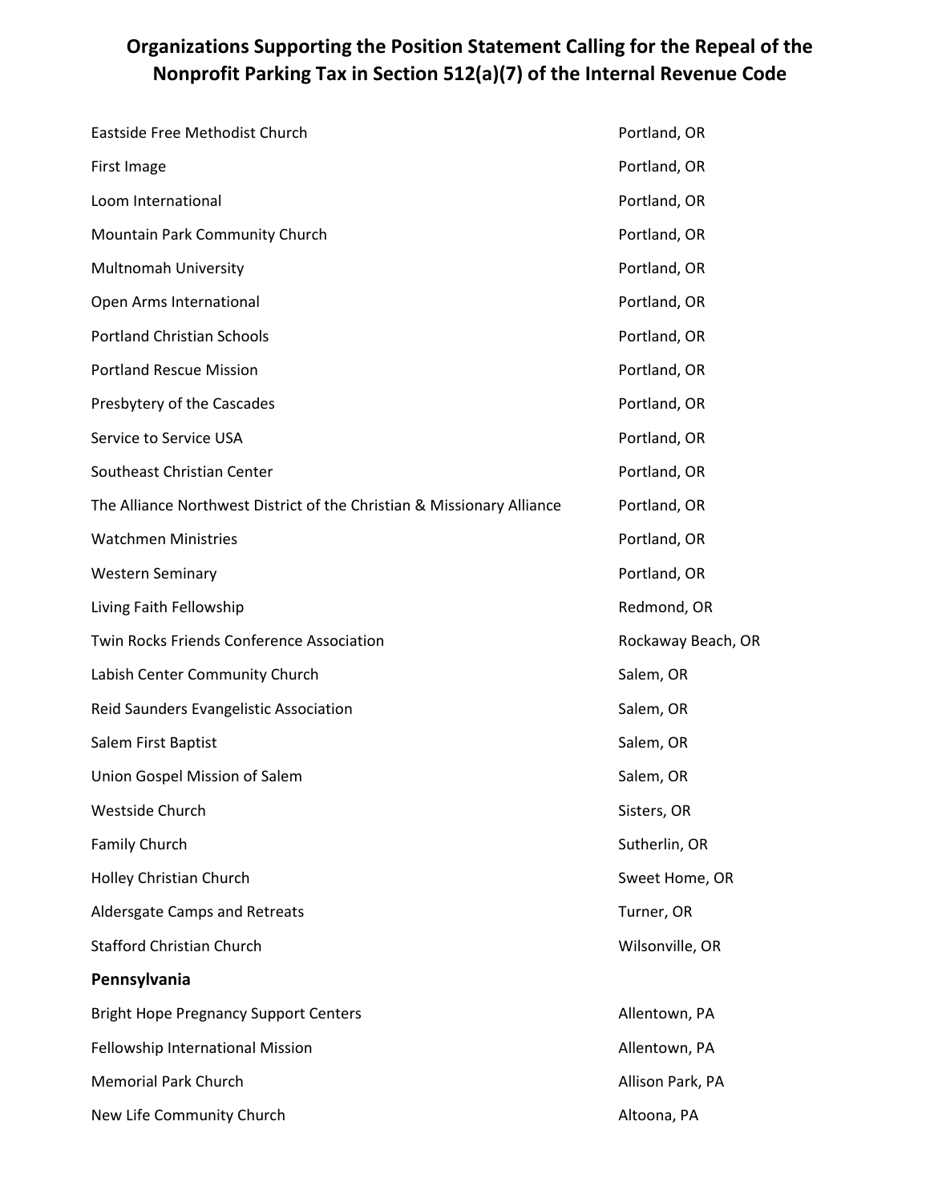# Organizations Supporting the Position Statement Calling for the Repeal of the Nonprofit Parking Tax in Section 512(a)(7) of the Internal Revenue Code

| | |
|---|---|
| Eastside Free Methodist Church | Portland, OR |
| First Image | Portland, OR |
| Loom International | Portland, OR |
| Mountain Park Community Church | Portland, OR |
| Multnomah University | Portland, OR |
| Open Arms International | Portland, OR |
| Portland Christian Schools | Portland, OR |
| Portland Rescue Mission | Portland, OR |
| Presbytery of the Cascades | Portland, OR |
| Service to Service USA | Portland, OR |
| Southeast Christian Center | Portland, OR |
| The Alliance Northwest District of the Christian & Missionary Alliance | Portland, OR |
| Watchmen Ministries | Portland, OR |
| Western Seminary | Portland, OR |
| Living Faith Fellowship | Redmond, OR |
| Twin Rocks Friends Conference Association | Rockaway Beach, OR |
| Labish Center Community Church | Salem, OR |
| Reid Saunders Evangelistic Association | Salem, OR |
| Salem First Baptist | Salem, OR |
| Union Gospel Mission of Salem | Salem, OR |
| Westside Church | Sisters, OR |
| Family Church | Sutherlin, OR |
| Holley Christian Church | Sweet Home, OR |
| Aldersgate Camps and Retreats | Turner, OR |
| Stafford Christian Church | Wilsonville, OR |

**Pennsylvania**

| | |
|---|---|
| Bright Hope Pregnancy Support Centers | Allentown, PA |
| Fellowship International Mission | Allentown, PA |
| Memorial Park Church | Allison Park, PA |
| New Life Community Church | Altoona, PA |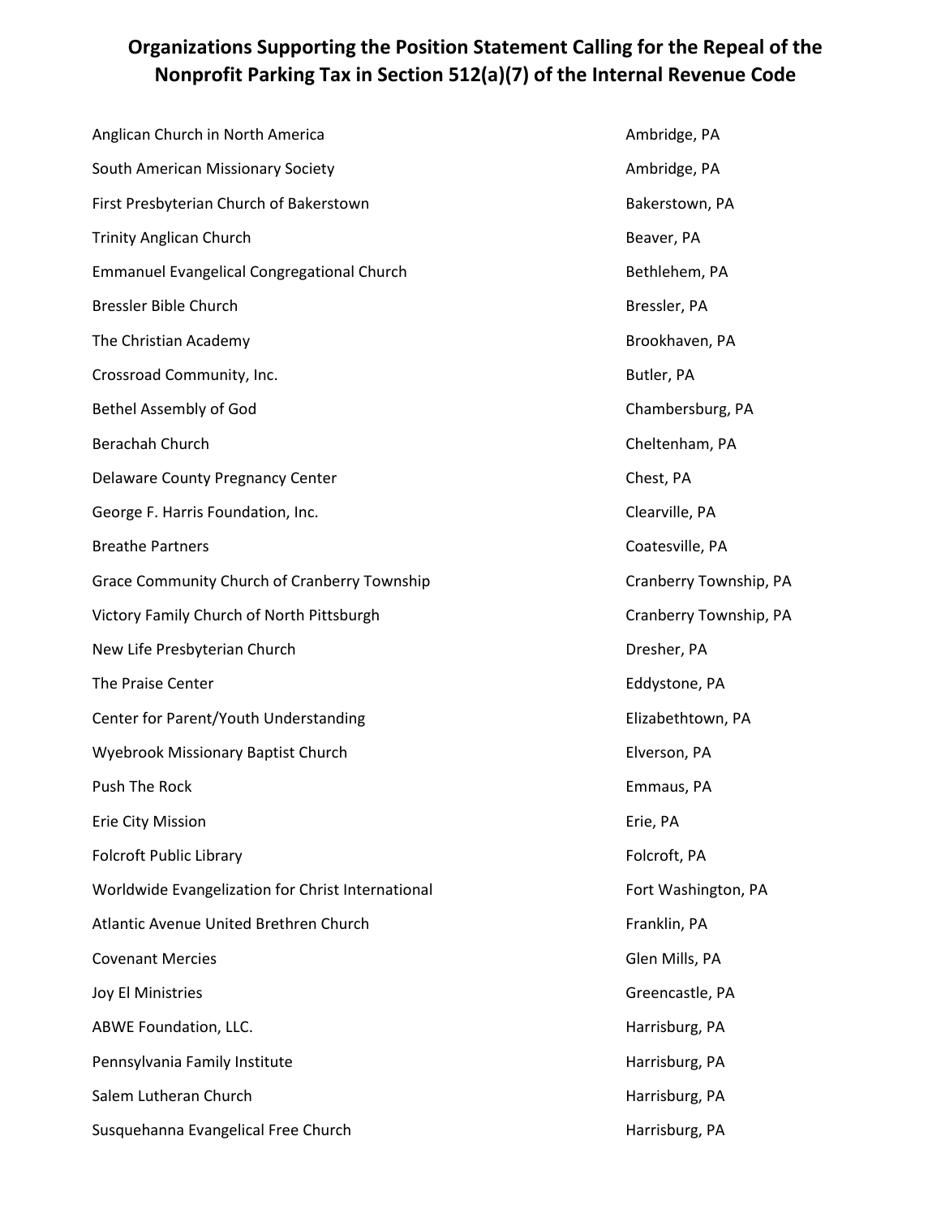# Organizations Supporting the Position Statement Calling for the Repeal of the Nonprofit Parking Tax in Section 512(a)(7) of the Internal Revenue Code

| | |
|---|---|
| Anglican Church in North America | Ambridge, PA |
| South American Missionary Society | Ambridge, PA |
| First Presbyterian Church of Bakerstown | Bakerstown, PA |
| Trinity Anglican Church | Beaver, PA |
| Emmanuel Evangelical Congregational Church | Bethlehem, PA |
| Bressler Bible Church | Bressler, PA |
| The Christian Academy | Brookhaven, PA |
| Crossroad Community, Inc. | Butler, PA |
| Bethel Assembly of God | Chambersburg, PA |
| Berachah Church | Cheltenham, PA |
| Delaware County Pregnancy Center | Chest, PA |
| George F. Harris Foundation, Inc. | Clearville, PA |
| Breathe Partners | Coatesville, PA |
| Grace Community Church of Cranberry Township | Cranberry Township, PA |
| Victory Family Church of North Pittsburgh | Cranberry Township, PA |
| New Life Presbyterian Church | Dresher, PA |
| The Praise Center | Eddystone, PA |
| Center for Parent/Youth Understanding | Elizabethtown, PA |
| Wyebrook Missionary Baptist Church | Elverson, PA |
| Push The Rock | Emmaus, PA |
| Erie City Mission | Erie, PA |
| Folcroft Public Library | Folcroft, PA |
| Worldwide Evangelization for Christ International | Fort Washington, PA |
| Atlantic Avenue United Brethren Church | Franklin, PA |
| Covenant Mercies | Glen Mills, PA |
| Joy El Ministries | Greencastle, PA |
| ABWE Foundation, LLC. | Harrisburg, PA |
| Pennsylvania Family Institute | Harrisburg, PA |
| Salem Lutheran Church | Harrisburg, PA |
| Susquehanna Evangelical Free Church | Harrisburg, PA |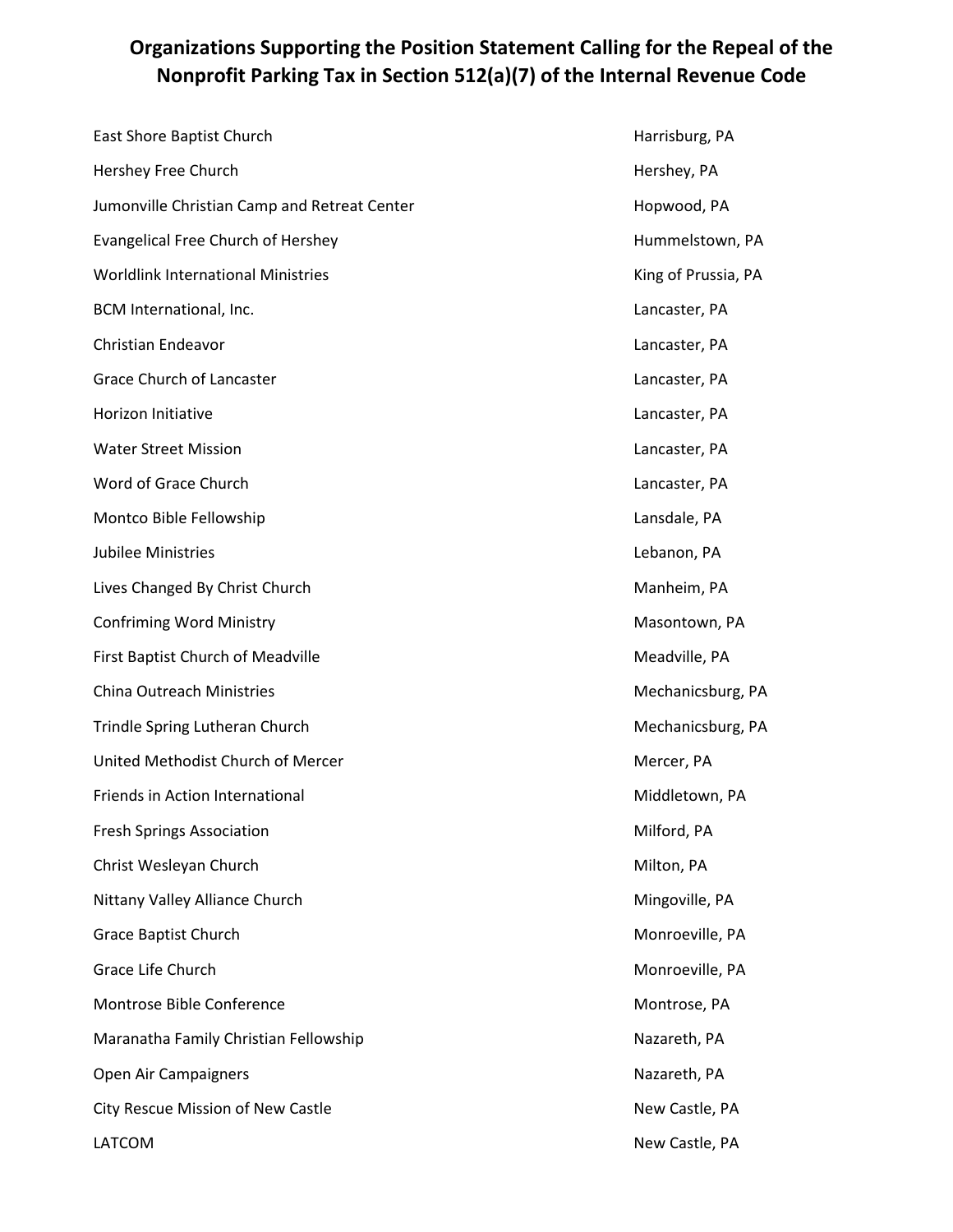# Organizations Supporting the Position Statement Calling for the Repeal of the Nonprofit Parking Tax in Section 512(a)(7) of the Internal Revenue Code

| | |
|---|---|
| East Shore Baptist Church | Harrisburg, PA |
| Hershey Free Church | Hershey, PA |
| Jumonville Christian Camp and Retreat Center | Hopwood, PA |
| Evangelical Free Church of Hershey | Hummelstown, PA |
| Worldlink International Ministries | King of Prussia, PA |
| BCM International, Inc. | Lancaster, PA |
| Christian Endeavor | Lancaster, PA |
| Grace Church of Lancaster | Lancaster, PA |
| Horizon Initiative | Lancaster, PA |
| Water Street Mission | Lancaster, PA |
| Word of Grace Church | Lancaster, PA |
| Montco Bible Fellowship | Lansdale, PA |
| Jubilee Ministries | Lebanon, PA |
| Lives Changed By Christ Church | Manheim, PA |
| Confriming Word Ministry | Masontown, PA |
| First Baptist Church of Meadville | Meadville, PA |
| China Outreach Ministries | Mechanicsburg, PA |
| Trindle Spring Lutheran Church | Mechanicsburg, PA |
| United Methodist Church of Mercer | Mercer, PA |
| Friends in Action International | Middletown, PA |
| Fresh Springs Association | Milford, PA |
| Christ Wesleyan Church | Milton, PA |
| Nittany Valley Alliance Church | Mingoville, PA |
| Grace Baptist Church | Monroeville, PA |
| Grace Life Church | Monroeville, PA |
| Montrose Bible Conference | Montrose, PA |
| Maranatha Family Christian Fellowship | Nazareth, PA |
| Open Air Campaigners | Nazareth, PA |
| City Rescue Mission of New Castle | New Castle, PA |
| LATCOM | New Castle, PA |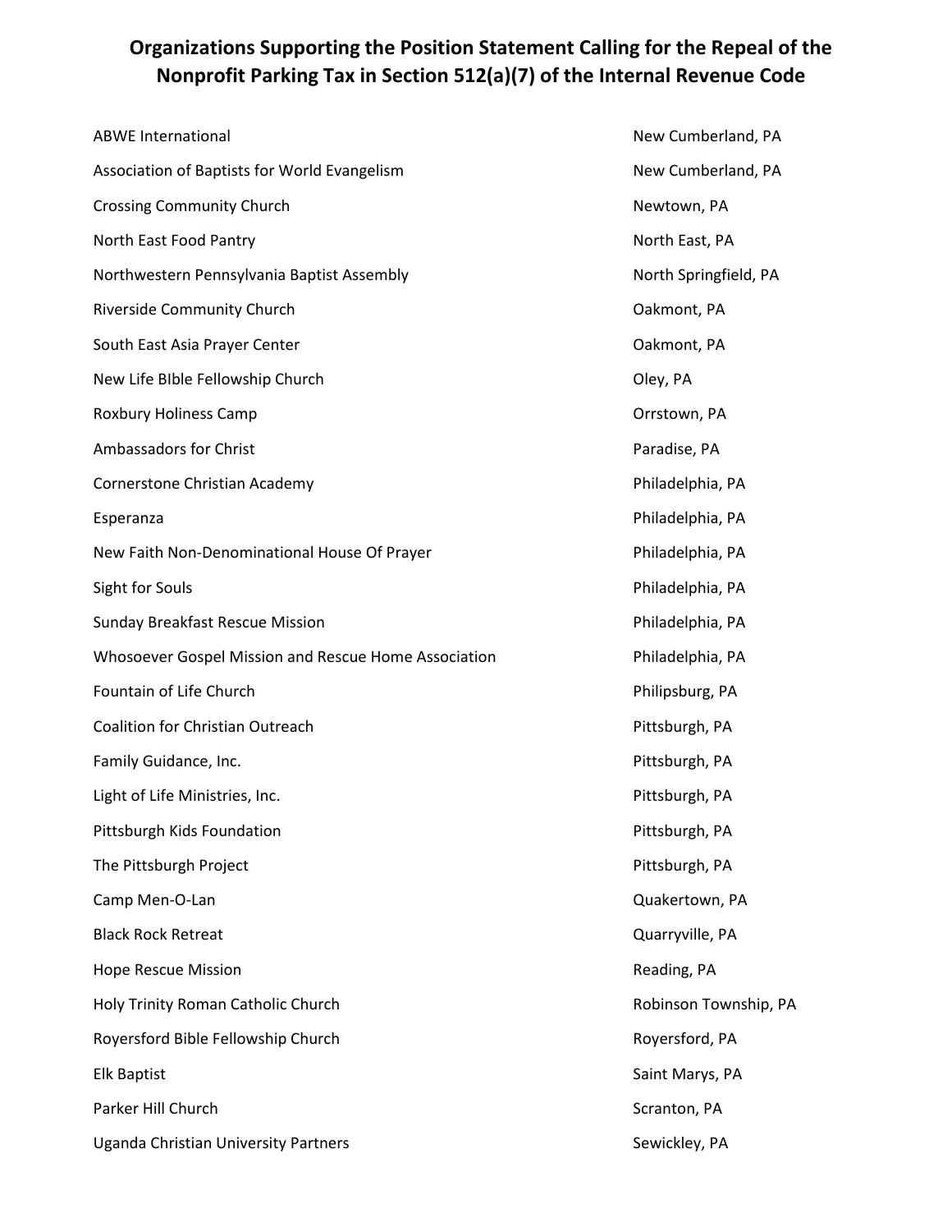# Organizations Supporting the Position Statement Calling for the Repeal of the Nonprofit Parking Tax in Section 512(a)(7) of the Internal Revenue Code

| | |
|---|---|
| ABWE International | New Cumberland, PA |
| Association of Baptists for World Evangelism | New Cumberland, PA |
| Crossing Community Church | Newtown, PA |
| North East Food Pantry | North East, PA |
| Northwestern Pennsylvania Baptist Assembly | North Springfield, PA |
| Riverside Community Church | Oakmont, PA |
| South East Asia Prayer Center | Oakmont, PA |
| New Life BIble Fellowship Church | Oley, PA |
| Roxbury Holiness Camp | Orrstown, PA |
| Ambassadors for Christ | Paradise, PA |
| Cornerstone Christian Academy | Philadelphia, PA |
| Esperanza | Philadelphia, PA |
| New Faith Non-Denominational House Of Prayer | Philadelphia, PA |
| Sight for Souls | Philadelphia, PA |
| Sunday Breakfast Rescue Mission | Philadelphia, PA |
| Whosoever Gospel Mission and Rescue Home Association | Philadelphia, PA |
| Fountain of Life Church | Philipsburg, PA |
| Coalition for Christian Outreach | Pittsburgh, PA |
| Family Guidance, Inc. | Pittsburgh, PA |
| Light of Life Ministries, Inc. | Pittsburgh, PA |
| Pittsburgh Kids Foundation | Pittsburgh, PA |
| The Pittsburgh Project | Pittsburgh, PA |
| Camp Men-O-Lan | Quakertown, PA |
| Black Rock Retreat | Quarryville, PA |
| Hope Rescue Mission | Reading, PA |
| Holy Trinity Roman Catholic Church | Robinson Township, PA |
| Royersford Bible Fellowship Church | Royersford, PA |
| Elk Baptist | Saint Marys, PA |
| Parker Hill Church | Scranton, PA |
| Uganda Christian University Partners | Sewickley, PA |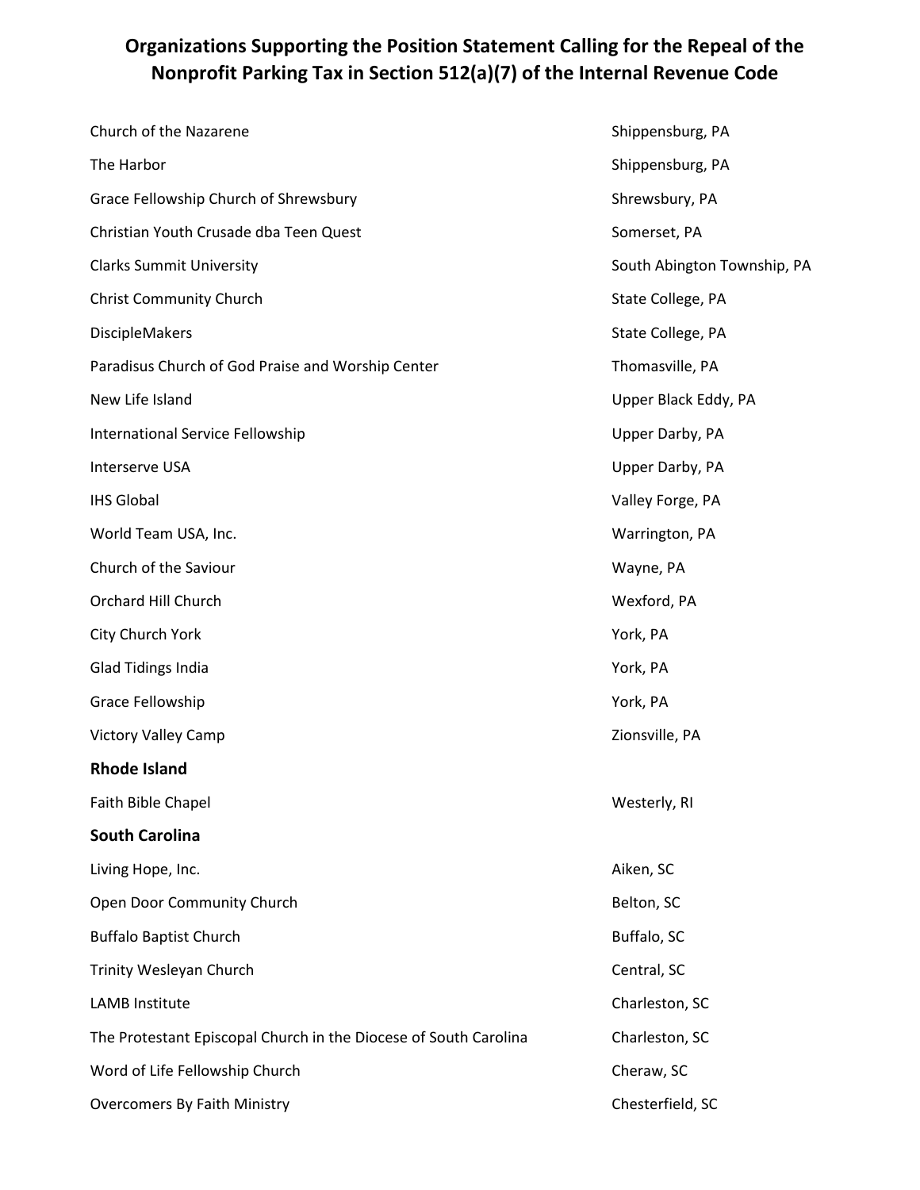# Organizations Supporting the Position Statement Calling for the Repeal of the Nonprofit Parking Tax in Section 512(a)(7) of the Internal Revenue Code

| | |
|---|---|
| Church of the Nazarene | Shippensburg, PA |
| The Harbor | Shippensburg, PA |
| Grace Fellowship Church of Shrewsbury | Shrewsbury, PA |
| Christian Youth Crusade dba Teen Quest | Somerset, PA |
| Clarks Summit University | South Abington Township, PA |
| Christ Community Church | State College, PA |
| DiscipleMakers | State College, PA |
| Paradisus Church of God Praise and Worship Center | Thomasville, PA |
| New Life Island | Upper Black Eddy, PA |
| International Service Fellowship | Upper Darby, PA |
| Interserve USA | Upper Darby, PA |
| IHS Global | Valley Forge, PA |
| World Team USA, Inc. | Warrington, PA |
| Church of the Saviour | Wayne, PA |
| Orchard Hill Church | Wexford, PA |
| City Church York | York, PA |
| Glad Tidings India | York, PA |
| Grace Fellowship | York, PA |
| Victory Valley Camp | Zionsville, PA |

**Rhode Island**

| | |
|---|---|
| Faith Bible Chapel | Westerly, RI |

**South Carolina**

| | |
|---|---|
| Living Hope, Inc. | Aiken, SC |
| Open Door Community Church | Belton, SC |
| Buffalo Baptist Church | Buffalo, SC |
| Trinity Wesleyan Church | Central, SC |
| LAMB Institute | Charleston, SC |
| The Protestant Episcopal Church in the Diocese of South Carolina | Charleston, SC |
| Word of Life Fellowship Church | Cheraw, SC |
| Overcomers By Faith Ministry | Chesterfield, SC |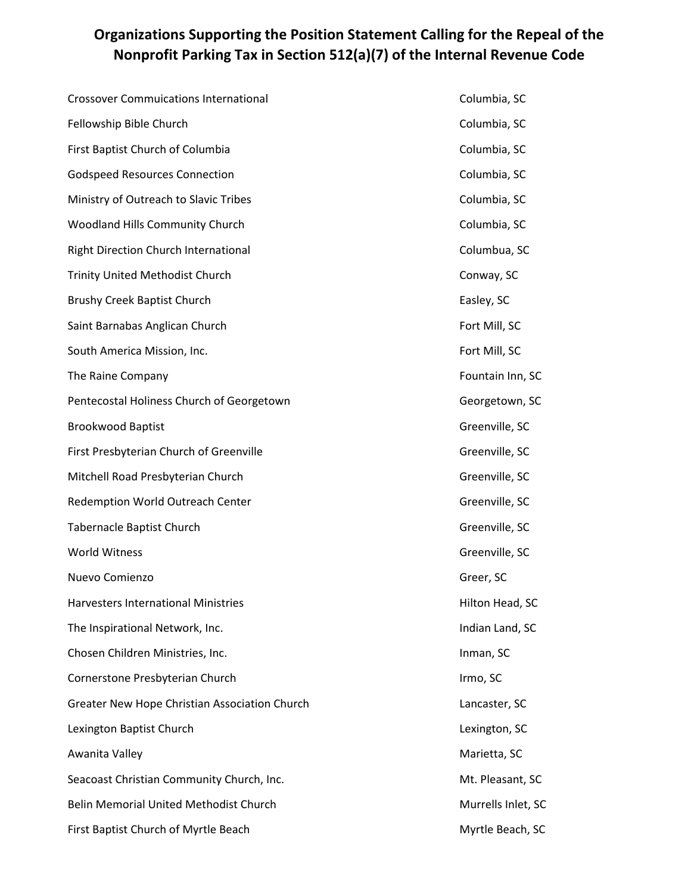# Organizations Supporting the Position Statement Calling for the Repeal of the Nonprofit Parking Tax in Section 512(a)(7) of the Internal Revenue Code

| | |
|---|---|
| Crossover Commuications International | Columbia, SC |
| Fellowship Bible Church | Columbia, SC |
| First Baptist Church of Columbia | Columbia, SC |
| Godspeed Resources Connection | Columbia, SC |
| Ministry of Outreach to Slavic Tribes | Columbia, SC |
| Woodland Hills Community Church | Columbia, SC |
| Right Direction Church International | Columbua, SC |
| Trinity United Methodist Church | Conway, SC |
| Brushy Creek Baptist Church | Easley, SC |
| Saint Barnabas Anglican Church | Fort Mill, SC |
| South America Mission, Inc. | Fort Mill, SC |
| The Raine Company | Fountain Inn, SC |
| Pentecostal Holiness Church of Georgetown | Georgetown, SC |
| Brookwood Baptist | Greenville, SC |
| First Presbyterian Church of Greenville | Greenville, SC |
| Mitchell Road Presbyterian Church | Greenville, SC |
| Redemption World Outreach Center | Greenville, SC |
| Tabernacle Baptist Church | Greenville, SC |
| World Witness | Greenville, SC |
| Nuevo Comienzo | Greer, SC |
| Harvesters International Ministries | Hilton Head, SC |
| The Inspirational Network, Inc. | Indian Land, SC |
| Chosen Children Ministries, Inc. | Inman, SC |
| Cornerstone Presbyterian Church | Irmo, SC |
| Greater New Hope Christian Association Church | Lancaster, SC |
| Lexington Baptist Church | Lexington, SC |
| Awanita Valley | Marietta, SC |
| Seacoast Christian Community Church, Inc. | Mt. Pleasant, SC |
| Belin Memorial United Methodist Church | Murrells Inlet, SC |
| First Baptist Church of Myrtle Beach | Myrtle Beach, SC |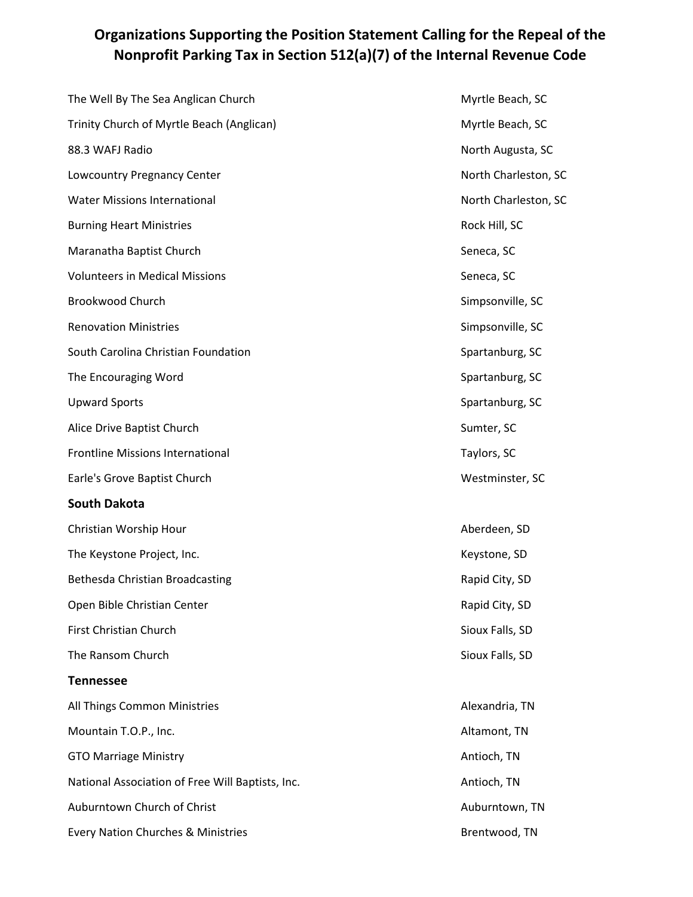# Organizations Supporting the Position Statement Calling for the Repeal of the Nonprofit Parking Tax in Section 512(a)(7) of the Internal Revenue Code

| | |
|---|---|
| The Well By The Sea Anglican Church | Myrtle Beach, SC |
| Trinity Church of Myrtle Beach (Anglican) | Myrtle Beach, SC |
| 88.3 WAFJ Radio | North Augusta, SC |
| Lowcountry Pregnancy Center | North Charleston, SC |
| Water Missions International | North Charleston, SC |
| Burning Heart Ministries | Rock Hill, SC |
| Maranatha Baptist Church | Seneca, SC |
| Volunteers in Medical Missions | Seneca, SC |
| Brookwood Church | Simpsonville, SC |
| Renovation Ministries | Simpsonville, SC |
| South Carolina Christian Foundation | Spartanburg, SC |
| The Encouraging Word | Spartanburg, SC |
| Upward Sports | Spartanburg, SC |
| Alice Drive Baptist Church | Sumter, SC |
| Frontline Missions International | Taylors, SC |
| Earle's Grove Baptist Church | Westminster, SC |

**South Dakota**

| | |
|---|---|
| Christian Worship Hour | Aberdeen, SD |
| The Keystone Project, Inc. | Keystone, SD |
| Bethesda Christian Broadcasting | Rapid City, SD |
| Open Bible Christian Center | Rapid City, SD |
| First Christian Church | Sioux Falls, SD |
| The Ransom Church | Sioux Falls, SD |

**Tennessee**

| | |
|---|---|
| All Things Common Ministries | Alexandria, TN |
| Mountain T.O.P., Inc. | Altamont, TN |
| GTO Marriage Ministry | Antioch, TN |
| National Association of Free Will Baptists, Inc. | Antioch, TN |
| Auburntown Church of Christ | Auburntown, TN |
| Every Nation Churches & Ministries | Brentwood, TN |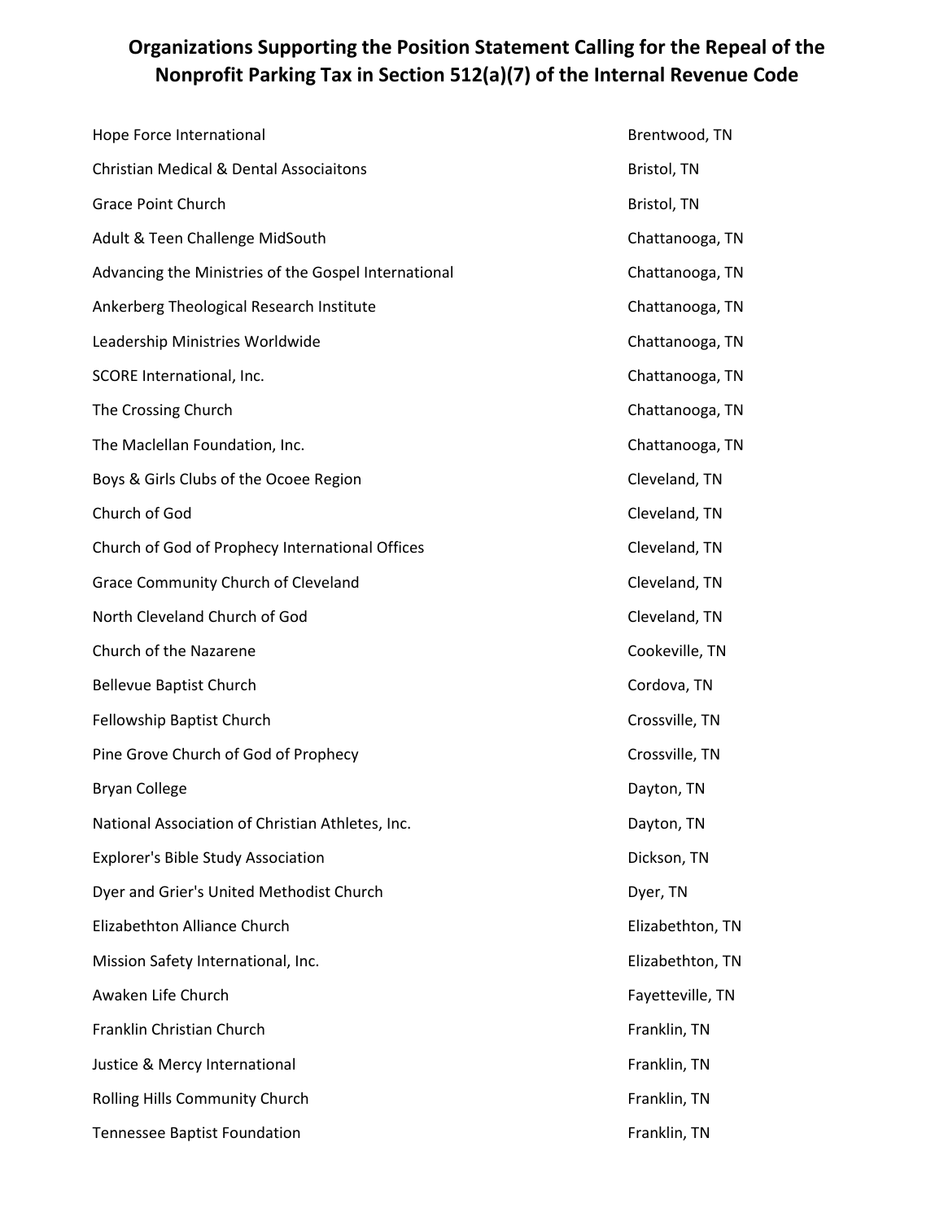# Organizations Supporting the Position Statement Calling for the Repeal of the Nonprofit Parking Tax in Section 512(a)(7) of the Internal Revenue Code

| | |
|---|---|
| Hope Force International | Brentwood, TN |
| Christian Medical & Dental Associaitons | Bristol, TN |
| Grace Point Church | Bristol, TN |
| Adult & Teen Challenge MidSouth | Chattanooga, TN |
| Advancing the Ministries of the Gospel International | Chattanooga, TN |
| Ankerberg Theological Research Institute | Chattanooga, TN |
| Leadership Ministries Worldwide | Chattanooga, TN |
| SCORE International, Inc. | Chattanooga, TN |
| The Crossing Church | Chattanooga, TN |
| The Maclellan Foundation, Inc. | Chattanooga, TN |
| Boys & Girls Clubs of the Ocoee Region | Cleveland, TN |
| Church of God | Cleveland, TN |
| Church of God of Prophecy International Offices | Cleveland, TN |
| Grace Community Church of Cleveland | Cleveland, TN |
| North Cleveland Church of God | Cleveland, TN |
| Church of the Nazarene | Cookeville, TN |
| Bellevue Baptist Church | Cordova, TN |
| Fellowship Baptist Church | Crossville, TN |
| Pine Grove Church of God of Prophecy | Crossville, TN |
| Bryan College | Dayton, TN |
| National Association of Christian Athletes, Inc. | Dayton, TN |
| Explorer's Bible Study Association | Dickson, TN |
| Dyer and Grier's United Methodist Church | Dyer, TN |
| Elizabethton Alliance Church | Elizabethton, TN |
| Mission Safety International, Inc. | Elizabethton, TN |
| Awaken Life Church | Fayetteville, TN |
| Franklin Christian Church | Franklin, TN |
| Justice & Mercy International | Franklin, TN |
| Rolling Hills Community Church | Franklin, TN |
| Tennessee Baptist Foundation | Franklin, TN |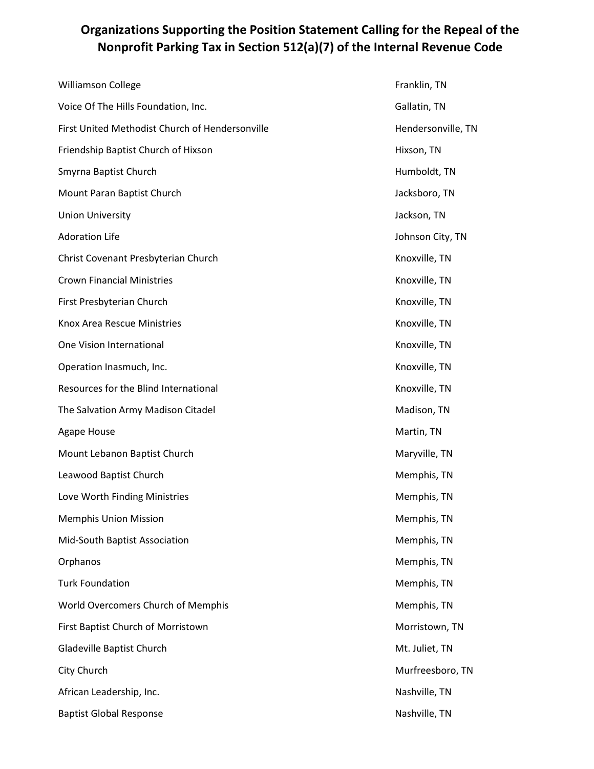# Organizations Supporting the Position Statement Calling for the Repeal of the Nonprofit Parking Tax in Section 512(a)(7) of the Internal Revenue Code

| | |
|---|---|
| Williamson College | Franklin, TN |
| Voice Of The Hills Foundation, Inc. | Gallatin, TN |
| First United Methodist Church of Hendersonville | Hendersonville, TN |
| Friendship Baptist Church of Hixson | Hixson, TN |
| Smyrna Baptist Church | Humboldt, TN |
| Mount Paran Baptist Church | Jacksboro, TN |
| Union University | Jackson, TN |
| Adoration Life | Johnson City, TN |
| Christ Covenant Presbyterian Church | Knoxville, TN |
| Crown Financial Ministries | Knoxville, TN |
| First Presbyterian Church | Knoxville, TN |
| Knox Area Rescue Ministries | Knoxville, TN |
| One Vision International | Knoxville, TN |
| Operation Inasmuch, Inc. | Knoxville, TN |
| Resources for the Blind International | Knoxville, TN |
| The Salvation Army Madison Citadel | Madison, TN |
| Agape House | Martin, TN |
| Mount Lebanon Baptist Church | Maryville, TN |
| Leawood Baptist Church | Memphis, TN |
| Love Worth Finding Ministries | Memphis, TN |
| Memphis Union Mission | Memphis, TN |
| Mid-South Baptist Association | Memphis, TN |
| Orphanos | Memphis, TN |
| Turk Foundation | Memphis, TN |
| World Overcomers Church of Memphis | Memphis, TN |
| First Baptist Church of Morristown | Morristown, TN |
| Gladeville Baptist Church | Mt. Juliet, TN |
| City Church | Murfreesboro, TN |
| African Leadership, Inc. | Nashville, TN |
| Baptist Global Response | Nashville, TN |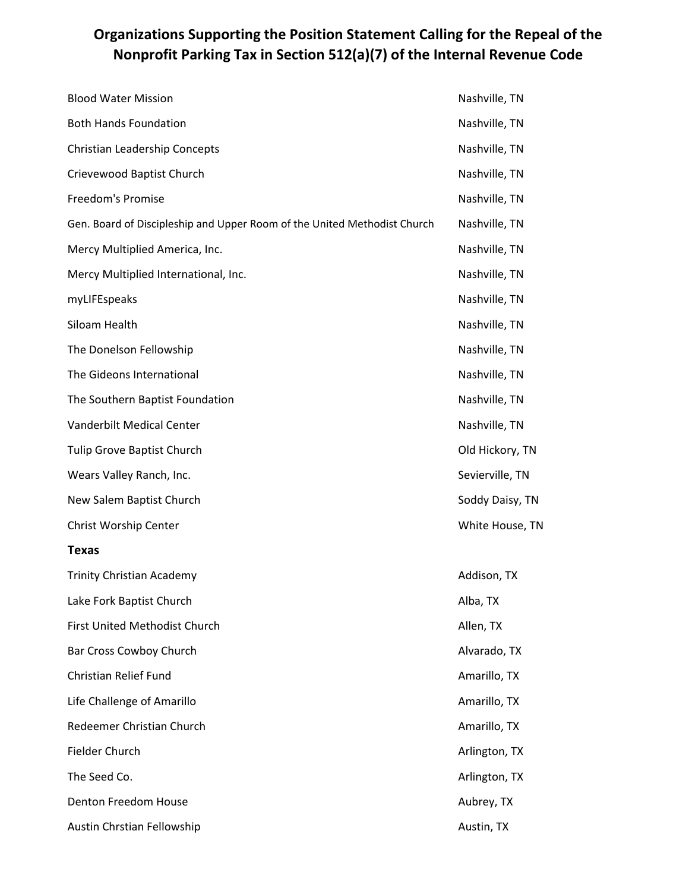# Organizations Supporting the Position Statement Calling for the Repeal of the Nonprofit Parking Tax in Section 512(a)(7) of the Internal Revenue Code

| | |
|---|---|
| Blood Water Mission | Nashville, TN |
| Both Hands Foundation | Nashville, TN |
| Christian Leadership Concepts | Nashville, TN |
| Crievewood Baptist Church | Nashville, TN |
| Freedom's Promise | Nashville, TN |
| Gen. Board of Discipleship and Upper Room of the United Methodist Church | Nashville, TN |
| Mercy Multiplied America, Inc. | Nashville, TN |
| Mercy Multiplied International, Inc. | Nashville, TN |
| myLIFEspeaks | Nashville, TN |
| Siloam Health | Nashville, TN |
| The Donelson Fellowship | Nashville, TN |
| The Gideons International | Nashville, TN |
| The Southern Baptist Foundation | Nashville, TN |
| Vanderbilt Medical Center | Nashville, TN |
| Tulip Grove Baptist Church | Old Hickory, TN |
| Wears Valley Ranch, Inc. | Sevierville, TN |
| New Salem Baptist Church | Soddy Daisy, TN |
| Christ Worship Center | White House, TN |
| **Texas** | |
| Trinity Christian Academy | Addison, TX |
| Lake Fork Baptist Church | Alba, TX |
| First United Methodist Church | Allen, TX |
| Bar Cross Cowboy Church | Alvarado, TX |
| Christian Relief Fund | Amarillo, TX |
| Life Challenge of Amarillo | Amarillo, TX |
| Redeemer Christian Church | Amarillo, TX |
| Fielder Church | Arlington, TX |
| The Seed Co. | Arlington, TX |
| Denton Freedom House | Aubrey, TX |
| Austin Chrstian Fellowship | Austin, TX |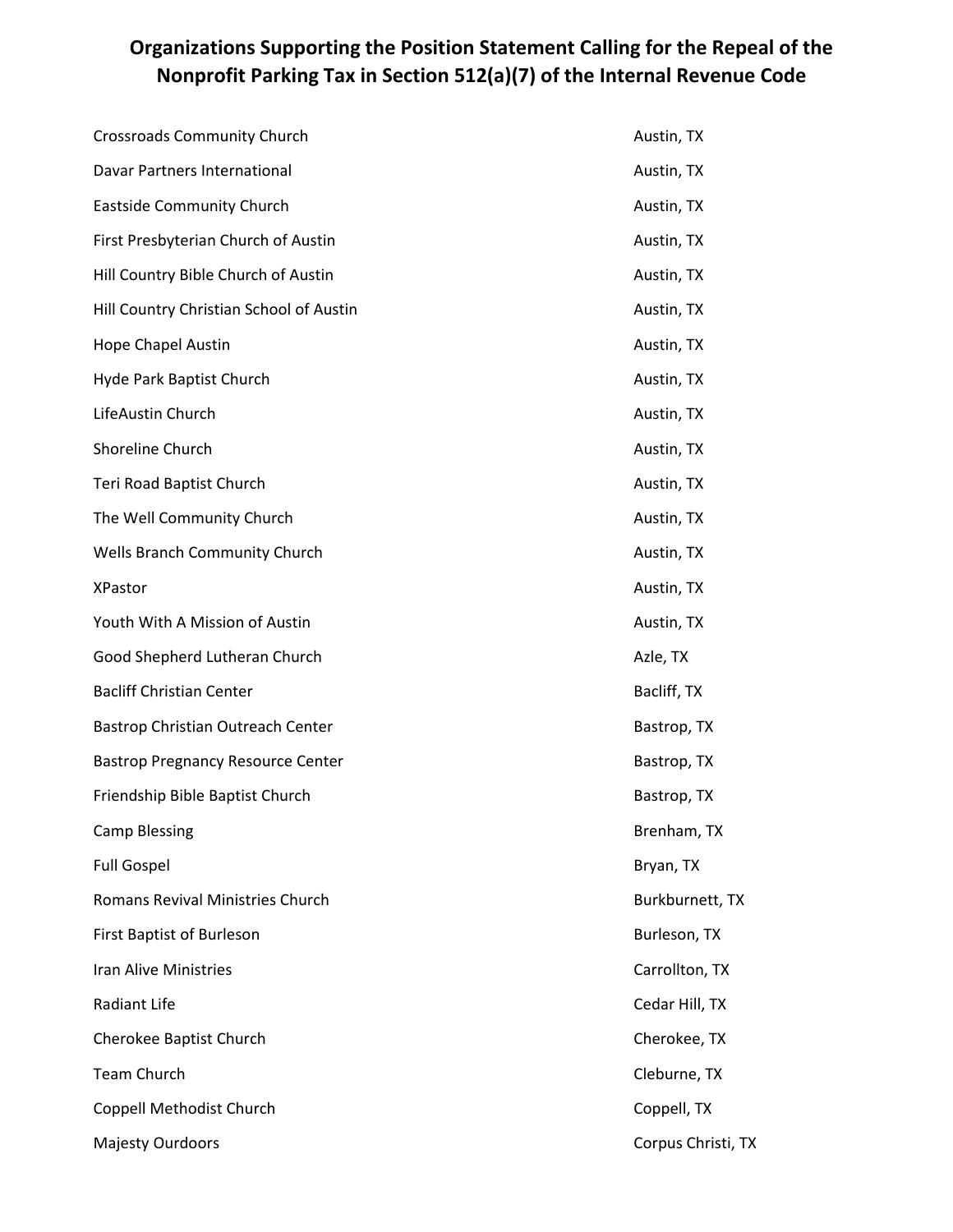# Organizations Supporting the Position Statement Calling for the Repeal of the Nonprofit Parking Tax in Section 512(a)(7) of the Internal Revenue Code

| | |
|---|---|
| Crossroads Community Church | Austin, TX |
| Davar Partners International | Austin, TX |
| Eastside Community Church | Austin, TX |
| First Presbyterian Church of Austin | Austin, TX |
| Hill Country Bible Church of Austin | Austin, TX |
| Hill Country Christian School of Austin | Austin, TX |
| Hope Chapel Austin | Austin, TX |
| Hyde Park Baptist Church | Austin, TX |
| LifeAustin Church | Austin, TX |
| Shoreline Church | Austin, TX |
| Teri Road Baptist Church | Austin, TX |
| The Well Community Church | Austin, TX |
| Wells Branch Community Church | Austin, TX |
| XPastor | Austin, TX |
| Youth With A Mission of Austin | Austin, TX |
| Good Shepherd Lutheran Church | Azle, TX |
| Bacliff Christian Center | Bacliff, TX |
| Bastrop Christian Outreach Center | Bastrop, TX |
| Bastrop Pregnancy Resource Center | Bastrop, TX |
| Friendship Bible Baptist Church | Bastrop, TX |
| Camp Blessing | Brenham, TX |
| Full Gospel | Bryan, TX |
| Romans Revival Ministries Church | Burkburnett, TX |
| First Baptist of Burleson | Burleson, TX |
| Iran Alive Ministries | Carrollton, TX |
| Radiant Life | Cedar Hill, TX |
| Cherokee Baptist Church | Cherokee, TX |
| Team Church | Cleburne, TX |
| Coppell Methodist Church | Coppell, TX |
| Majesty Ourdoors | Corpus Christi, TX |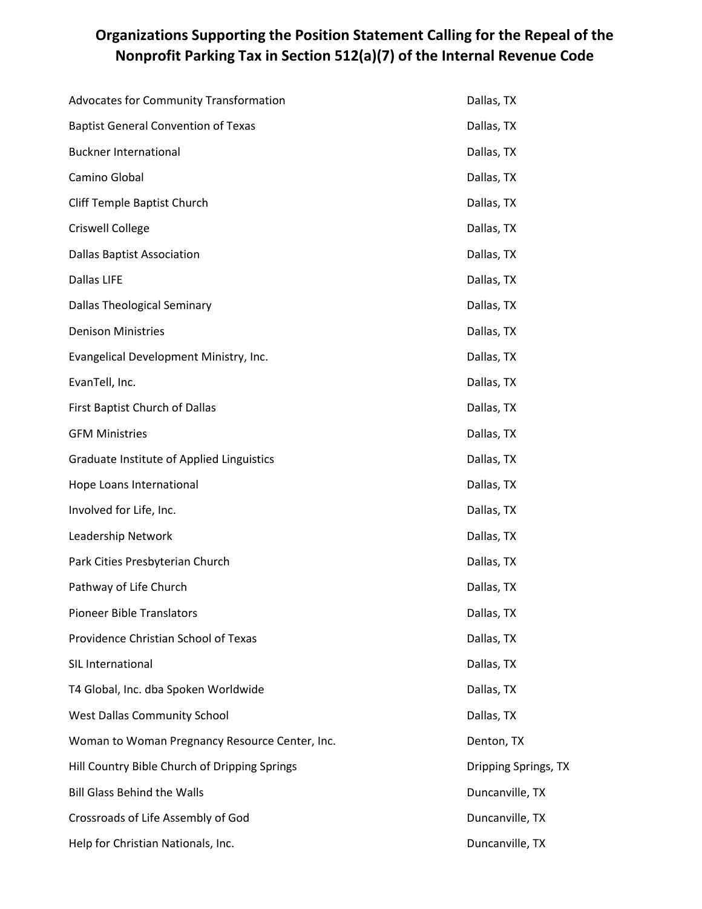# Organizations Supporting the Position Statement Calling for the Repeal of the Nonprofit Parking Tax in Section 512(a)(7) of the Internal Revenue Code

| | |
|---|---|
| Advocates for Community Transformation | Dallas, TX |
| Baptist General Convention of Texas | Dallas, TX |
| Buckner International | Dallas, TX |
| Camino Global | Dallas, TX |
| Cliff Temple Baptist Church | Dallas, TX |
| Criswell College | Dallas, TX |
| Dallas Baptist Association | Dallas, TX |
| Dallas LIFE | Dallas, TX |
| Dallas Theological Seminary | Dallas, TX |
| Denison Ministries | Dallas, TX |
| Evangelical Development Ministry, Inc. | Dallas, TX |
| EvanTell, Inc. | Dallas, TX |
| First Baptist Church of Dallas | Dallas, TX |
| GFM Ministries | Dallas, TX |
| Graduate Institute of Applied Linguistics | Dallas, TX |
| Hope Loans International | Dallas, TX |
| Involved for Life, Inc. | Dallas, TX |
| Leadership Network | Dallas, TX |
| Park Cities Presbyterian Church | Dallas, TX |
| Pathway of Life Church | Dallas, TX |
| Pioneer Bible Translators | Dallas, TX |
| Providence Christian School of Texas | Dallas, TX |
| SIL International | Dallas, TX |
| T4 Global, Inc. dba Spoken Worldwide | Dallas, TX |
| West Dallas Community School | Dallas, TX |
| Woman to Woman Pregnancy Resource Center, Inc. | Denton, TX |
| Hill Country Bible Church of Dripping Springs | Dripping Springs, TX |
| Bill Glass Behind the Walls | Duncanville, TX |
| Crossroads of Life Assembly of God | Duncanville, TX |
| Help for Christian Nationals, Inc. | Duncanville, TX |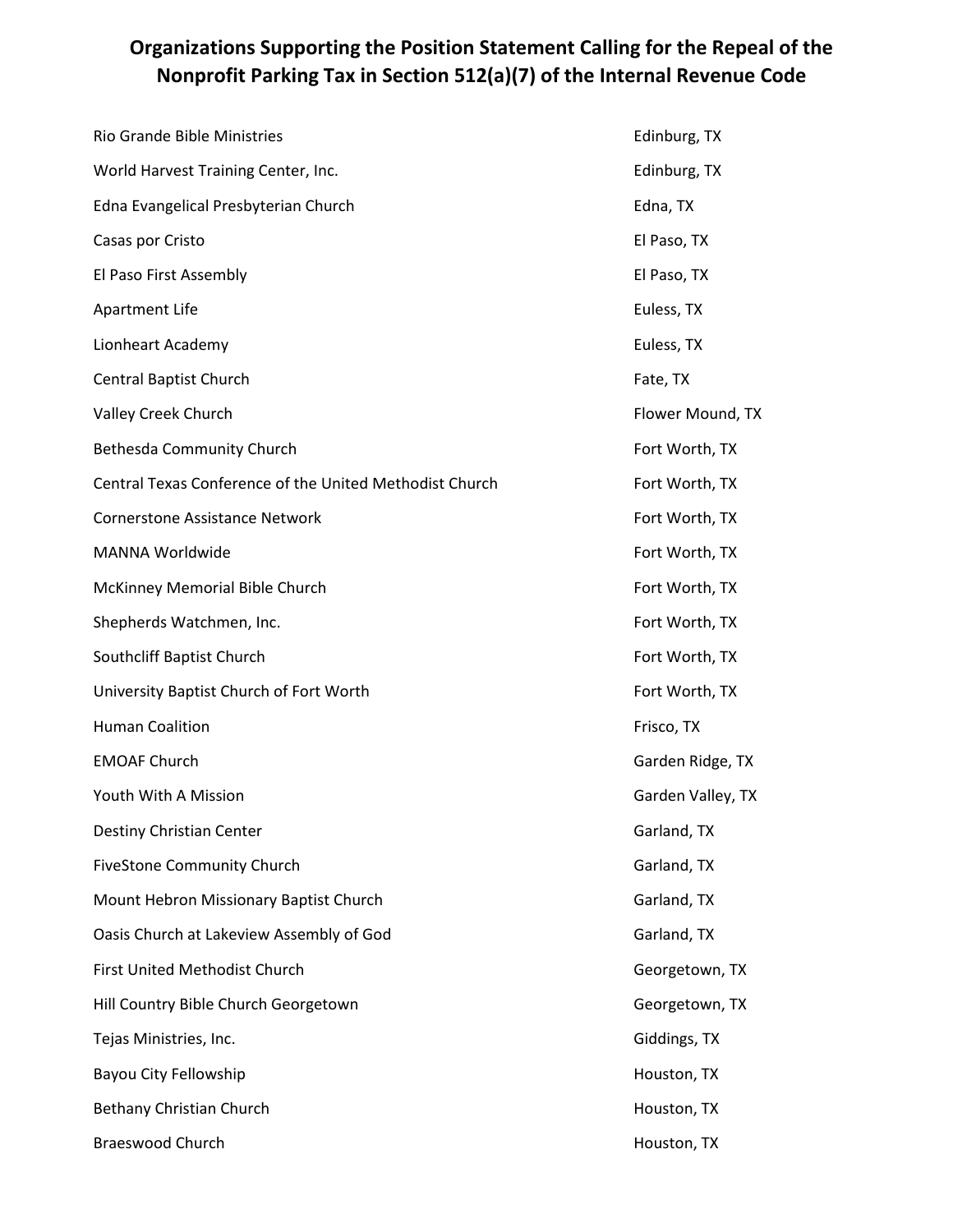# Organizations Supporting the Position Statement Calling for the Repeal of the Nonprofit Parking Tax in Section 512(a)(7) of the Internal Revenue Code

| | |
|---|---|
| Rio Grande Bible Ministries | Edinburg, TX |
| World Harvest Training Center, Inc. | Edinburg, TX |
| Edna Evangelical Presbyterian Church | Edna, TX |
| Casas por Cristo | El Paso, TX |
| El Paso First Assembly | El Paso, TX |
| Apartment Life | Euless, TX |
| Lionheart Academy | Euless, TX |
| Central Baptist Church | Fate, TX |
| Valley Creek Church | Flower Mound, TX |
| Bethesda Community Church | Fort Worth, TX |
| Central Texas Conference of the United Methodist Church | Fort Worth, TX |
| Cornerstone Assistance Network | Fort Worth, TX |
| MANNA Worldwide | Fort Worth, TX |
| McKinney Memorial Bible Church | Fort Worth, TX |
| Shepherds Watchmen, Inc. | Fort Worth, TX |
| Southcliff Baptist Church | Fort Worth, TX |
| University Baptist Church of Fort Worth | Fort Worth, TX |
| Human Coalition | Frisco, TX |
| EMOAF Church | Garden Ridge, TX |
| Youth With A Mission | Garden Valley, TX |
| Destiny Christian Center | Garland, TX |
| FiveStone Community Church | Garland, TX |
| Mount Hebron Missionary Baptist Church | Garland, TX |
| Oasis Church at Lakeview Assembly of God | Garland, TX |
| First United Methodist Church | Georgetown, TX |
| Hill Country Bible Church Georgetown | Georgetown, TX |
| Tejas Ministries, Inc. | Giddings, TX |
| Bayou City Fellowship | Houston, TX |
| Bethany Christian Church | Houston, TX |
| Braeswood Church | Houston, TX |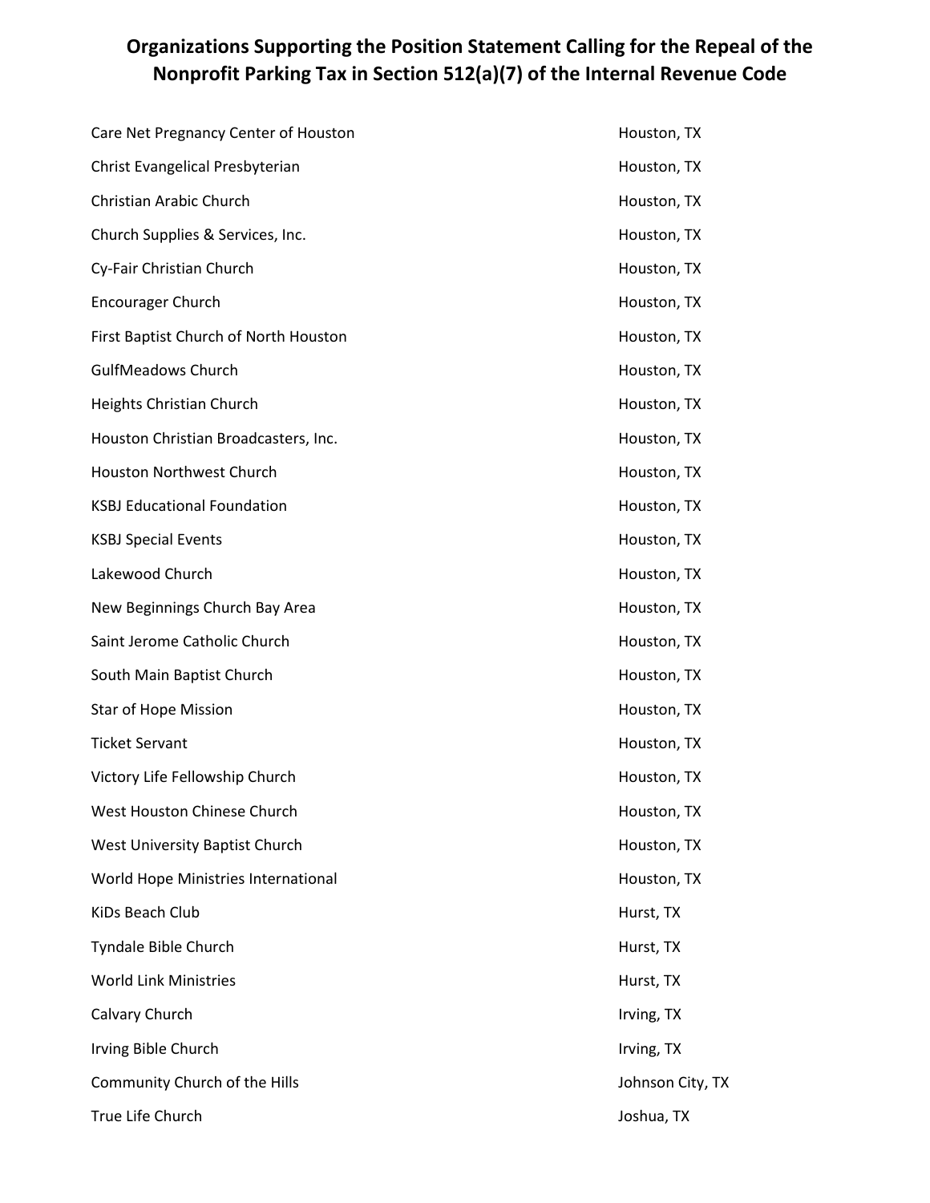# Organizations Supporting the Position Statement Calling for the Repeal of the Nonprofit Parking Tax in Section 512(a)(7) of the Internal Revenue Code

| | |
|---|---|
| Care Net Pregnancy Center of Houston | Houston, TX |
| Christ Evangelical Presbyterian | Houston, TX |
| Christian Arabic Church | Houston, TX |
| Church Supplies & Services, Inc. | Houston, TX |
| Cy-Fair Christian Church | Houston, TX |
| Encourager Church | Houston, TX |
| First Baptist Church of North Houston | Houston, TX |
| GulfMeadows Church | Houston, TX |
| Heights Christian Church | Houston, TX |
| Houston Christian Broadcasters, Inc. | Houston, TX |
| Houston Northwest Church | Houston, TX |
| KSBJ Educational Foundation | Houston, TX |
| KSBJ Special Events | Houston, TX |
| Lakewood Church | Houston, TX |
| New Beginnings Church Bay Area | Houston, TX |
| Saint Jerome Catholic Church | Houston, TX |
| South Main Baptist Church | Houston, TX |
| Star of Hope Mission | Houston, TX |
| Ticket Servant | Houston, TX |
| Victory Life Fellowship Church | Houston, TX |
| West Houston Chinese Church | Houston, TX |
| West University Baptist Church | Houston, TX |
| World Hope Ministries International | Houston, TX |
| KiDs Beach Club | Hurst, TX |
| Tyndale Bible Church | Hurst, TX |
| World Link Ministries | Hurst, TX |
| Calvary Church | Irving, TX |
| Irving Bible Church | Irving, TX |
| Community Church of the Hills | Johnson City, TX |
| True Life Church | Joshua, TX |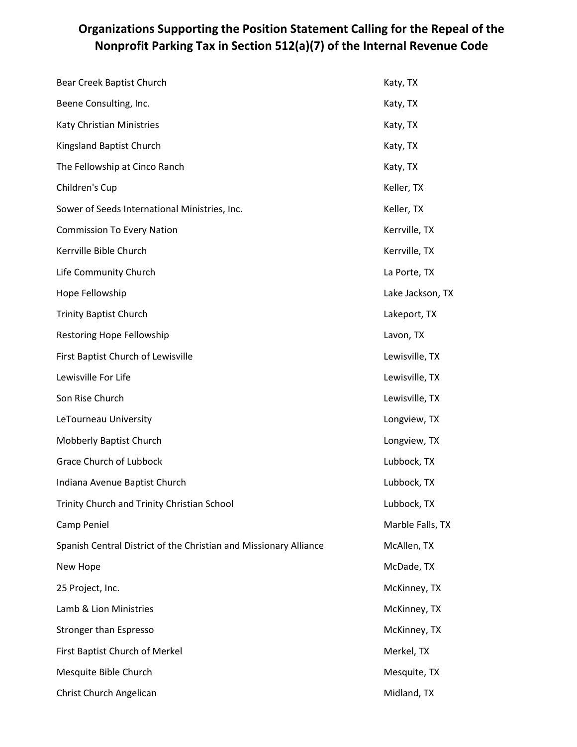# Organizations Supporting the Position Statement Calling for the Repeal of the Nonprofit Parking Tax in Section 512(a)(7) of the Internal Revenue Code

| | |
|---|---|
| Bear Creek Baptist Church | Katy, TX |
| Beene Consulting, Inc. | Katy, TX |
| Katy Christian Ministries | Katy, TX |
| Kingsland Baptist Church | Katy, TX |
| The Fellowship at Cinco Ranch | Katy, TX |
| Children's Cup | Keller, TX |
| Sower of Seeds International Ministries, Inc. | Keller, TX |
| Commission To Every Nation | Kerrville, TX |
| Kerrville Bible Church | Kerrville, TX |
| Life Community Church | La Porte, TX |
| Hope Fellowship | Lake Jackson, TX |
| Trinity Baptist Church | Lakeport, TX |
| Restoring Hope Fellowship | Lavon, TX |
| First Baptist Church of Lewisville | Lewisville, TX |
| Lewisville For Life | Lewisville, TX |
| Son Rise Church | Lewisville, TX |
| LeTourneau University | Longview, TX |
| Mobberly Baptist Church | Longview, TX |
| Grace Church of Lubbock | Lubbock, TX |
| Indiana Avenue Baptist Church | Lubbock, TX |
| Trinity Church and Trinity Christian School | Lubbock, TX |
| Camp Peniel | Marble Falls, TX |
| Spanish Central District of the Christian and Missionary Alliance | McAllen, TX |
| New Hope | McDade, TX |
| 25 Project, Inc. | McKinney, TX |
| Lamb & Lion Ministries | McKinney, TX |
| Stronger than Espresso | McKinney, TX |
| First Baptist Church of Merkel | Merkel, TX |
| Mesquite Bible Church | Mesquite, TX |
| Christ Church Angelican | Midland, TX |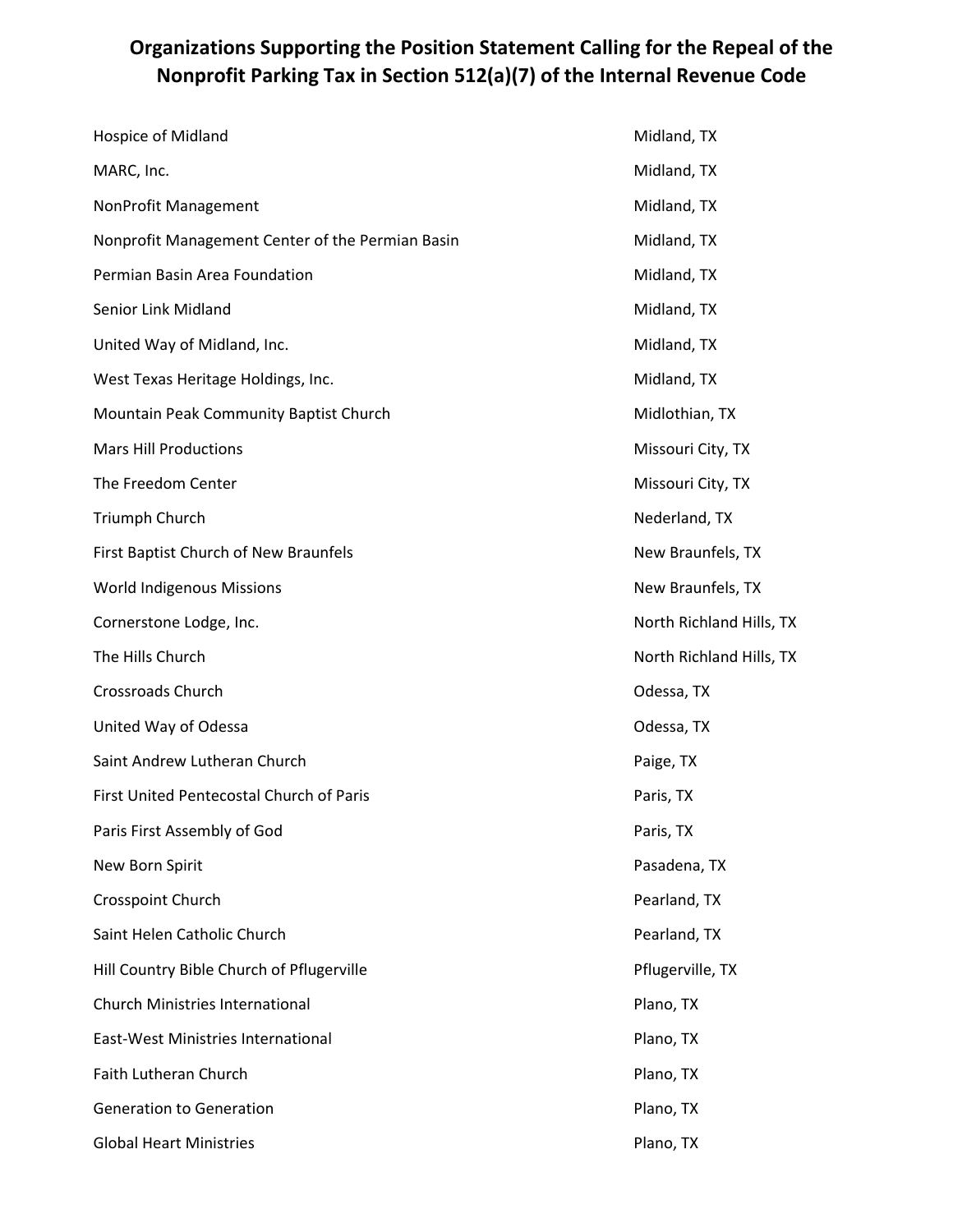## Organizations Supporting the Position Statement Calling for the Repeal of the Nonprofit Parking Tax in Section 512(a)(7) of the Internal Revenue Code

| | |
|---|---|
| Hospice of Midland | Midland, TX |
| MARC, Inc. | Midland, TX |
| NonProfit Management | Midland, TX |
| Nonprofit Management Center of the Permian Basin | Midland, TX |
| Permian Basin Area Foundation | Midland, TX |
| Senior Link Midland | Midland, TX |
| United Way of Midland, Inc. | Midland, TX |
| West Texas Heritage Holdings, Inc. | Midland, TX |
| Mountain Peak Community Baptist Church | Midlothian, TX |
| Mars Hill Productions | Missouri City, TX |
| The Freedom Center | Missouri City, TX |
| Triumph Church | Nederland, TX |
| First Baptist Church of New Braunfels | New Braunfels, TX |
| World Indigenous Missions | New Braunfels, TX |
| Cornerstone Lodge, Inc. | North Richland Hills, TX |
| The Hills Church | North Richland Hills, TX |
| Crossroads Church | Odessa, TX |
| United Way of Odessa | Odessa, TX |
| Saint Andrew Lutheran Church | Paige, TX |
| First United Pentecostal Church of Paris | Paris, TX |
| Paris First Assembly of God | Paris, TX |
| New Born Spirit | Pasadena, TX |
| Crosspoint Church | Pearland, TX |
| Saint Helen Catholic Church | Pearland, TX |
| Hill Country Bible Church of Pflugerville | Pflugerville, TX |
| Church Ministries International | Plano, TX |
| East-West Ministries International | Plano, TX |
| Faith Lutheran Church | Plano, TX |
| Generation to Generation | Plano, TX |
| Global Heart Ministries | Plano, TX |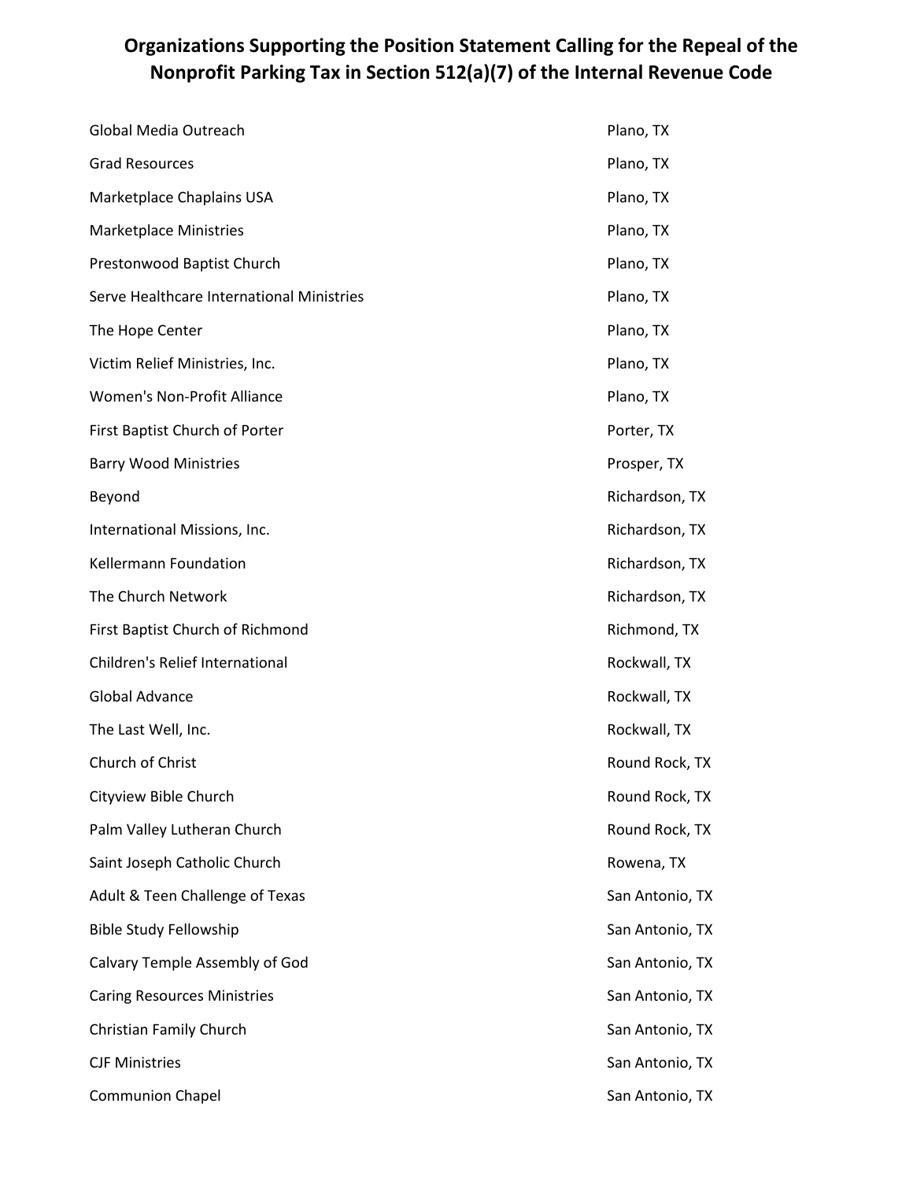# Organizations Supporting the Position Statement Calling for the Repeal of the Nonprofit Parking Tax in Section 512(a)(7) of the Internal Revenue Code

| | |
|---|---|
| Global Media Outreach | Plano, TX |
| Grad Resources | Plano, TX |
| Marketplace Chaplains USA | Plano, TX |
| Marketplace Ministries | Plano, TX |
| Prestonwood Baptist Church | Plano, TX |
| Serve Healthcare International Ministries | Plano, TX |
| The Hope Center | Plano, TX |
| Victim Relief Ministries, Inc. | Plano, TX |
| Women's Non-Profit Alliance | Plano, TX |
| First Baptist Church of Porter | Porter, TX |
| Barry Wood Ministries | Prosper, TX |
| Beyond | Richardson, TX |
| International Missions, Inc. | Richardson, TX |
| Kellermann Foundation | Richardson, TX |
| The Church Network | Richardson, TX |
| First Baptist Church of Richmond | Richmond, TX |
| Children's Relief International | Rockwall, TX |
| Global Advance | Rockwall, TX |
| The Last Well, Inc. | Rockwall, TX |
| Church of Christ | Round Rock, TX |
| Cityview Bible Church | Round Rock, TX |
| Palm Valley Lutheran Church | Round Rock, TX |
| Saint Joseph Catholic Church | Rowena, TX |
| Adult & Teen Challenge of Texas | San Antonio, TX |
| Bible Study Fellowship | San Antonio, TX |
| Calvary Temple Assembly of God | San Antonio, TX |
| Caring Resources Ministries | San Antonio, TX |
| Christian Family Church | San Antonio, TX |
| CJF Ministries | San Antonio, TX |
| Communion Chapel | San Antonio, TX |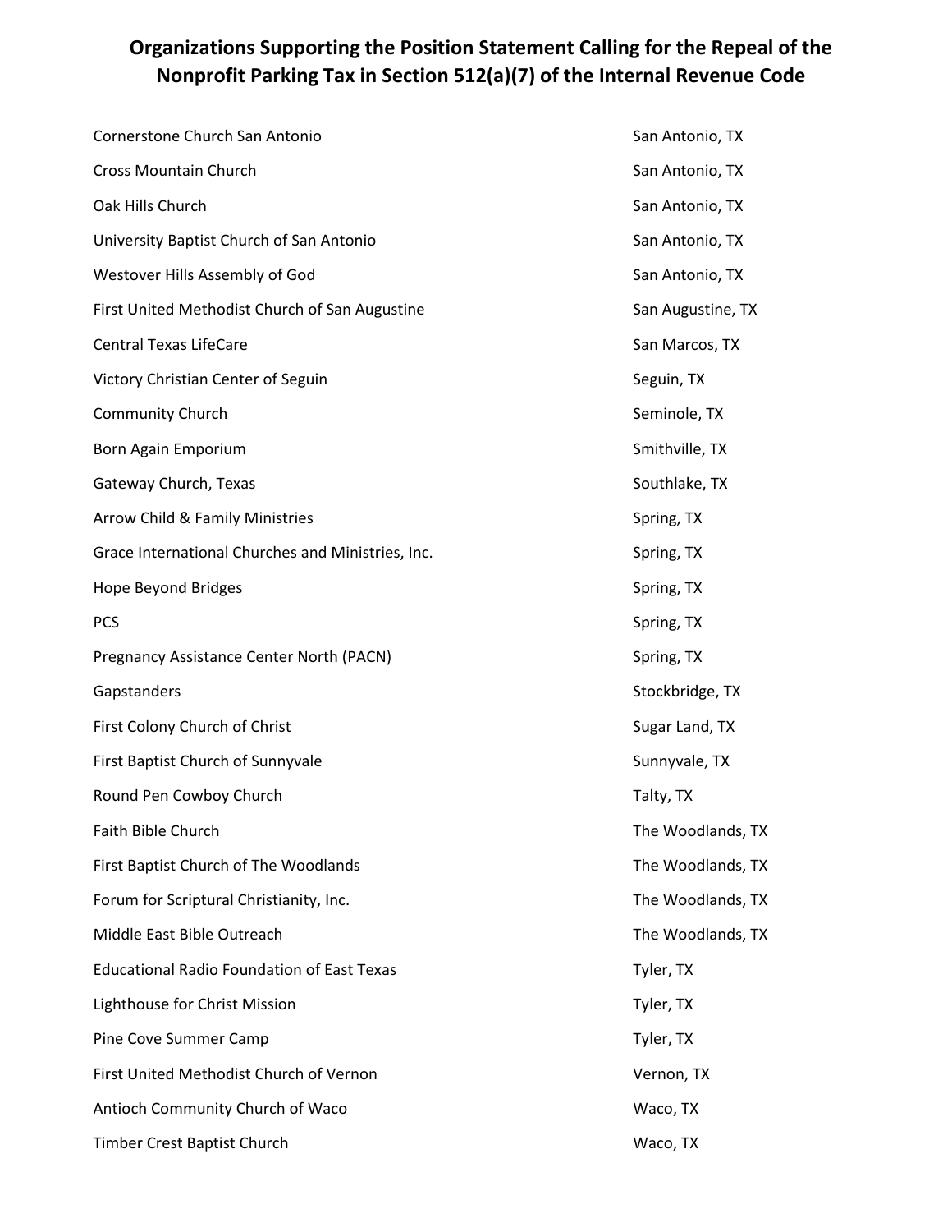# Organizations Supporting the Position Statement Calling for the Repeal of the Nonprofit Parking Tax in Section 512(a)(7) of the Internal Revenue Code

| | |
|---|---|
| Cornerstone Church San Antonio | San Antonio, TX |
| Cross Mountain Church | San Antonio, TX |
| Oak Hills Church | San Antonio, TX |
| University Baptist Church of San Antonio | San Antonio, TX |
| Westover Hills Assembly of God | San Antonio, TX |
| First United Methodist Church of San Augustine | San Augustine, TX |
| Central Texas LifeCare | San Marcos, TX |
| Victory Christian Center of Seguin | Seguin, TX |
| Community Church | Seminole, TX |
| Born Again Emporium | Smithville, TX |
| Gateway Church, Texas | Southlake, TX |
| Arrow Child & Family Ministries | Spring, TX |
| Grace International Churches and Ministries, Inc. | Spring, TX |
| Hope Beyond Bridges | Spring, TX |
| PCS | Spring, TX |
| Pregnancy Assistance Center North (PACN) | Spring, TX |
| Gapstanders | Stockbridge, TX |
| First Colony Church of Christ | Sugar Land, TX |
| First Baptist Church of Sunnyvale | Sunnyvale, TX |
| Round Pen Cowboy Church | Talty, TX |
| Faith Bible Church | The Woodlands, TX |
| First Baptist Church of The Woodlands | The Woodlands, TX |
| Forum for Scriptural Christianity, Inc. | The Woodlands, TX |
| Middle East Bible Outreach | The Woodlands, TX |
| Educational Radio Foundation of East Texas | Tyler, TX |
| Lighthouse for Christ Mission | Tyler, TX |
| Pine Cove Summer Camp | Tyler, TX |
| First United Methodist Church of Vernon | Vernon, TX |
| Antioch Community Church of Waco | Waco, TX |
| Timber Crest Baptist Church | Waco, TX |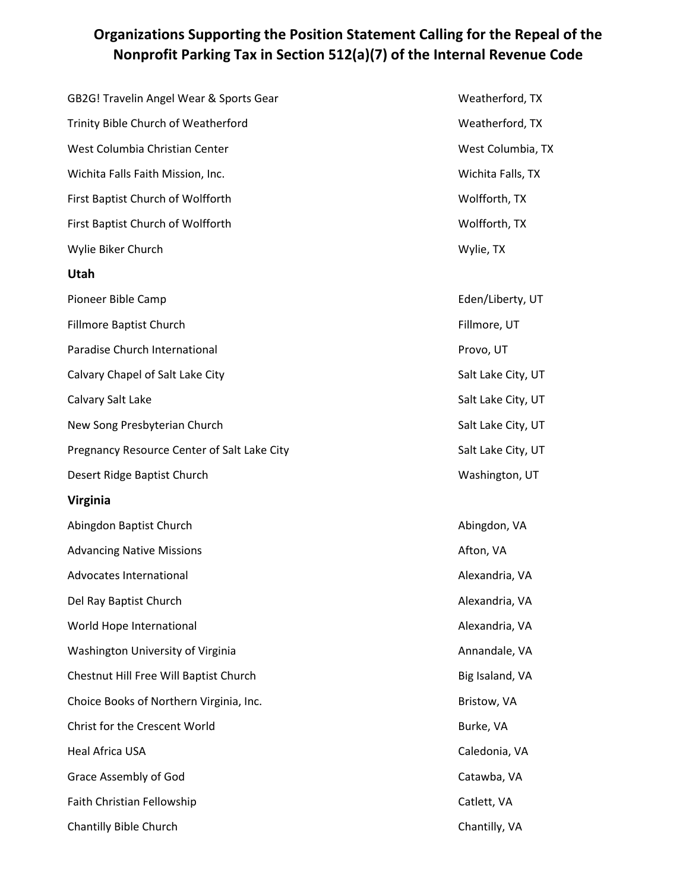# Organizations Supporting the Position Statement Calling for the Repeal of the Nonprofit Parking Tax in Section 512(a)(7) of the Internal Revenue Code

| | |
|---|---|
| GB2G! Travelin Angel Wear & Sports Gear | Weatherford, TX |
| Trinity Bible Church of Weatherford | Weatherford, TX |
| West Columbia Christian Center | West Columbia, TX |
| Wichita Falls Faith Mission, Inc. | Wichita Falls, TX |
| First Baptist Church of Wolfforth | Wolfforth, TX |
| First Baptist Church of Wolfforth | Wolfforth, TX |
| Wylie Biker Church | Wylie, TX |

**Utah**

| | |
|---|---|
| Pioneer Bible Camp | Eden/Liberty, UT |
| Fillmore Baptist Church | Fillmore, UT |
| Paradise Church International | Provo, UT |
| Calvary Chapel of Salt Lake City | Salt Lake City, UT |
| Calvary Salt Lake | Salt Lake City, UT |
| New Song Presbyterian Church | Salt Lake City, UT |
| Pregnancy Resource Center of Salt Lake City | Salt Lake City, UT |
| Desert Ridge Baptist Church | Washington, UT |

**Virginia**

| | |
|---|---|
| Abingdon Baptist Church | Abingdon, VA |
| Advancing Native Missions | Afton, VA |
| Advocates International | Alexandria, VA |
| Del Ray Baptist Church | Alexandria, VA |
| World Hope International | Alexandria, VA |
| Washington University of Virginia | Annandale, VA |
| Chestnut Hill Free Will Baptist Church | Big Isaland, VA |
| Choice Books of Northern Virginia, Inc. | Bristow, VA |
| Christ for the Crescent World | Burke, VA |
| Heal Africa USA | Caledonia, VA |
| Grace Assembly of God | Catawba, VA |
| Faith Christian Fellowship | Catlett, VA |
| Chantilly Bible Church | Chantilly, VA |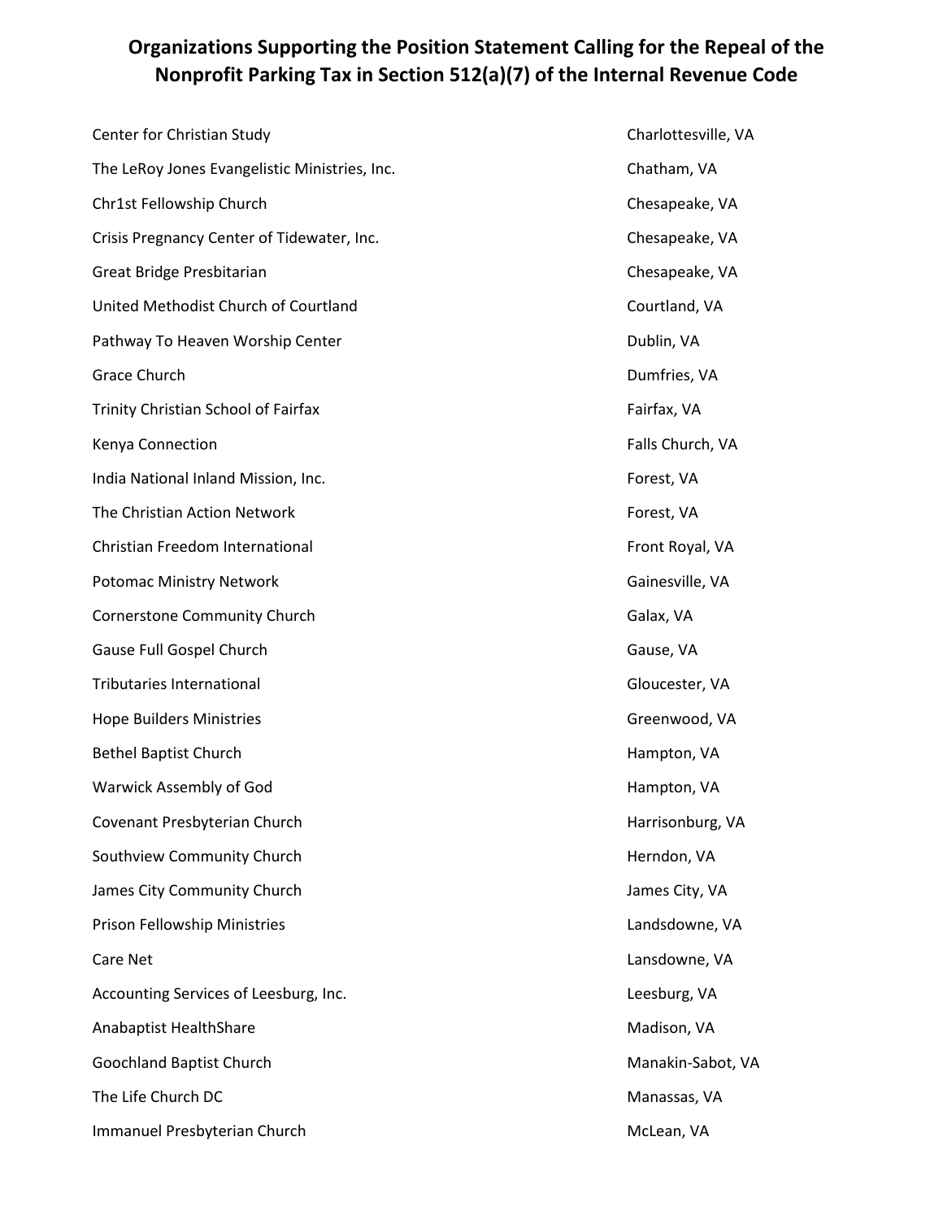# Organizations Supporting the Position Statement Calling for the Repeal of the Nonprofit Parking Tax in Section 512(a)(7) of the Internal Revenue Code

| | |
|---|---|
| Center for Christian Study | Charlottesville, VA |
| The LeRoy Jones Evangelistic Ministries, Inc. | Chatham, VA |
| Chr1st Fellowship Church | Chesapeake, VA |
| Crisis Pregnancy Center of Tidewater, Inc. | Chesapeake, VA |
| Great Bridge Presbitarian | Chesapeake, VA |
| United Methodist Church of Courtland | Courtland, VA |
| Pathway To Heaven Worship Center | Dublin, VA |
| Grace Church | Dumfries, VA |
| Trinity Christian School of Fairfax | Fairfax, VA |
| Kenya Connection | Falls Church, VA |
| India National Inland Mission, Inc. | Forest, VA |
| The Christian Action Network | Forest, VA |
| Christian Freedom International | Front Royal, VA |
| Potomac Ministry Network | Gainesville, VA |
| Cornerstone Community Church | Galax, VA |
| Gause Full Gospel Church | Gause, VA |
| Tributaries International | Gloucester, VA |
| Hope Builders Ministries | Greenwood, VA |
| Bethel Baptist Church | Hampton, VA |
| Warwick Assembly of God | Hampton, VA |
| Covenant Presbyterian Church | Harrisonburg, VA |
| Southview Community Church | Herndon, VA |
| James City Community Church | James City, VA |
| Prison Fellowship Ministries | Landsdowne, VA |
| Care Net | Lansdowne, VA |
| Accounting Services of Leesburg, Inc. | Leesburg, VA |
| Anabaptist HealthShare | Madison, VA |
| Goochland Baptist Church | Manakin-Sabot, VA |
| The Life Church DC | Manassas, VA |
| Immanuel Presbyterian Church | McLean, VA |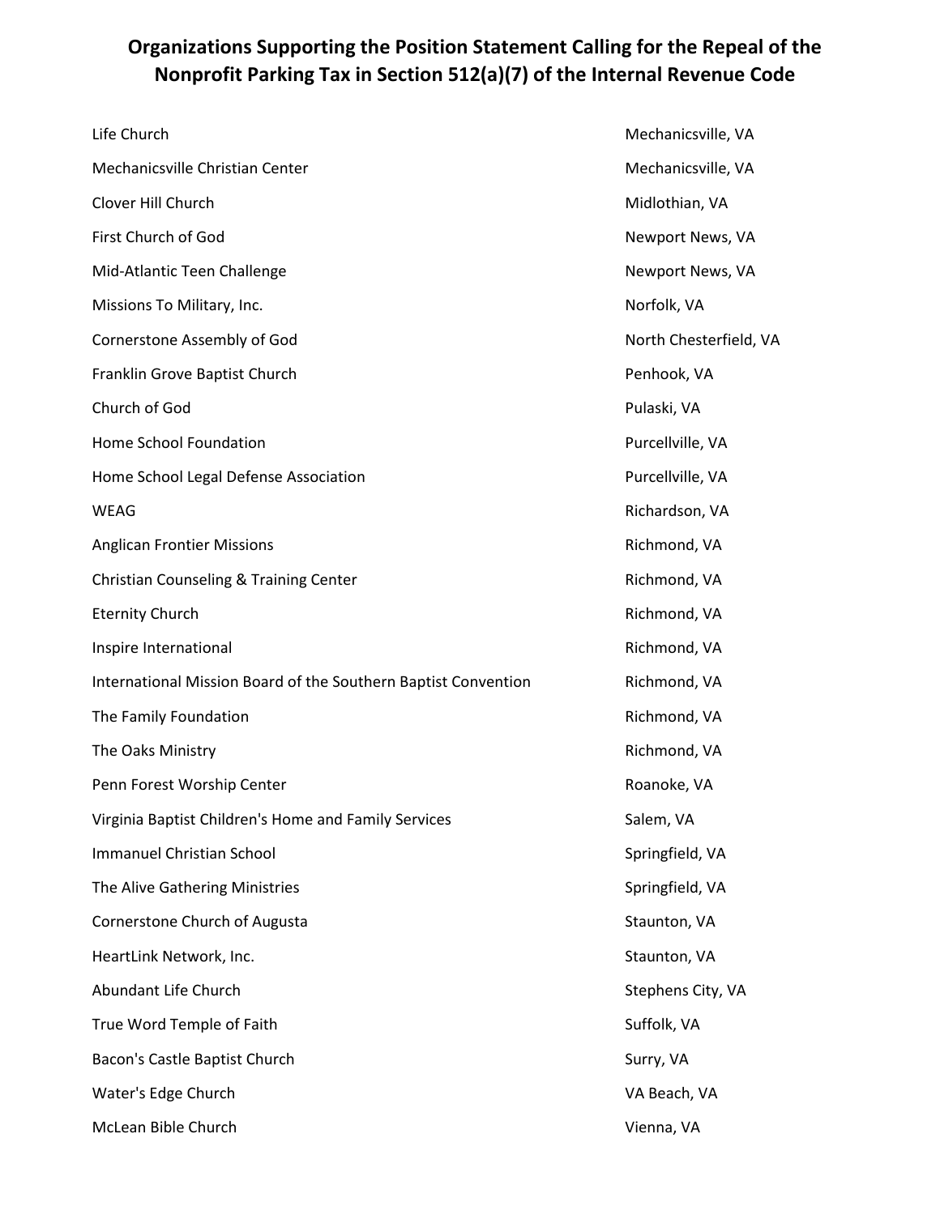# Organizations Supporting the Position Statement Calling for the Repeal of the Nonprofit Parking Tax in Section 512(a)(7) of the Internal Revenue Code

| | |
|---|---|
| Life Church | Mechanicsville, VA |
| Mechanicsville Christian Center | Mechanicsville, VA |
| Clover Hill Church | Midlothian, VA |
| First Church of God | Newport News, VA |
| Mid-Atlantic Teen Challenge | Newport News, VA |
| Missions To Military, Inc. | Norfolk, VA |
| Cornerstone Assembly of God | North Chesterfield, VA |
| Franklin Grove Baptist Church | Penhook, VA |
| Church of God | Pulaski, VA |
| Home School Foundation | Purcellville, VA |
| Home School Legal Defense Association | Purcellville, VA |
| WEAG | Richardson, VA |
| Anglican Frontier Missions | Richmond, VA |
| Christian Counseling & Training Center | Richmond, VA |
| Eternity Church | Richmond, VA |
| Inspire International | Richmond, VA |
| International Mission Board of the Southern Baptist Convention | Richmond, VA |
| The Family Foundation | Richmond, VA |
| The Oaks Ministry | Richmond, VA |
| Penn Forest Worship Center | Roanoke, VA |
| Virginia Baptist Children's Home and Family Services | Salem, VA |
| Immanuel Christian School | Springfield, VA |
| The Alive Gathering Ministries | Springfield, VA |
| Cornerstone Church of Augusta | Staunton, VA |
| HeartLink Network, Inc. | Staunton, VA |
| Abundant Life Church | Stephens City, VA |
| True Word Temple of Faith | Suffolk, VA |
| Bacon's Castle Baptist Church | Surry, VA |
| Water's Edge Church | VA Beach, VA |
| McLean Bible Church | Vienna, VA |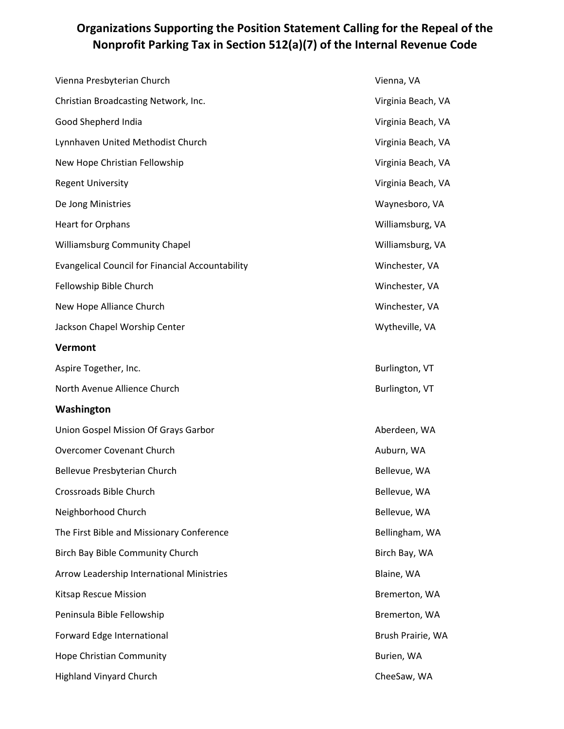# Organizations Supporting the Position Statement Calling for the Repeal of the Nonprofit Parking Tax in Section 512(a)(7) of the Internal Revenue Code

| | |
|---|---|
| Vienna Presbyterian Church | Vienna, VA |
| Christian Broadcasting Network, Inc. | Virginia Beach, VA |
| Good Shepherd India | Virginia Beach, VA |
| Lynnhaven United Methodist Church | Virginia Beach, VA |
| New Hope Christian Fellowship | Virginia Beach, VA |
| Regent University | Virginia Beach, VA |
| De Jong Ministries | Waynesboro, VA |
| Heart for Orphans | Williamsburg, VA |
| Williamsburg Community Chapel | Williamsburg, VA |
| Evangelical Council for Financial Accountability | Winchester, VA |
| Fellowship Bible Church | Winchester, VA |
| New Hope Alliance Church | Winchester, VA |
| Jackson Chapel Worship Center | Wytheville, VA |

**Vermont**

| | |
|---|---|
| Aspire Together, Inc. | Burlington, VT |
| North Avenue Allience Church | Burlington, VT |

**Washington**

| | |
|---|---|
| Union Gospel Mission Of Grays Garbor | Aberdeen, WA |
| Overcomer Covenant Church | Auburn, WA |
| Bellevue Presbyterian Church | Bellevue, WA |
| Crossroads Bible Church | Bellevue, WA |
| Neighborhood Church | Bellevue, WA |
| The First Bible and Missionary Conference | Bellingham, WA |
| Birch Bay Bible Community Church | Birch Bay, WA |
| Arrow Leadership International Ministries | Blaine, WA |
| Kitsap Rescue Mission | Bremerton, WA |
| Peninsula Bible Fellowship | Bremerton, WA |
| Forward Edge International | Brush Prairie, WA |
| Hope Christian Community | Burien, WA |
| Highland Vinyard Church | CheeSaw, WA |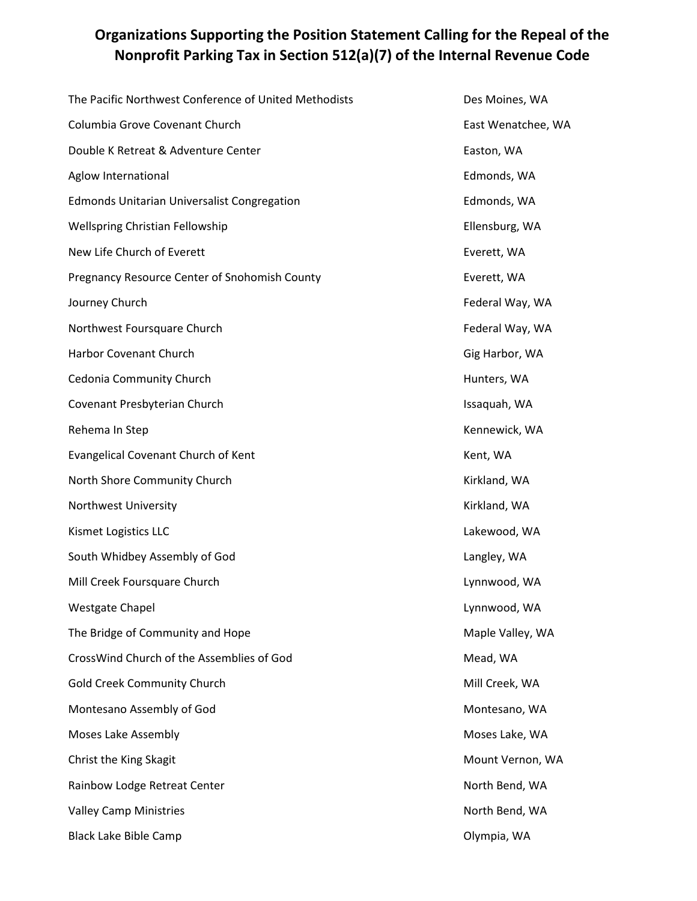# Organizations Supporting the Position Statement Calling for the Repeal of the Nonprofit Parking Tax in Section 512(a)(7) of the Internal Revenue Code

| | |
|---|---|
| The Pacific Northwest Conference of United Methodists | Des Moines, WA |
| Columbia Grove Covenant Church | East Wenatchee, WA |
| Double K Retreat & Adventure Center | Easton, WA |
| Aglow International | Edmonds, WA |
| Edmonds Unitarian Universalist Congregation | Edmonds, WA |
| Wellspring Christian Fellowship | Ellensburg, WA |
| New Life Church of Everett | Everett, WA |
| Pregnancy Resource Center of Snohomish County | Everett, WA |
| Journey Church | Federal Way, WA |
| Northwest Foursquare Church | Federal Way, WA |
| Harbor Covenant Church | Gig Harbor, WA |
| Cedonia Community Church | Hunters, WA |
| Covenant Presbyterian Church | Issaquah, WA |
| Rehema In Step | Kennewick, WA |
| Evangelical Covenant Church of Kent | Kent, WA |
| North Shore Community Church | Kirkland, WA |
| Northwest University | Kirkland, WA |
| Kismet Logistics LLC | Lakewood, WA |
| South Whidbey Assembly of God | Langley, WA |
| Mill Creek Foursquare Church | Lynnwood, WA |
| Westgate Chapel | Lynnwood, WA |
| The Bridge of Community and Hope | Maple Valley, WA |
| CrossWind Church of the Assemblies of God | Mead, WA |
| Gold Creek Community Church | Mill Creek, WA |
| Montesano Assembly of God | Montesano, WA |
| Moses Lake Assembly | Moses Lake, WA |
| Christ the King Skagit | Mount Vernon, WA |
| Rainbow Lodge Retreat Center | North Bend, WA |
| Valley Camp Ministries | North Bend, WA |
| Black Lake Bible Camp | Olympia, WA |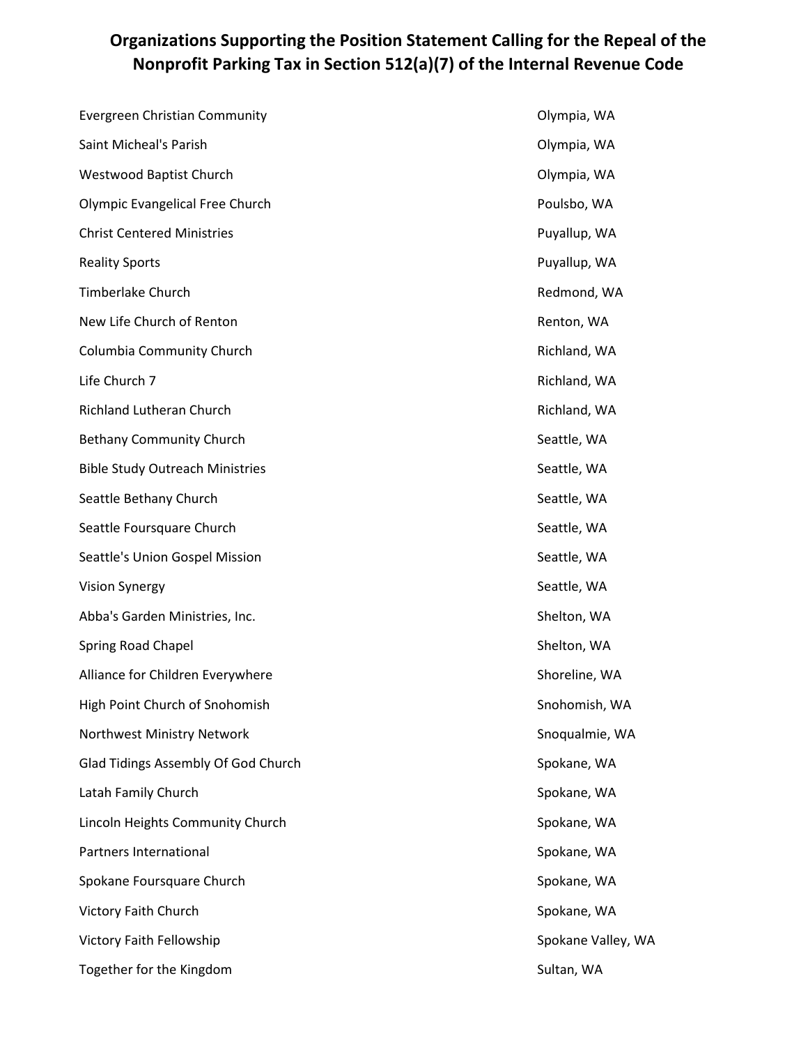## Organizations Supporting the Position Statement Calling for the Repeal of the Nonprofit Parking Tax in Section 512(a)(7) of the Internal Revenue Code

| | |
|---|---|
| Evergreen Christian Community | Olympia, WA |
| Saint Micheal's Parish | Olympia, WA |
| Westwood Baptist Church | Olympia, WA |
| Olympic Evangelical Free Church | Poulsbo, WA |
| Christ Centered Ministries | Puyallup, WA |
| Reality Sports | Puyallup, WA |
| Timberlake Church | Redmond, WA |
| New Life Church of Renton | Renton, WA |
| Columbia Community Church | Richland, WA |
| Life Church 7 | Richland, WA |
| Richland Lutheran Church | Richland, WA |
| Bethany Community Church | Seattle, WA |
| Bible Study Outreach Ministries | Seattle, WA |
| Seattle Bethany Church | Seattle, WA |
| Seattle Foursquare Church | Seattle, WA |
| Seattle's Union Gospel Mission | Seattle, WA |
| Vision Synergy | Seattle, WA |
| Abba's Garden Ministries, Inc. | Shelton, WA |
| Spring Road Chapel | Shelton, WA |
| Alliance for Children Everywhere | Shoreline, WA |
| High Point Church of Snohomish | Snohomish, WA |
| Northwest Ministry Network | Snoqualmie, WA |
| Glad Tidings Assembly Of God Church | Spokane, WA |
| Latah Family Church | Spokane, WA |
| Lincoln Heights Community Church | Spokane, WA |
| Partners International | Spokane, WA |
| Spokane Foursquare Church | Spokane, WA |
| Victory Faith Church | Spokane, WA |
| Victory Faith Fellowship | Spokane Valley, WA |
| Together for the Kingdom | Sultan, WA |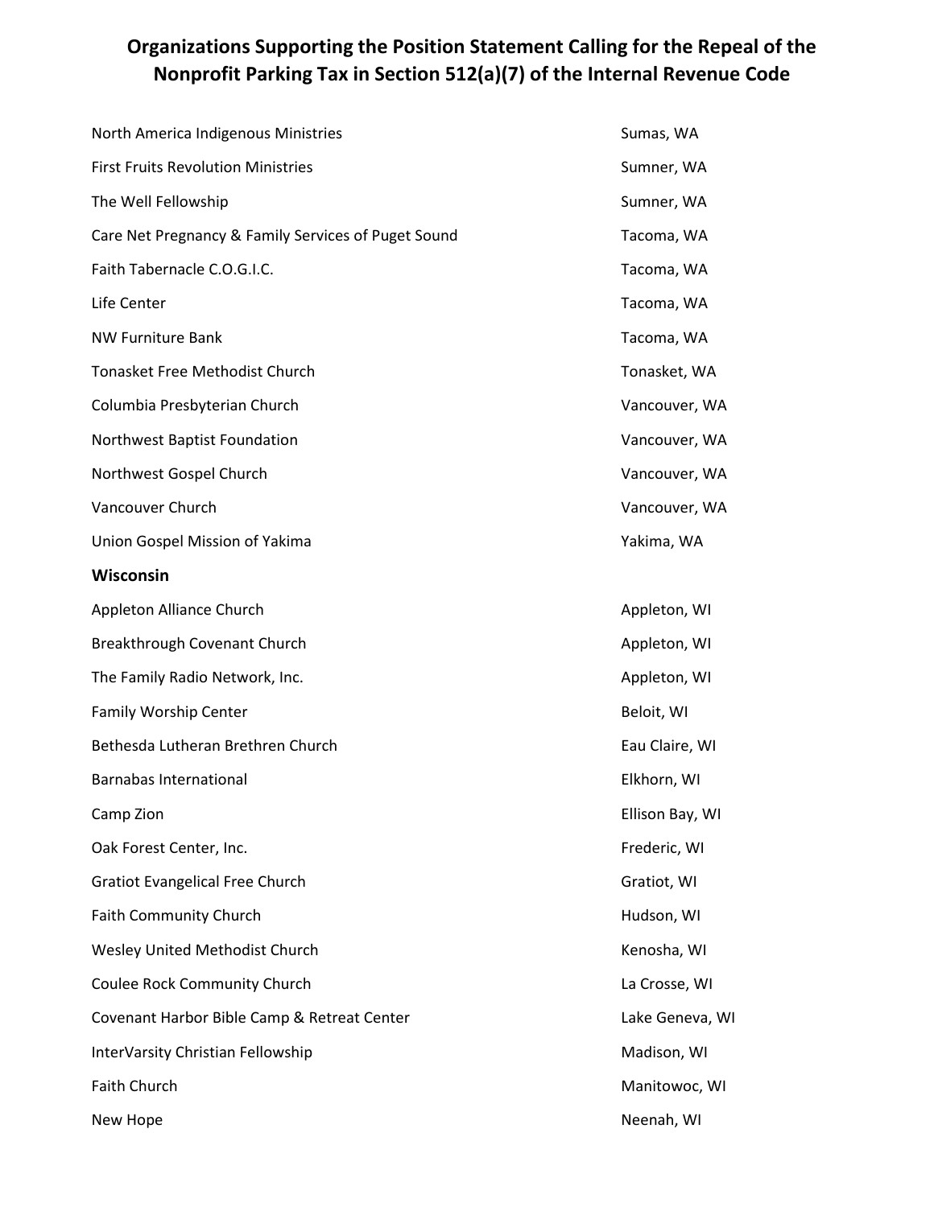# Organizations Supporting the Position Statement Calling for the Repeal of the Nonprofit Parking Tax in Section 512(a)(7) of the Internal Revenue Code

| | |
|---|---|
| North America Indigenous Ministries | Sumas, WA |
| First Fruits Revolution Ministries | Sumner, WA |
| The Well Fellowship | Sumner, WA |
| Care Net Pregnancy & Family Services of Puget Sound | Tacoma, WA |
| Faith Tabernacle C.O.G.I.C. | Tacoma, WA |
| Life Center | Tacoma, WA |
| NW Furniture Bank | Tacoma, WA |
| Tonasket Free Methodist Church | Tonasket, WA |
| Columbia Presbyterian Church | Vancouver, WA |
| Northwest Baptist Foundation | Vancouver, WA |
| Northwest Gospel Church | Vancouver, WA |
| Vancouver Church | Vancouver, WA |
| Union Gospel Mission of Yakima | Yakima, WA |

**Wisconsin**

| | |
|---|---|
| Appleton Alliance Church | Appleton, WI |
| Breakthrough Covenant Church | Appleton, WI |
| The Family Radio Network, Inc. | Appleton, WI |
| Family Worship Center | Beloit, WI |
| Bethesda Lutheran Brethren Church | Eau Claire, WI |
| Barnabas International | Elkhorn, WI |
| Camp Zion | Ellison Bay, WI |
| Oak Forest Center, Inc. | Frederic, WI |
| Gratiot Evangelical Free Church | Gratiot, WI |
| Faith Community Church | Hudson, WI |
| Wesley United Methodist Church | Kenosha, WI |
| Coulee Rock Community Church | La Crosse, WI |
| Covenant Harbor Bible Camp & Retreat Center | Lake Geneva, WI |
| InterVarsity Christian Fellowship | Madison, WI |
| Faith Church | Manitowoc, WI |
| New Hope | Neenah, WI |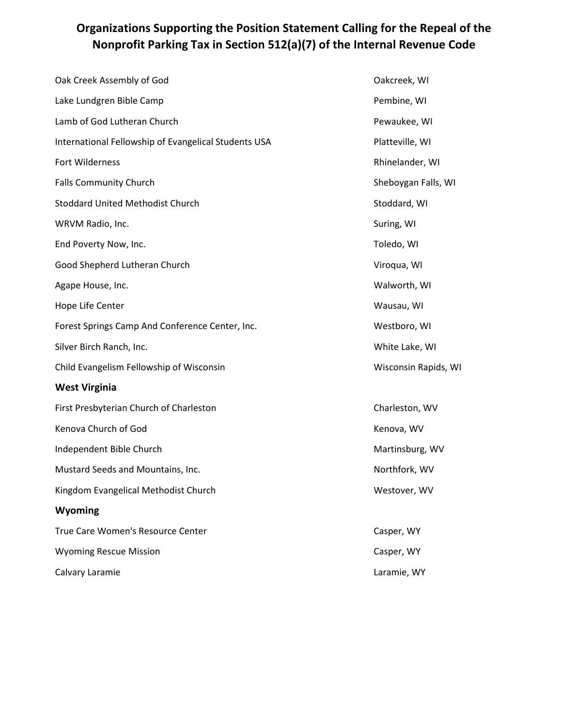# Organizations Supporting the Position Statement Calling for the Repeal of the Nonprofit Parking Tax in Section 512(a)(7) of the Internal Revenue Code

| | |
|---|---|
| Oak Creek Assembly of God | Oakcreek, WI |
| Lake Lundgren Bible Camp | Pembine, WI |
| Lamb of God Lutheran Church | Pewaukee, WI |
| International Fellowship of Evangelical Students USA | Platteville, WI |
| Fort Wilderness | Rhinelander, WI |
| Falls Community Church | Sheboygan Falls, WI |
| Stoddard United Methodist Church | Stoddard, WI |
| WRVM Radio, Inc. | Suring, WI |
| End Poverty Now, Inc. | Toledo, WI |
| Good Shepherd Lutheran Church | Viroqua, WI |
| Agape House, Inc. | Walworth, WI |
| Hope Life Center | Wausau, WI |
| Forest Springs Camp And Conference Center, Inc. | Westboro, WI |
| Silver Birch Ranch, Inc. | White Lake, WI |
| Child Evangelism Fellowship of Wisconsin | Wisconsin Rapids, WI |

**West Virginia**

| | |
|---|---|
| First Presbyterian Church of Charleston | Charleston, WV |
| Kenova Church of God | Kenova, WV |
| Independent Bible Church | Martinsburg, WV |
| Mustard Seeds and Mountains, Inc. | Northfork, WV |
| Kingdom Evangelical Methodist Church | Westover, WV |

**Wyoming**

| | |
|---|---|
| True Care Women's Resource Center | Casper, WY |
| Wyoming Rescue Mission | Casper, WY |
| Calvary Laramie | Laramie, WY |